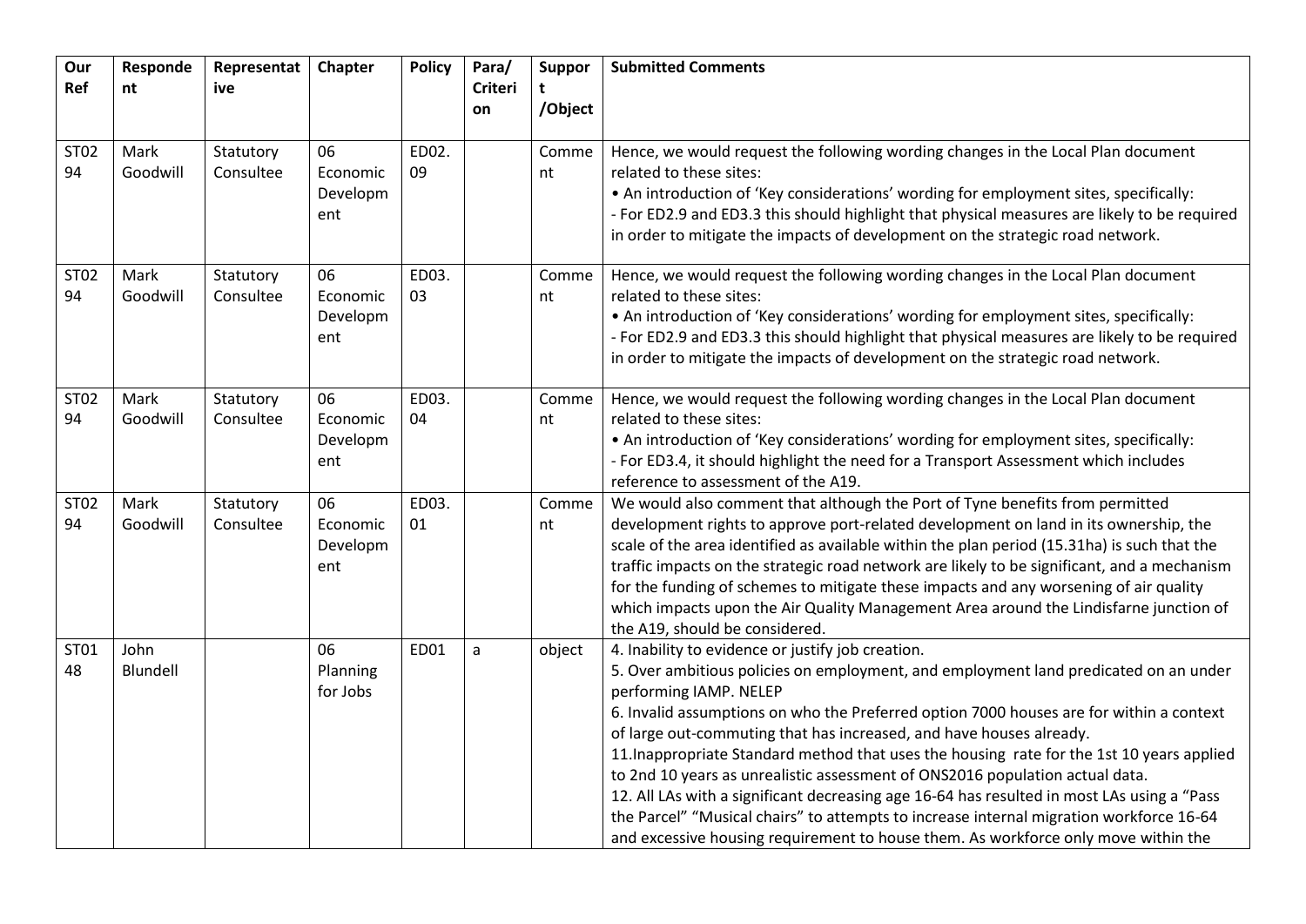| Our Ref | Respondent | Representative | Chapter | Policy | Para/ Criterion | Support /Object | Submitted Comments |
|---|---|---|---|---|---|---|---|
| ST0294 | Mark Goodwill | Statutory Consultee | 06 Economic Development | ED02.09 | | Comment | Hence, we would request the following wording changes in the Local Plan document related to these sites:<br>• An introduction of 'Key considerations' wording for employment sites, specifically:<br>- For ED2.9 and ED3.3 this should highlight that physical measures are likely to be required in order to mitigate the impacts of development on the strategic road network. |
| ST0294 | Mark Goodwill | Statutory Consultee | 06 Economic Development | ED03.03 | | Comment | Hence, we would request the following wording changes in the Local Plan document related to these sites:<br>• An introduction of 'Key considerations' wording for employment sites, specifically:<br>- For ED2.9 and ED3.3 this should highlight that physical measures are likely to be required in order to mitigate the impacts of development on the strategic road network. |
| ST0294 | Mark Goodwill | Statutory Consultee | 06 Economic Development | ED03.04 | | Comment | Hence, we would request the following wording changes in the Local Plan document related to these sites:<br>• An introduction of 'Key considerations' wording for employment sites, specifically:<br>- For ED3.4, it should highlight the need for a Transport Assessment which includes reference to assessment of the A19. |
| ST0294 | Mark Goodwill | Statutory Consultee | 06 Economic Development | ED03.01 | | Comment | We would also comment that although the Port of Tyne benefits from permitted development rights to approve port-related development on land in its ownership, the scale of the area identified as available within the plan period (15.31ha) is such that the traffic impacts on the strategic road network are likely to be significant, and a mechanism for the funding of schemes to mitigate these impacts and any worsening of air quality which impacts upon the Air Quality Management Area around the Lindisfarne junction of the A19, should be considered. |
| ST0148 | John Blundell | | 06 Planning for Jobs | ED01 | a | object | 4. Inability to evidence or justify job creation.<br>5. Over ambitious policies on employment, and employment land predicated on an under performing IAMP. NELEP<br>6. Invalid assumptions on who the Preferred option 7000 houses are for within a context of large out-commuting that has increased, and have houses already.<br>11.Inappropriate Standard method that uses the housing rate for the 1st 10 years applied to 2nd 10 years as unrealistic assessment of ONS2016 population actual data.<br>12. All LAs with a significant decreasing age 16-64 has resulted in most LAs using a "Pass the Parcel" "Musical chairs" to attempts to increase internal migration workforce 16-64 and excessive housing requirement to house them. As workforce only move within the |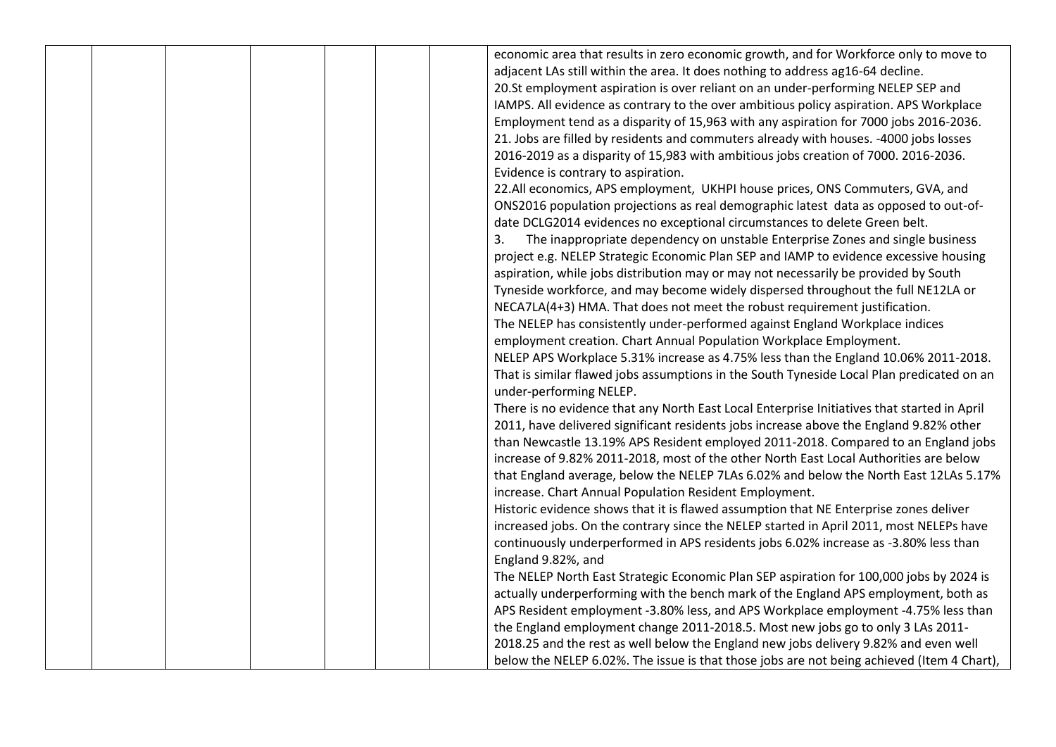| | | | | | | | |
|---|---|---|---|---|---|---|---|
| | | | | | | | economic area that results in zero economic growth, and for Workforce only to move to adjacent LAs still within the area. It does nothing to address ag16-64 decline.<br>20.St employment aspiration is over reliant on an under-performing NELEP SEP and IAMPS. All evidence as contrary to the over ambitious policy aspiration. APS Workplace Employment tend as a disparity of 15,963 with any aspiration for 7000 jobs 2016-2036.<br>21. Jobs are filled by residents and commuters already with houses. -4000 jobs losses 2016-2019 as a disparity of 15,983 with ambitious jobs creation of 7000. 2016-2036. Evidence is contrary to aspiration.<br>22.All economics, APS employment, UKHPI house prices, ONS Commuters, GVA, and ONS2016 population projections as real demographic latest data as opposed to out-of-date DCLG2014 evidences no exceptional circumstances to delete Green belt.<br>3. The inappropriate dependency on unstable Enterprise Zones and single business project e.g. NELEP Strategic Economic Plan SEP and IAMP to evidence excessive housing aspiration, while jobs distribution may or may not necessarily be provided by South Tyneside workforce, and may become widely dispersed throughout the full NE12LA or NECA7LA(4+3) HMA. That does not meet the robust requirement justification.<br>The NELEP has consistently under-performed against England Workplace indices employment creation. Chart Annual Population Workplace Employment.<br>NELEP APS Workplace 5.31% increase as 4.75% less than the England 10.06% 2011-2018. That is similar flawed jobs assumptions in the South Tyneside Local Plan predicated on an under-performing NELEP.<br>There is no evidence that any North East Local Enterprise Initiatives that started in April 2011, have delivered significant residents jobs increase above the England 9.82% other than Newcastle 13.19% APS Resident employed 2011-2018. Compared to an England jobs increase of 9.82% 2011-2018, most of the other North East Local Authorities are below that England average, below the NELEP 7LAs 6.02% and below the North East 12LAs 5.17% increase. Chart Annual Population Resident Employment.<br>Historic evidence shows that it is flawed assumption that NE Enterprise zones deliver increased jobs. On the contrary since the NELEP started in April 2011, most NELEPs have continuously underperformed in APS residents jobs 6.02% increase as -3.80% less than England 9.82%, and<br>The NELEP North East Strategic Economic Plan SEP aspiration for 100,000 jobs by 2024 is actually underperforming with the bench mark of the England APS employment, both as APS Resident employment -3.80% less, and APS Workplace employment -4.75% less than the England employment change 2011-2018.5. Most new jobs go to only 3 LAs 2011-2018.25 and the rest as well below the England new jobs delivery 9.82% and even well below the NELEP 6.02%. The issue is that those jobs are not being achieved (Item 4 Chart), |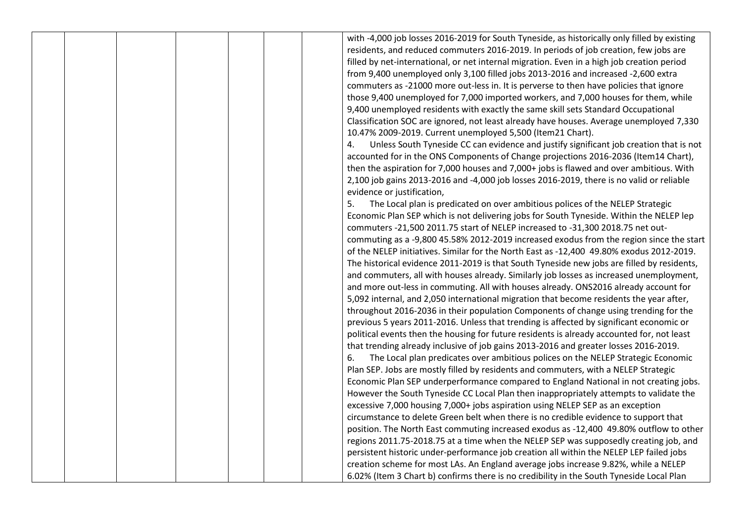| | | | | | | | |
|---|---|---|---|---|---|---|---|
| | | | | | | | with -4,000 job losses 2016-2019 for South Tyneside, as historically only filled by existing residents, and reduced commuters 2016-2019. In periods of job creation, few jobs are filled by net-international, or net internal migration. Even in a high job creation period from 9,400 unemployed only 3,100 filled jobs 2013-2016 and increased -2,600 extra commuters as -21000 more out-less in. It is perverse to then have policies that ignore those 9,400 unemployed for 7,000 imported workers, and 7,000 houses for them, while 9,400 unemployed residents with exactly the same skill sets Standard Occupational Classification SOC are ignored, not least already have houses. Average unemployed 7,330 10.47% 2009-2019. Current unemployed 5,500 (Item21 Chart).<br>4. Unless South Tyneside CC can evidence and justify significant job creation that is not accounted for in the ONS Components of Change projections 2016-2036 (Item14 Chart), then the aspiration for 7,000 houses and 7,000+ jobs is flawed and over ambitious. With 2,100 job gains 2013-2016 and -4,000 job losses 2016-2019, there is no valid or reliable evidence or justification,<br>5. The Local plan is predicated on over ambitious polices of the NELEP Strategic Economic Plan SEP which is not delivering jobs for South Tyneside. Within the NELEP lep commuters -21,500 2011.75 start of NELEP increased to -31,300 2018.75 net out-commuting as a -9,800 45.58% 2012-2019 increased exodus from the region since the start of the NELEP initiatives. Similar for the North East as -12,400 49.80% exodus 2012-2019. The historical evidence 2011-2019 is that South Tyneside new jobs are filled by residents, and commuters, all with houses already. Similarly job losses as increased unemployment, and more out-less in commuting. All with houses already. ONS2016 already account for 5,092 internal, and 2,050 international migration that become residents the year after, throughout 2016-2036 in their population Components of change using trending for the previous 5 years 2011-2016. Unless that trending is affected by significant economic or political events then the housing for future residents is already accounted for, not least that trending already inclusive of job gains 2013-2016 and greater losses 2016-2019.<br>6. The Local plan predicates over ambitious polices on the NELEP Strategic Economic Plan SEP. Jobs are mostly filled by residents and commuters, with a NELEP Strategic Economic Plan SEP underperformance compared to England National in not creating jobs. However the South Tyneside CC Local Plan then inappropriately attempts to validate the excessive 7,000 housing 7,000+ jobs aspiration using NELEP SEP as an exception circumstance to delete Green belt when there is no credible evidence to support that position. The North East commuting increased exodus as -12,400 49.80% outflow to other regions 2011.75-2018.75 at a time when the NELEP SEP was supposedly creating job, and persistent historic under-performance job creation all within the NELEP LEP failed jobs creation scheme for most LAs. An England average jobs increase 9.82%, while a NELEP 6.02% (Item 3 Chart b) confirms there is no credibility in the South Tyneside Local Plan |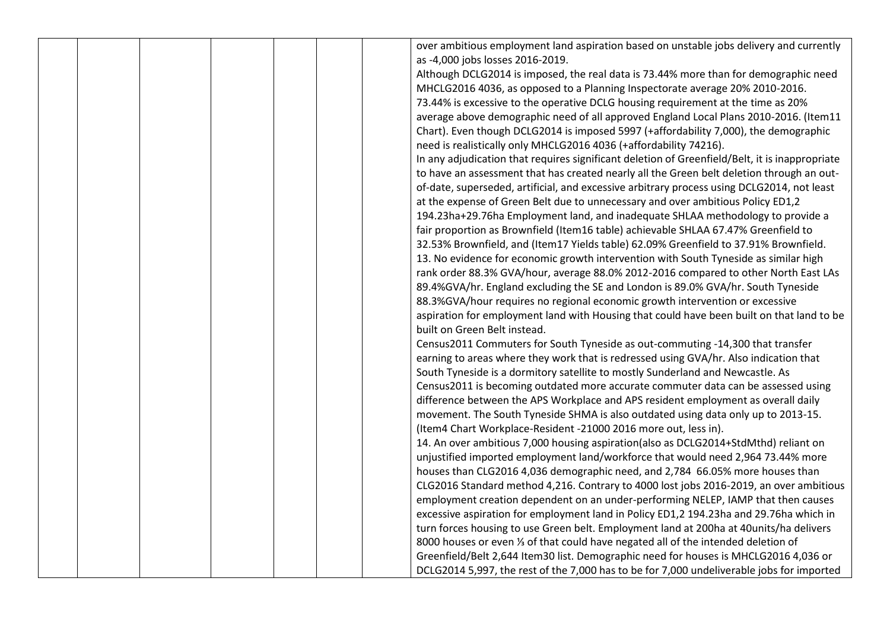|  |  |  |  |  |  |  | over ambitious employment land aspiration based on unstable jobs delivery and currently as -4,000 jobs losses 2016-2019.<br>Although DCLG2014 is imposed, the real data is 73.44% more than for demographic need MHCLG2016 4036, as opposed to a Planning Inspectorate average 20% 2010-2016. 73.44% is excessive to the operative DCLG housing requirement at the time as 20% average above demographic need of all approved England Local Plans 2010-2016. (Item11 Chart). Even though DCLG2014 is imposed 5997 (+affordability 7,000), the demographic need is realistically only MHCLG2016 4036 (+affordability 74216).<br>In any adjudication that requires significant deletion of Greenfield/Belt, it is inappropriate to have an assessment that has created nearly all the Green belt deletion through an out-of-date, superseded, artificial, and excessive arbitrary process using DCLG2014, not least at the expense of Green Belt due to unnecessary and over ambitious Policy ED1,2 194.23ha+29.76ha Employment land, and inadequate SHLAA methodology to provide a fair proportion as Brownfield (Item16 table) achievable SHLAA 67.47% Greenfield to 32.53% Brownfield, and (Item17 Yields table) 62.09% Greenfield to 37.91% Brownfield.<br>13. No evidence for economic growth intervention with South Tyneside as similar high rank order 88.3% GVA/hour, average 88.0% 2012-2016 compared to other North East LAs 89.4%GVA/hr. England excluding the SE and London is 89.0% GVA/hr. South Tyneside 88.3%GVA/hour requires no regional economic growth intervention or excessive aspiration for employment land with Housing that could have been built on that land to be built on Green Belt instead.<br>Census2011 Commuters for South Tyneside as out-commuting -14,300 that transfer earning to areas where they work that is redressed using GVA/hr. Also indication that South Tyneside is a dormitory satellite to mostly Sunderland and Newcastle. As Census2011 is becoming outdated more accurate commuter data can be assessed using difference between the APS Workplace and APS resident employment as overall daily movement. The South Tyneside SHMA is also outdated using data only up to 2013-15. (Item4 Chart Workplace-Resident -21000 2016 more out, less in).<br>14. An over ambitious 7,000 housing aspiration(also as DCLG2014+StdMthd) reliant on unjustified imported employment land/workforce that would need 2,964 73.44% more houses than CLG2016 4,036 demographic need, and 2,784 66.05% more houses than CLG2016 Standard method 4,216. Contrary to 4000 lost jobs 2016-2019, an over ambitious employment creation dependent on an under-performing NELEP, IAMP that then causes excessive aspiration for employment land in Policy ED1,2 194.23ha and 29.76ha which in turn forces housing to use Green belt. Employment land at 200ha at 40units/ha delivers 8000 houses or even ⅓ of that could have negated all of the intended deletion of Greenfield/Belt 2,644 Item30 list. Demographic need for houses is MHCLG2016 4,036 or DCLG2014 5,997, the rest of the 7,000 has to be for 7,000 undeliverable jobs for imported |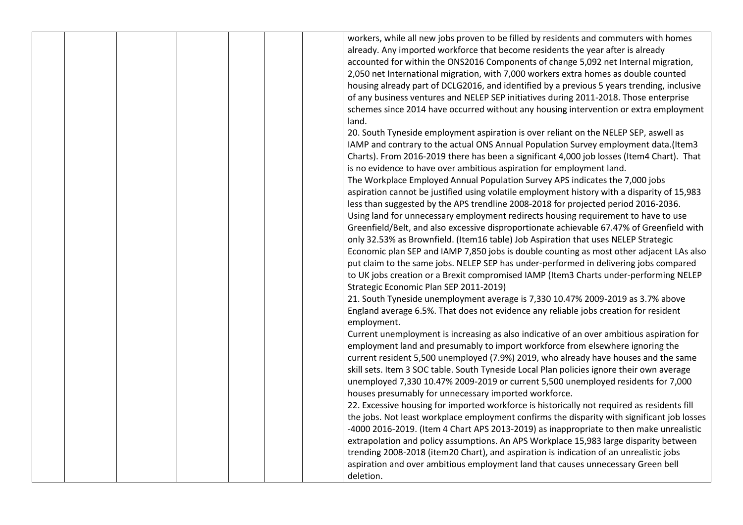| | | | | | | | |
|---|---|---|---|---|---|---|---|
| | | | | | | | workers, while all new jobs proven to be filled by residents and commuters with homes already. Any imported workforce that become residents the year after is already accounted for within the ONS2016 Components of change 5,092 net Internal migration, 2,050 net International migration, with 7,000 workers extra homes as double counted housing already part of DCLG2016, and identified by a previous 5 years trending, inclusive of any business ventures and NELEP SEP initiatives during 2011-2018. Those enterprise schemes since 2014 have occurred without any housing intervention or extra employment land.<br>20. South Tyneside employment aspiration is over reliant on the NELEP SEP, aswell as IAMP and contrary to the actual ONS Annual Population Survey employment data.(Item3 Charts). From 2016-2019 there has been a significant 4,000 job losses (Item4 Chart). That is no evidence to have over ambitious aspiration for employment land.<br>The Workplace Employed Annual Population Survey APS indicates the 7,000 jobs aspiration cannot be justified using volatile employment history with a disparity of 15,983 less than suggested by the APS trendline 2008-2018 for projected period 2016-2036. Using land for unnecessary employment redirects housing requirement to have to use Greenfield/Belt, and also excessive disproportionate achievable 67.47% of Greenfield with only 32.53% as Brownfield. (Item16 table) Job Aspiration that uses NELEP Strategic Economic plan SEP and IAMP 7,850 jobs is double counting as most other adjacent LAs also put claim to the same jobs. NELEP SEP has under-performed in delivering jobs compared to UK jobs creation or a Brexit compromised IAMP (Item3 Charts under-performing NELEP Strategic Economic Plan SEP 2011-2019)<br>21. South Tyneside unemployment average is 7,330 10.47% 2009-2019 as 3.7% above England average 6.5%. That does not evidence any reliable jobs creation for resident employment.<br>Current unemployment is increasing as also indicative of an over ambitious aspiration for employment land and presumably to import workforce from elsewhere ignoring the current resident 5,500 unemployed (7.9%) 2019, who already have houses and the same skill sets. Item 3 SOC table. South Tyneside Local Plan policies ignore their own average unemployed 7,330 10.47% 2009-2019 or current 5,500 unemployed residents for 7,000 houses presumably for unnecessary imported workforce.<br>22. Excessive housing for imported workforce is historically not required as residents fill the jobs. Not least workplace employment confirms the disparity with significant job losses -4000 2016-2019. (Item 4 Chart APS 2013-2019) as inappropriate to then make unrealistic extrapolation and policy assumptions. An APS Workplace 15,983 large disparity between trending 2008-2018 (item20 Chart), and aspiration is indication of an unrealistic jobs aspiration and over ambitious employment land that causes unnecessary Green bell deletion. |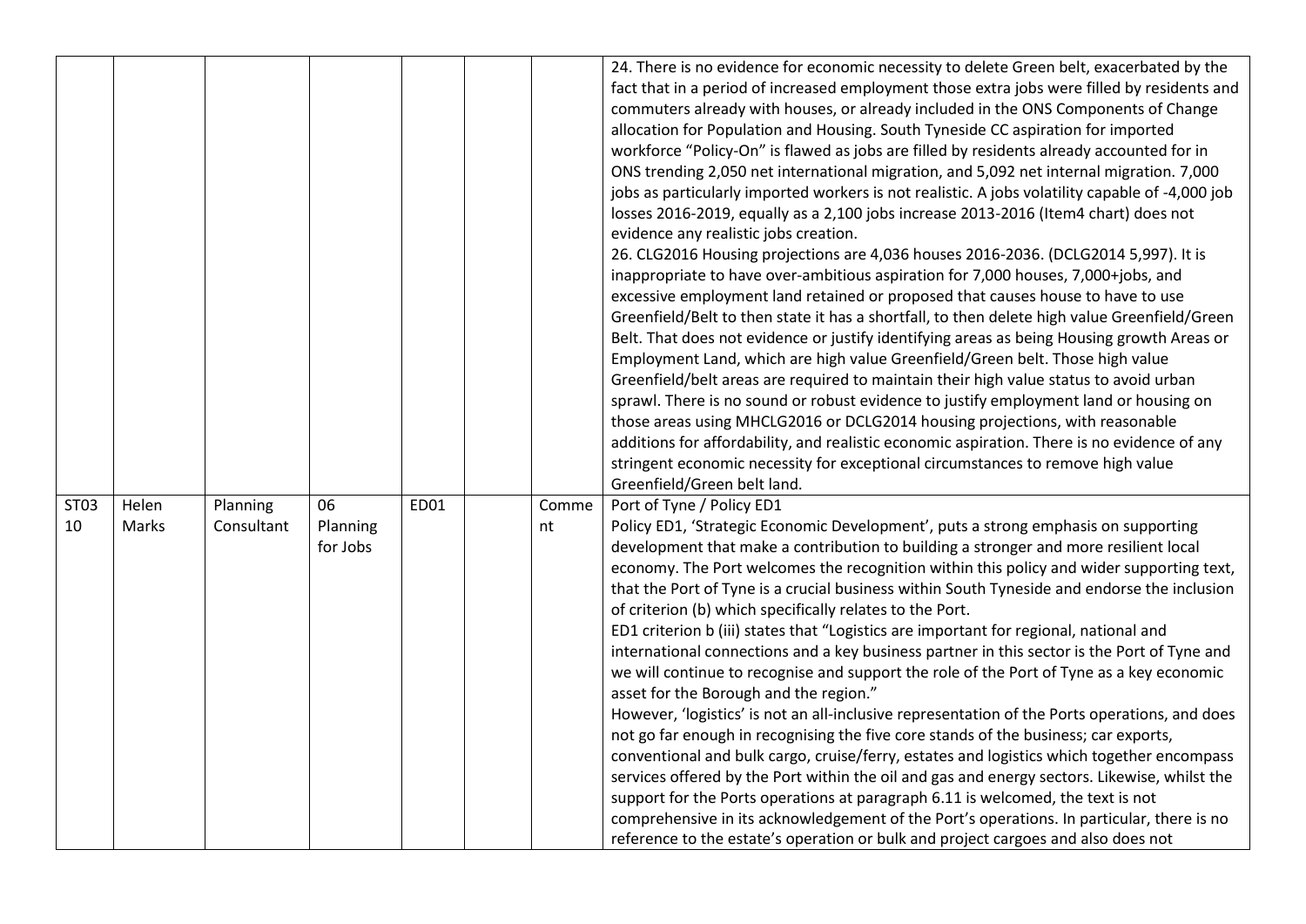| | | | | | | | |
|---|---|---|---|---|---|---|---|
| | | | | | | | 24. There is no evidence for economic necessity to delete Green belt, exacerbated by the fact that in a period of increased employment those extra jobs were filled by residents and commuters already with houses, or already included in the ONS Components of Change allocation for Population and Housing. South Tyneside CC aspiration for imported workforce "Policy-On" is flawed as jobs are filled by residents already accounted for in ONS trending 2,050 net international migration, and 5,092 net internal migration. 7,000 jobs as particularly imported workers is not realistic. A jobs volatility capable of -4,000 job losses 2016-2019, equally as a 2,100 jobs increase 2013-2016 (Item4 chart) does not evidence any realistic jobs creation.<br>26. CLG2016 Housing projections are 4,036 houses 2016-2036. (DCLG2014 5,997). It is inappropriate to have over-ambitious aspiration for 7,000 houses, 7,000+jobs, and excessive employment land retained or proposed that causes house to have to use Greenfield/Belt to then state it has a shortfall, to then delete high value Greenfield/Green Belt. That does not evidence or justify identifying areas as being Housing growth Areas or Employment Land, which are high value Greenfield/Green belt. Those high value Greenfield/belt areas are required to maintain their high value status to avoid urban sprawl. There is no sound or robust evidence to justify employment land or housing on those areas using MHCLG2016 or DCLG2014 housing projections, with reasonable additions for affordability, and realistic economic aspiration. There is no evidence of any stringent economic necessity for exceptional circumstances to remove high value Greenfield/Green belt land. |
| ST0310 | Helen Marks | Planning Consultant | 06 Planning for Jobs | ED01 | | Comment | Port of Tyne / Policy ED1<br>Policy ED1, 'Strategic Economic Development', puts a strong emphasis on supporting development that make a contribution to building a stronger and more resilient local economy. The Port welcomes the recognition within this policy and wider supporting text, that the Port of Tyne is a crucial business within South Tyneside and endorse the inclusion of criterion (b) which specifically relates to the Port.<br>ED1 criterion b (iii) states that "Logistics are important for regional, national and international connections and a key business partner in this sector is the Port of Tyne and we will continue to recognise and support the role of the Port of Tyne as a key economic asset for the Borough and the region."<br>However, 'logistics' is not an all-inclusive representation of the Ports operations, and does not go far enough in recognising the five core stands of the business; car exports, conventional and bulk cargo, cruise/ferry, estates and logistics which together encompass services offered by the Port within the oil and gas and energy sectors. Likewise, whilst the support for the Ports operations at paragraph 6.11 is welcomed, the text is not comprehensive in its acknowledgement of the Port's operations. In particular, there is no reference to the estate's operation or bulk and project cargoes and also does not |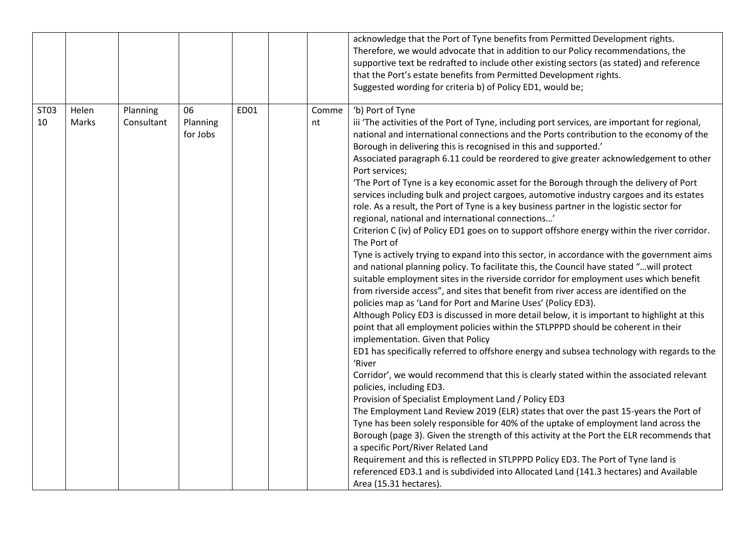|  |  |  |  |  |  |  |  |
|---|---|---|---|---|---|---|---|
|  |  |  |  |  |  |  | acknowledge that the Port of Tyne benefits from Permitted Development rights.<br>Therefore, we would advocate that in addition to our Policy recommendations, the supportive text be redrafted to include other existing sectors (as stated) and reference that the Port's estate benefits from Permitted Development rights.<br>Suggested wording for criteria b) of Policy ED1, would be; |
| ST03<br>10 | Helen<br>Marks | Planning<br>Consultant | 06<br>Planning<br>for Jobs | ED01 |  | Comme<br>nt | 'b) Port of Tyne<br>iii 'The activities of the Port of Tyne, including port services, are important for regional, national and international connections and the Ports contribution to the economy of the Borough in delivering this is recognised in this and supported.'<br>Associated paragraph 6.11 could be reordered to give greater acknowledgement to other Port services;<br>'The Port of Tyne is a key economic asset for the Borough through the delivery of Port services including bulk and project cargoes, automotive industry cargoes and its estates role. As a result, the Port of Tyne is a key business partner in the logistic sector for regional, national and international connections…'<br>Criterion C (iv) of Policy ED1 goes on to support offshore energy within the river corridor. The Port of<br>Tyne is actively trying to expand into this sector, in accordance with the government aims and national planning policy. To facilitate this, the Council have stated "…will protect suitable employment sites in the riverside corridor for employment uses which benefit from riverside access", and sites that benefit from river access are identified on the policies map as 'Land for Port and Marine Uses' (Policy ED3).<br>Although Policy ED3 is discussed in more detail below, it is important to highlight at this point that all employment policies within the STLPPPD should be coherent in their implementation. Given that Policy<br>ED1 has specifically referred to offshore energy and subsea technology with regards to the 'River<br>Corridor', we would recommend that this is clearly stated within the associated relevant policies, including ED3.<br>Provision of Specialist Employment Land / Policy ED3<br>The Employment Land Review 2019 (ELR) states that over the past 15-years the Port of Tyne has been solely responsible for 40% of the uptake of employment land across the Borough (page 3). Given the strength of this activity at the Port the ELR recommends that a specific Port/River Related Land<br>Requirement and this is reflected in STLPPPD Policy ED3. The Port of Tyne land is referenced ED3.1 and is subdivided into Allocated Land (141.3 hectares) and Available Area (15.31 hectares). |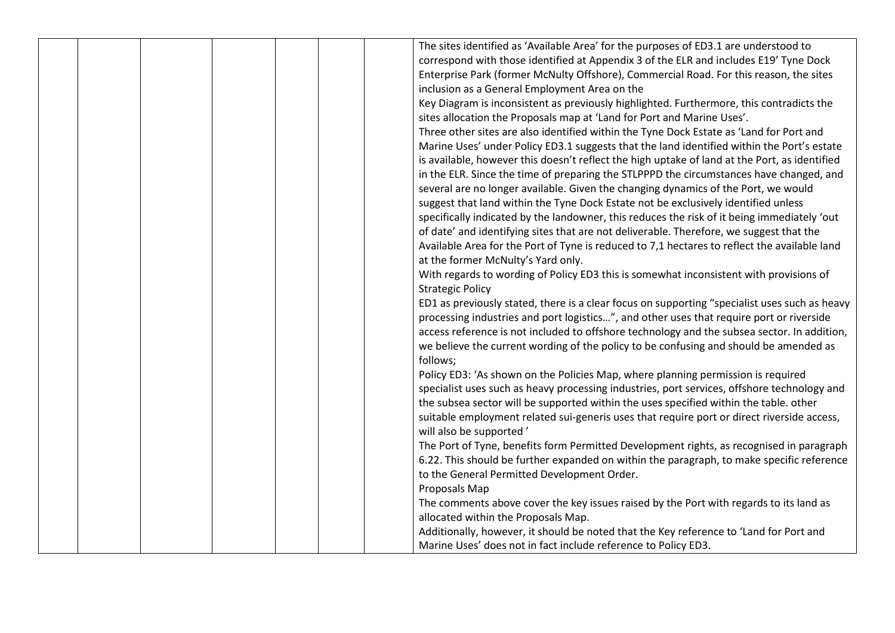| | | | | | | | |
|---|---|---|---|---|---|---|---|
| | | | | | | | The sites identified as 'Available Area' for the purposes of ED3.1 are understood to correspond with those identified at Appendix 3 of the ELR and includes E19' Tyne Dock Enterprise Park (former McNulty Offshore), Commercial Road. For this reason, the sites inclusion as a General Employment Area on the<br>Key Diagram is inconsistent as previously highlighted. Furthermore, this contradicts the sites allocation the Proposals map at 'Land for Port and Marine Uses'.<br>Three other sites are also identified within the Tyne Dock Estate as 'Land for Port and Marine Uses' under Policy ED3.1 suggests that the land identified within the Port's estate is available, however this doesn't reflect the high uptake of land at the Port, as identified in the ELR. Since the time of preparing the STLPPPD the circumstances have changed, and several are no longer available. Given the changing dynamics of the Port, we would suggest that land within the Tyne Dock Estate not be exclusively identified unless specifically indicated by the landowner, this reduces the risk of it being immediately 'out of date' and identifying sites that are not deliverable. Therefore, we suggest that the Available Area for the Port of Tyne is reduced to 7,1 hectares to reflect the available land at the former McNulty's Yard only.<br>With regards to wording of Policy ED3 this is somewhat inconsistent with provisions of Strategic Policy<br>ED1 as previously stated, there is a clear focus on supporting "specialist uses such as heavy processing industries and port logistics…", and other uses that require port or riverside access reference is not included to offshore technology and the subsea sector. In addition, we believe the current wording of the policy to be confusing and should be amended as follows;<br>Policy ED3: 'As shown on the Policies Map, where planning permission is required specialist uses such as heavy processing industries, port services, offshore technology and the subsea sector will be supported within the uses specified within the table. other suitable employment related sui-generis uses that require port or direct riverside access, will also be supported '<br>The Port of Tyne, benefits form Permitted Development rights, as recognised in paragraph 6.22. This should be further expanded on within the paragraph, to make specific reference to the General Permitted Development Order.<br>Proposals Map<br>The comments above cover the key issues raised by the Port with regards to its land as allocated within the Proposals Map.<br>Additionally, however, it should be noted that the Key reference to 'Land for Port and Marine Uses' does not in fact include reference to Policy ED3. |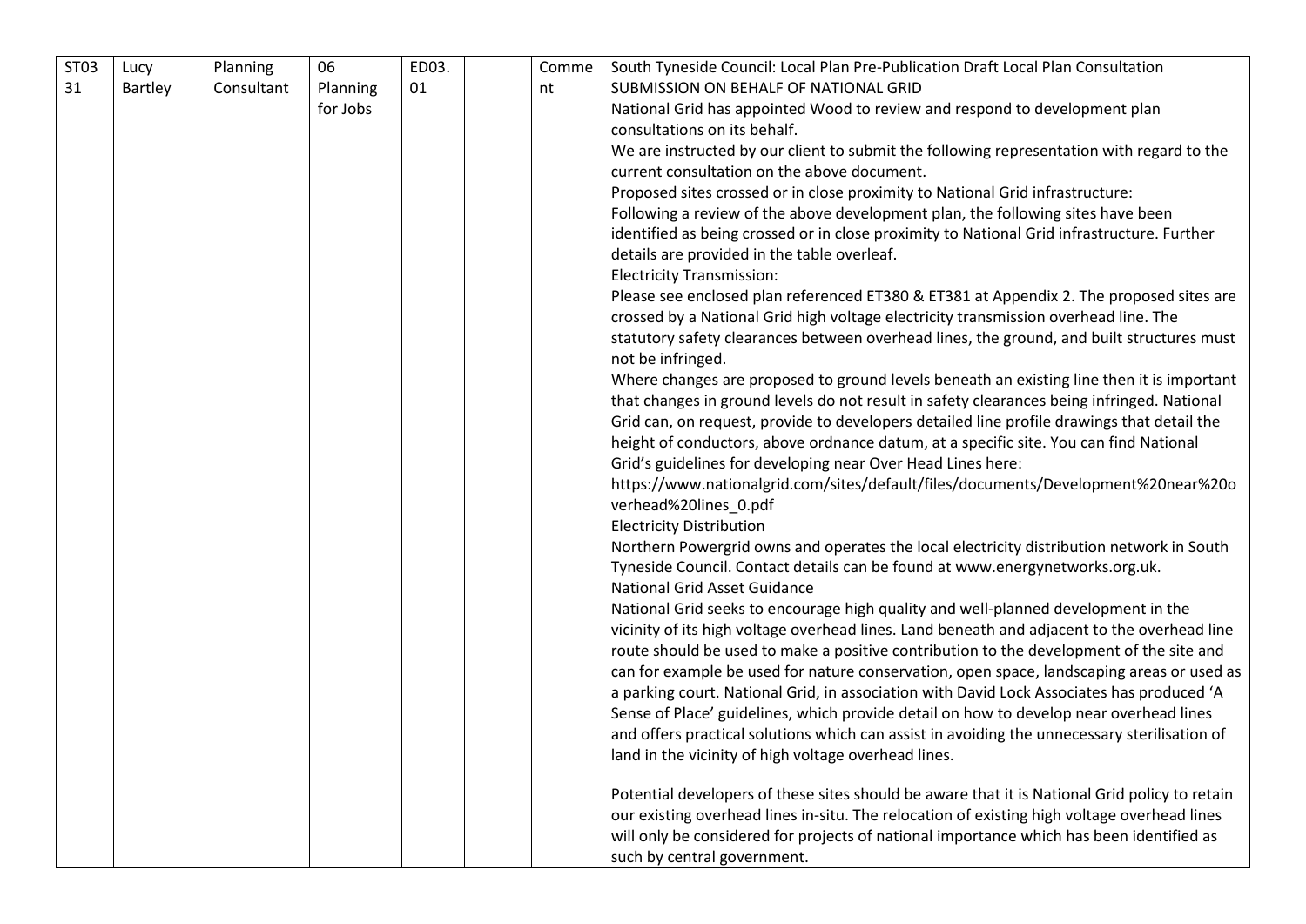| ST0331 | Lucy Bartley | Planning Consultant | 06 Planning for Jobs | ED03.01 | | Comment | South Tyneside Council: Local Plan Pre-Publication Draft Local Plan Consultation<br>SUBMISSION ON BEHALF OF NATIONAL GRID<br>National Grid has appointed Wood to review and respond to development plan consultations on its behalf.<br>We are instructed by our client to submit the following representation with regard to the current consultation on the above document.<br>Proposed sites crossed or in close proximity to National Grid infrastructure:<br>Following a review of the above development plan, the following sites have been identified as being crossed or in close proximity to National Grid infrastructure. Further details are provided in the table overleaf.<br>Electricity Transmission:<br>Please see enclosed plan referenced ET380 & ET381 at Appendix 2. The proposed sites are crossed by a National Grid high voltage electricity transmission overhead line. The statutory safety clearances between overhead lines, the ground, and built structures must not be infringed.<br>Where changes are proposed to ground levels beneath an existing line then it is important that changes in ground levels do not result in safety clearances being infringed. National Grid can, on request, provide to developers detailed line profile drawings that detail the height of conductors, above ordnance datum, at a specific site. You can find National Grid's guidelines for developing near Over Head Lines here:<br>https://www.nationalgrid.com/sites/default/files/documents/Development%20near%20overhead%20lines_0.pdf<br>Electricity Distribution<br>Northern Powergrid owns and operates the local electricity distribution network in South Tyneside Council. Contact details can be found at www.energynetworks.org.uk.<br>National Grid Asset Guidance<br>National Grid seeks to encourage high quality and well-planned development in the vicinity of its high voltage overhead lines. Land beneath and adjacent to the overhead line route should be used to make a positive contribution to the development of the site and can for example be used for nature conservation, open space, landscaping areas or used as a parking court. National Grid, in association with David Lock Associates has produced 'A Sense of Place' guidelines, which provide detail on how to develop near overhead lines and offers practical solutions which can assist in avoiding the unnecessary sterilisation of land in the vicinity of high voltage overhead lines.<br><br>Potential developers of these sites should be aware that it is National Grid policy to retain our existing overhead lines in-situ. The relocation of existing high voltage overhead lines will only be considered for projects of national importance which has been identified as such by central government. |
|---|---|---|---|---|---|---|---|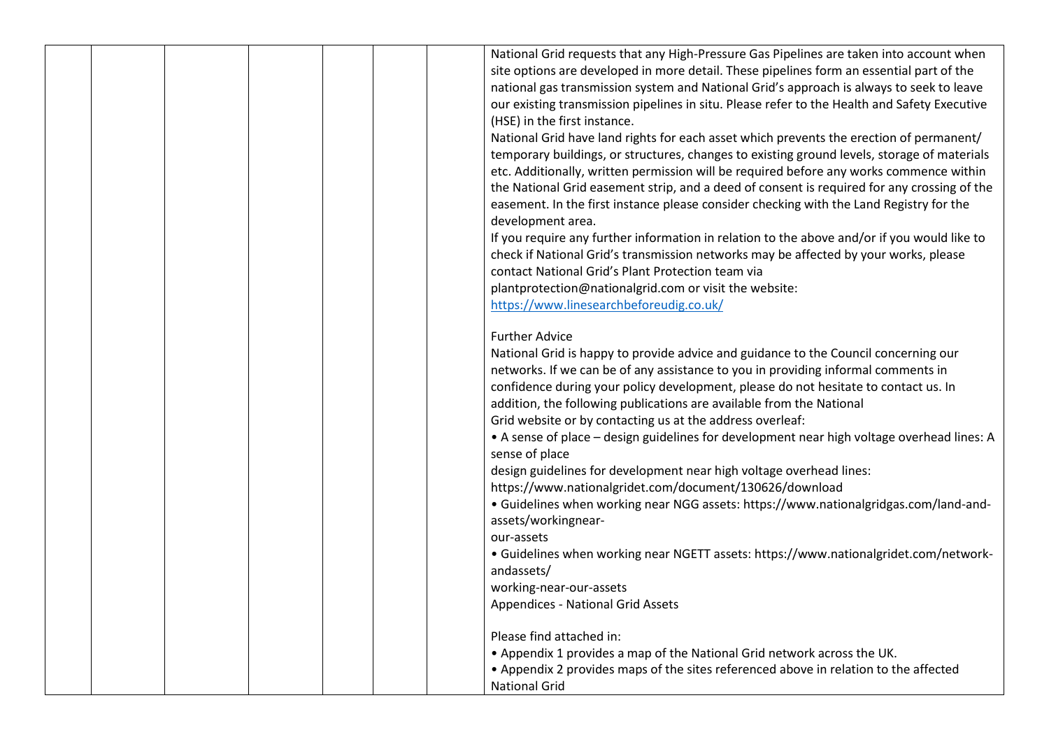|  |  |  |  |  |  |  |  |
|---|---|---|---|---|---|---|---|
|  |  |  |  |  |  |  | National Grid requests that any High-Pressure Gas Pipelines are taken into account when site options are developed in more detail. These pipelines form an essential part of the national gas transmission system and National Grid's approach is always to seek to leave our existing transmission pipelines in situ. Please refer to the Health and Safety Executive (HSE) in the first instance.<br>National Grid have land rights for each asset which prevents the erection of permanent/ temporary buildings, or structures, changes to existing ground levels, storage of materials etc. Additionally, written permission will be required before any works commence within the National Grid easement strip, and a deed of consent is required for any crossing of the easement. In the first instance please consider checking with the Land Registry for the development area.<br>If you require any further information in relation to the above and/or if you would like to check if National Grid's transmission networks may be affected by your works, please contact National Grid's Plant Protection team via plantprotection@nationalgrid.com or visit the website: https://www.linesearchbeforeudig.co.uk/<br><br>Further Advice<br>National Grid is happy to provide advice and guidance to the Council concerning our networks. If we can be of any assistance to you in providing informal comments in confidence during your policy development, please do not hesitate to contact us. In addition, the following publications are available from the National Grid website or by contacting us at the address overleaf:<br>• A sense of place – design guidelines for development near high voltage overhead lines: A sense of place design guidelines for development near high voltage overhead lines: https://www.nationalgridet.com/document/130626/download<br>• Guidelines when working near NGG assets: https://www.nationalgridgas.com/land-and-assets/workingnear-our-assets<br>• Guidelines when working near NGETT assets: https://www.nationalgridet.com/network-andassets/working-near-our-assets<br>Appendices - National Grid Assets<br><br>Please find attached in:<br>• Appendix 1 provides a map of the National Grid network across the UK.<br>• Appendix 2 provides maps of the sites referenced above in relation to the affected National Grid |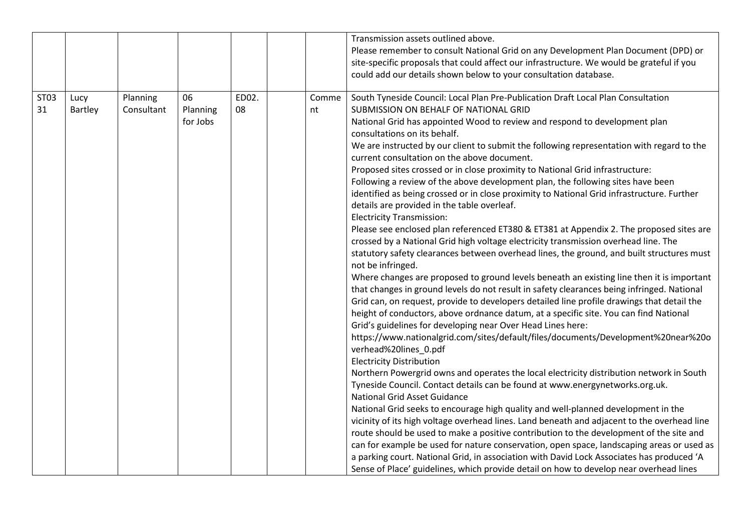| | | | | | | | |
|---|---|---|---|---|---|---|---|
| | | | | | | | Transmission assets outlined above.<br>Please remember to consult National Grid on any Development Plan Document (DPD) or site-specific proposals that could affect our infrastructure. We would be grateful if you could add our details shown below to your consultation database. |
| ST0331 | Lucy Bartley | Planning Consultant | 06 Planning for Jobs | ED02.08 | | Comment | South Tyneside Council: Local Plan Pre-Publication Draft Local Plan Consultation<br>SUBMISSION ON BEHALF OF NATIONAL GRID<br>National Grid has appointed Wood to review and respond to development plan consultations on its behalf.<br>We are instructed by our client to submit the following representation with regard to the current consultation on the above document.<br>Proposed sites crossed or in close proximity to National Grid infrastructure:<br>Following a review of the above development plan, the following sites have been identified as being crossed or in close proximity to National Grid infrastructure. Further details are provided in the table overleaf.<br>Electricity Transmission:<br>Please see enclosed plan referenced ET380 & ET381 at Appendix 2. The proposed sites are crossed by a National Grid high voltage electricity transmission overhead line. The statutory safety clearances between overhead lines, the ground, and built structures must not be infringed.<br>Where changes are proposed to ground levels beneath an existing line then it is important that changes in ground levels do not result in safety clearances being infringed. National Grid can, on request, provide to developers detailed line profile drawings that detail the height of conductors, above ordnance datum, at a specific site. You can find National Grid's guidelines for developing near Over Head Lines here:<br>https://www.nationalgrid.com/sites/default/files/documents/Development%20near%20overhead%20lines_0.pdf<br>Electricity Distribution<br>Northern Powergrid owns and operates the local electricity distribution network in South Tyneside Council. Contact details can be found at www.energynetworks.org.uk.<br>National Grid Asset Guidance<br>National Grid seeks to encourage high quality and well-planned development in the vicinity of its high voltage overhead lines. Land beneath and adjacent to the overhead line route should be used to make a positive contribution to the development of the site and can for example be used for nature conservation, open space, landscaping areas or used as a parking court. National Grid, in association with David Lock Associates has produced 'A Sense of Place' guidelines, which provide detail on how to develop near overhead lines |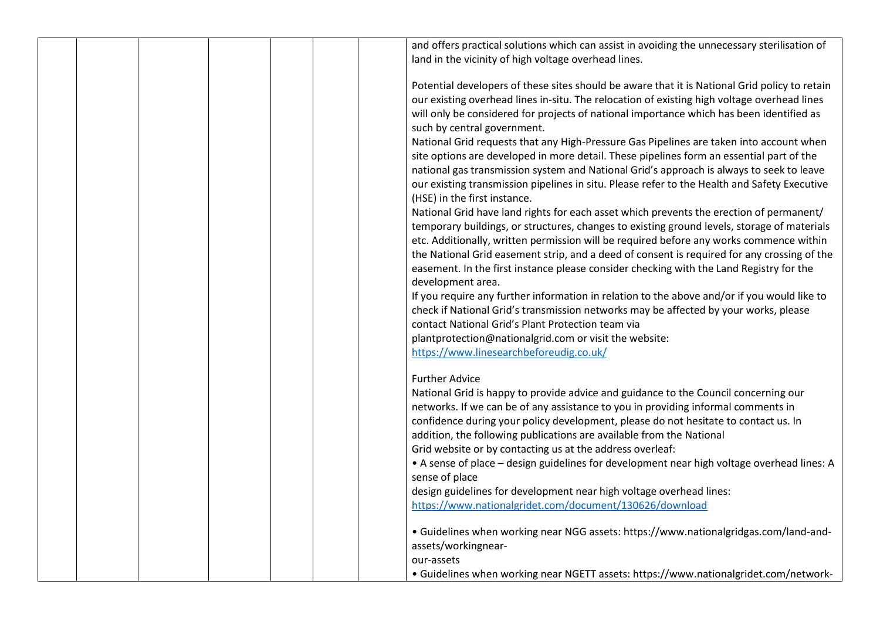| | | | | | | | |
|---|---|---|---|---|---|---|---|
| | | | | | | | and offers practical solutions which can assist in avoiding the unnecessary sterilisation of land in the vicinity of high voltage overhead lines.<br><br>Potential developers of these sites should be aware that it is National Grid policy to retain our existing overhead lines in-situ. The relocation of existing high voltage overhead lines will only be considered for projects of national importance which has been identified as such by central government.<br>National Grid requests that any High-Pressure Gas Pipelines are taken into account when site options are developed in more detail. These pipelines form an essential part of the national gas transmission system and National Grid's approach is always to seek to leave our existing transmission pipelines in situ. Please refer to the Health and Safety Executive (HSE) in the first instance.<br>National Grid have land rights for each asset which prevents the erection of permanent/ temporary buildings, or structures, changes to existing ground levels, storage of materials etc. Additionally, written permission will be required before any works commence within the National Grid easement strip, and a deed of consent is required for any crossing of the easement. In the first instance please consider checking with the Land Registry for the development area.<br>If you require any further information in relation to the above and/or if you would like to check if National Grid's transmission networks may be affected by your works, please contact National Grid's Plant Protection team via plantprotection@nationalgrid.com or visit the website: [https://www.linesearchbeforeudig.co.uk/](https://www.linesearchbeforeudig.co.uk/)<br><br>Further Advice<br>National Grid is happy to provide advice and guidance to the Council concerning our networks. If we can be of any assistance to you in providing informal comments in confidence during your policy development, please do not hesitate to contact us. In addition, the following publications are available from the National Grid website or by contacting us at the address overleaf:<br>• A sense of place – design guidelines for development near high voltage overhead lines: A sense of place design guidelines for development near high voltage overhead lines: [https://www.nationalgridet.com/document/130626/download](https://www.nationalgridet.com/document/130626/download)<br><br>• Guidelines when working near NGG assets: https://www.nationalgridgas.com/land-and-assets/workingnear-our-assets<br>• Guidelines when working near NGETT assets: https://www.nationalgridet.com/network- |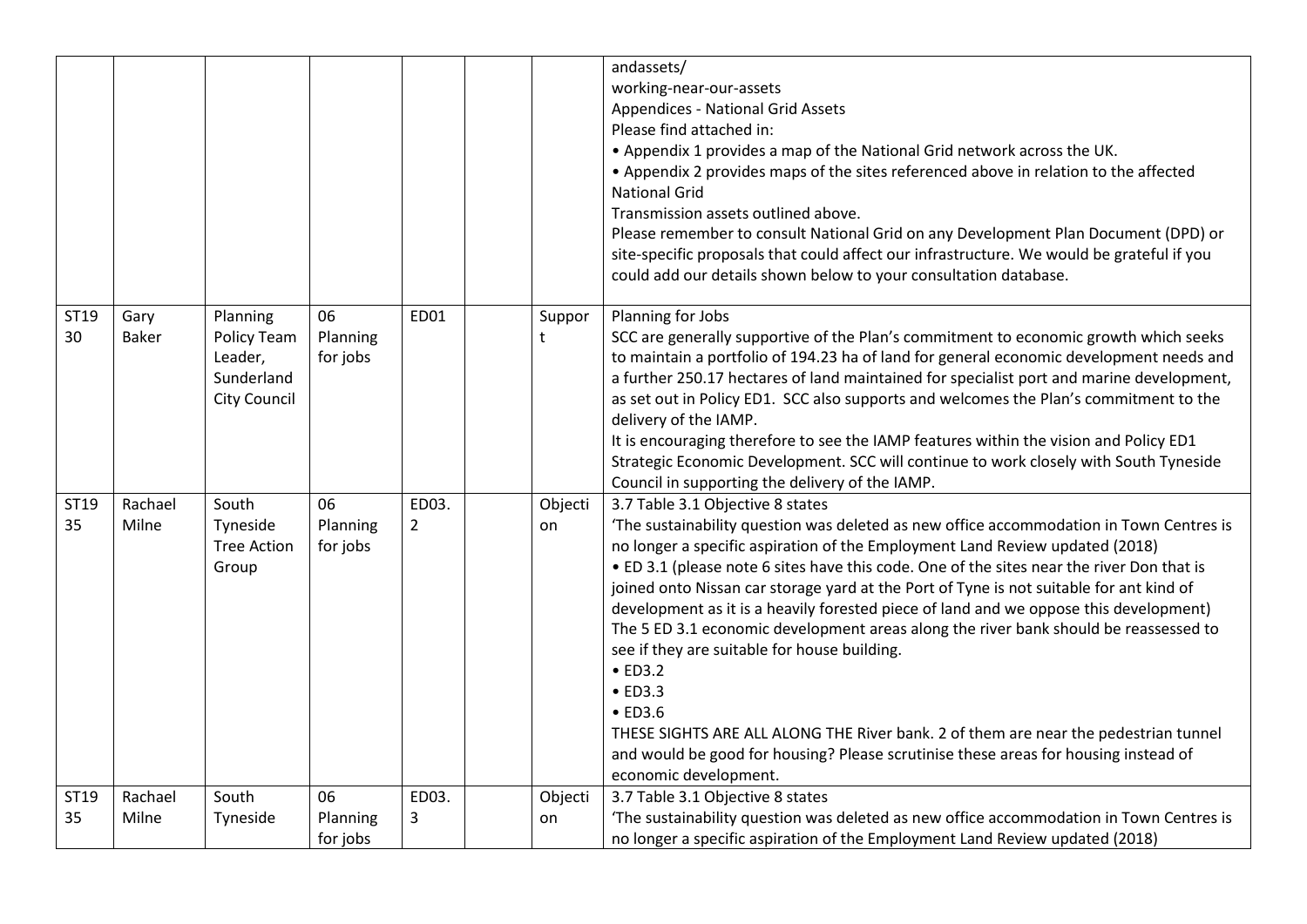| | | | | | | | |
|---|---|---|---|---|---|---|---|
| | | | | | | | andassets/<br>working-near-our-assets<br>Appendices - National Grid Assets<br>Please find attached in:<br>• Appendix 1 provides a map of the National Grid network across the UK.<br>• Appendix 2 provides maps of the sites referenced above in relation to the affected National Grid<br>Transmission assets outlined above.<br>Please remember to consult National Grid on any Development Plan Document (DPD) or site-specific proposals that could affect our infrastructure. We would be grateful if you could add our details shown below to your consultation database. |
| ST1930 | Gary Baker | Planning Policy Team Leader, Sunderland City Council | 06 Planning for jobs | ED01 | | Support | Planning for Jobs<br>SCC are generally supportive of the Plan's commitment to economic growth which seeks to maintain a portfolio of 194.23 ha of land for general economic development needs and a further 250.17 hectares of land maintained for specialist port and marine development, as set out in Policy ED1. SCC also supports and welcomes the Plan's commitment to the delivery of the IAMP.<br>It is encouraging therefore to see the IAMP features within the vision and Policy ED1 Strategic Economic Development. SCC will continue to work closely with South Tyneside Council in supporting the delivery of the IAMP. |
| ST1935 | Rachael Milne | South Tyneside Tree Action Group | 06 Planning for jobs | ED03.2 | | Objection | 3.7 Table 3.1 Objective 8 states<br>'The sustainability question was deleted as new office accommodation in Town Centres is no longer a specific aspiration of the Employment Land Review updated (2018)<br>• ED 3.1 (please note 6 sites have this code. One of the sites near the river Don that is joined onto Nissan car storage yard at the Port of Tyne is not suitable for ant kind of development as it is a heavily forested piece of land and we oppose this development)<br>The 5 ED 3.1 economic development areas along the river bank should be reassessed to see if they are suitable for house building.<br>• ED3.2<br>• ED3.3<br>• ED3.6<br>THESE SIGHTS ARE ALL ALONG THE River bank. 2 of them are near the pedestrian tunnel and would be good for housing? Please scrutinise these areas for housing instead of economic development. |
| ST1935 | Rachael Milne | South Tyneside | 06 Planning for jobs | ED03.3 | | Objection | 3.7 Table 3.1 Objective 8 states<br>'The sustainability question was deleted as new office accommodation in Town Centres is no longer a specific aspiration of the Employment Land Review updated (2018) |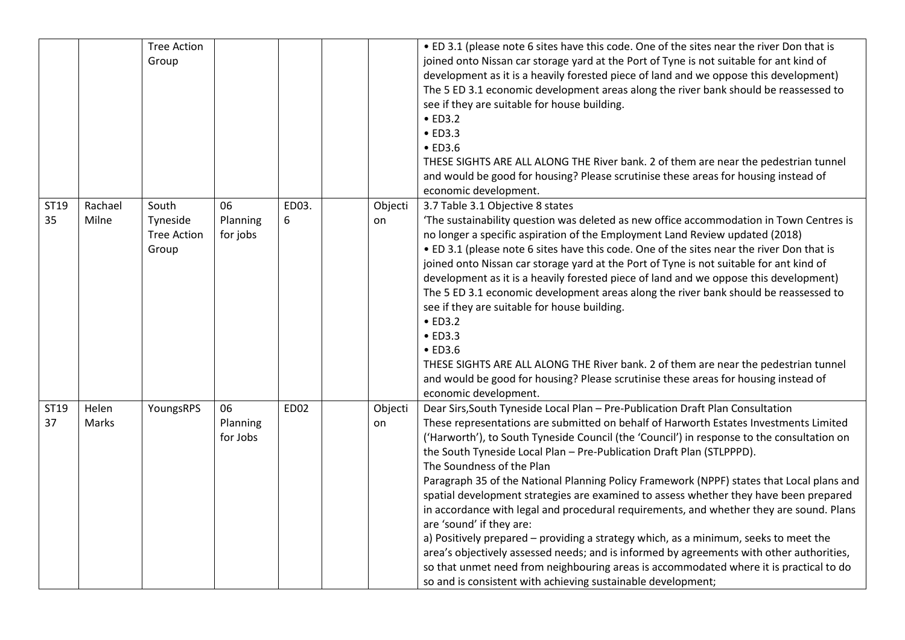| | | | | | | | |
|---|---|---|---|---|---|---|---|
| | | Tree Action Group | | | | | • ED 3.1 (please note 6 sites have this code. One of the sites near the river Don that is joined onto Nissan car storage yard at the Port of Tyne is not suitable for ant kind of development as it is a heavily forested piece of land and we oppose this development) The 5 ED 3.1 economic development areas along the river bank should be reassessed to see if they are suitable for house building.<br>• ED3.2<br>• ED3.3<br>• ED3.6<br>THESE SIGHTS ARE ALL ALONG THE River bank. 2 of them are near the pedestrian tunnel and would be good for housing? Please scrutinise these areas for housing instead of economic development. |
| ST1935 | Rachael Milne | South Tyneside Tree Action Group | 06 Planning for jobs | ED03.6 | | Objection | 3.7 Table 3.1 Objective 8 states<br>'The sustainability question was deleted as new office accommodation in Town Centres is no longer a specific aspiration of the Employment Land Review updated (2018)<br>• ED 3.1 (please note 6 sites have this code. One of the sites near the river Don that is joined onto Nissan car storage yard at the Port of Tyne is not suitable for ant kind of development as it is a heavily forested piece of land and we oppose this development) The 5 ED 3.1 economic development areas along the river bank should be reassessed to see if they are suitable for house building.<br>• ED3.2<br>• ED3.3<br>• ED3.6<br>THESE SIGHTS ARE ALL ALONG THE River bank. 2 of them are near the pedestrian tunnel and would be good for housing? Please scrutinise these areas for housing instead of economic development. |
| ST1937 | Helen Marks | YoungsRPS | 06 Planning for Jobs | ED02 | | Objection | Dear Sirs,South Tyneside Local Plan – Pre-Publication Draft Plan Consultation<br>These representations are submitted on behalf of Harworth Estates Investments Limited ('Harworth'), to South Tyneside Council (the 'Council') in response to the consultation on the South Tyneside Local Plan – Pre-Publication Draft Plan (STLPPPD).<br>The Soundness of the Plan<br>Paragraph 35 of the National Planning Policy Framework (NPPF) states that Local plans and spatial development strategies are examined to assess whether they have been prepared in accordance with legal and procedural requirements, and whether they are sound. Plans are 'sound' if they are:<br>a) Positively prepared – providing a strategy which, as a minimum, seeks to meet the area's objectively assessed needs; and is informed by agreements with other authorities, so that unmet need from neighbouring areas is accommodated where it is practical to do so and is consistent with achieving sustainable development; |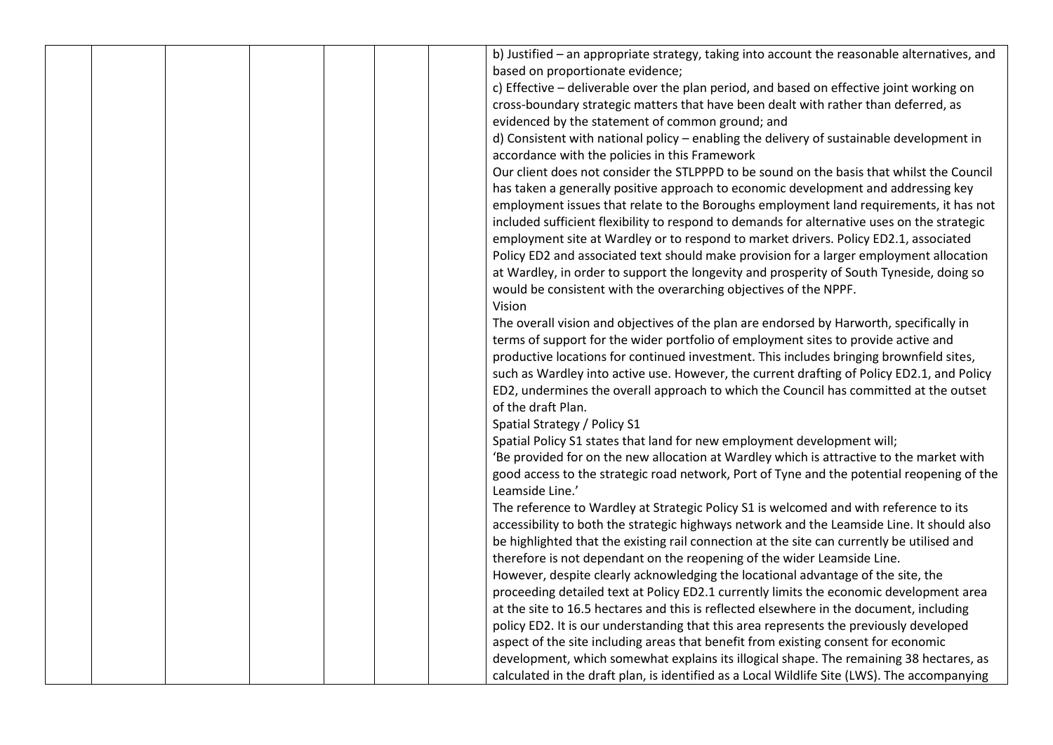| | | | | | | | |
|---|---|---|---|---|---|---|---|
| | | | | | | | b) Justified – an appropriate strategy, taking into account the reasonable alternatives, and based on proportionate evidence;<br>c) Effective – deliverable over the plan period, and based on effective joint working on cross-boundary strategic matters that have been dealt with rather than deferred, as evidenced by the statement of common ground; and<br>d) Consistent with national policy – enabling the delivery of sustainable development in accordance with the policies in this Framework<br>Our client does not consider the STLPPPD to be sound on the basis that whilst the Council has taken a generally positive approach to economic development and addressing key employment issues that relate to the Boroughs employment land requirements, it has not included sufficient flexibility to respond to demands for alternative uses on the strategic employment site at Wardley or to respond to market drivers. Policy ED2.1, associated Policy ED2 and associated text should make provision for a larger employment allocation at Wardley, in order to support the longevity and prosperity of South Tyneside, doing so would be consistent with the overarching objectives of the NPPF.<br>Vision<br>The overall vision and objectives of the plan are endorsed by Harworth, specifically in terms of support for the wider portfolio of employment sites to provide active and productive locations for continued investment. This includes bringing brownfield sites, such as Wardley into active use. However, the current drafting of Policy ED2.1, and Policy ED2, undermines the overall approach to which the Council has committed at the outset of the draft Plan.<br>Spatial Strategy / Policy S1<br>Spatial Policy S1 states that land for new employment development will;<br>'Be provided for on the new allocation at Wardley which is attractive to the market with good access to the strategic road network, Port of Tyne and the potential reopening of the Leamside Line.'<br>The reference to Wardley at Strategic Policy S1 is welcomed and with reference to its accessibility to both the strategic highways network and the Leamside Line. It should also be highlighted that the existing rail connection at the site can currently be utilised and therefore is not dependant on the reopening of the wider Leamside Line.<br>However, despite clearly acknowledging the locational advantage of the site, the proceeding detailed text at Policy ED2.1 currently limits the economic development area at the site to 16.5 hectares and this is reflected elsewhere in the document, including policy ED2. It is our understanding that this area represents the previously developed aspect of the site including areas that benefit from existing consent for economic development, which somewhat explains its illogical shape. The remaining 38 hectares, as calculated in the draft plan, is identified as a Local Wildlife Site (LWS). The accompanying |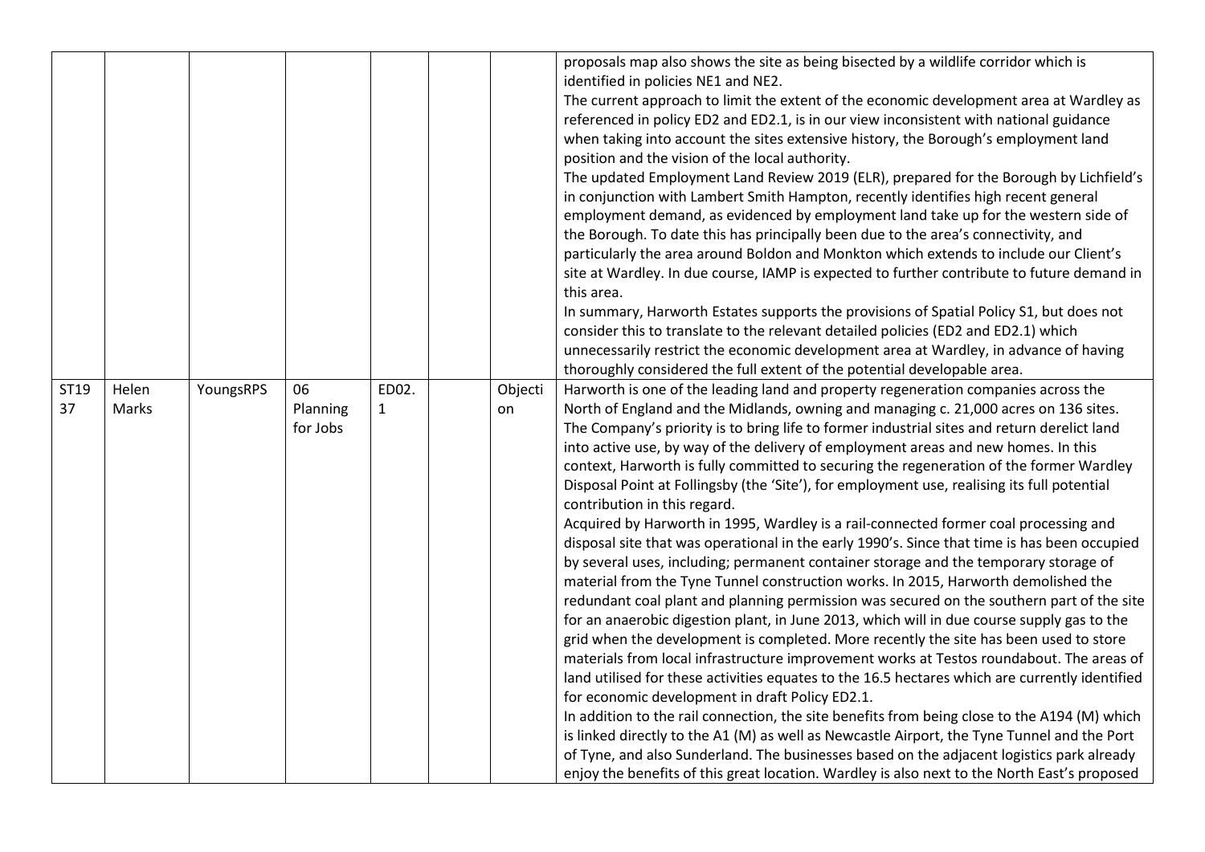| | | | | | | | |
|---|---|---|---|---|---|---|---|
| | | | | | | | proposals map also shows the site as being bisected by a wildlife corridor which is identified in policies NE1 and NE2.<br>The current approach to limit the extent of the economic development area at Wardley as referenced in policy ED2 and ED2.1, is in our view inconsistent with national guidance when taking into account the sites extensive history, the Borough's employment land position and the vision of the local authority.<br>The updated Employment Land Review 2019 (ELR), prepared for the Borough by Lichfield's in conjunction with Lambert Smith Hampton, recently identifies high recent general employment demand, as evidenced by employment land take up for the western side of the Borough. To date this has principally been due to the area's connectivity, and particularly the area around Boldon and Monkton which extends to include our Client's site at Wardley. In due course, IAMP is expected to further contribute to future demand in this area.<br>In summary, Harworth Estates supports the provisions of Spatial Policy S1, but does not consider this to translate to the relevant detailed policies (ED2 and ED2.1) which unnecessarily restrict the economic development area at Wardley, in advance of having thoroughly considered the full extent of the potential developable area. |
| ST1937 | Helen Marks | YoungsRPS | 06 Planning for Jobs | ED02.1 | | Objection | Harworth is one of the leading land and property regeneration companies across the North of England and the Midlands, owning and managing c. 21,000 acres on 136 sites. The Company's priority is to bring life to former industrial sites and return derelict land into active use, by way of the delivery of employment areas and new homes. In this context, Harworth is fully committed to securing the regeneration of the former Wardley Disposal Point at Follingsby (the 'Site'), for employment use, realising its full potential contribution in this regard.<br>Acquired by Harworth in 1995, Wardley is a rail-connected former coal processing and disposal site that was operational in the early 1990's. Since that time is has been occupied by several uses, including; permanent container storage and the temporary storage of material from the Tyne Tunnel construction works. In 2015, Harworth demolished the redundant coal plant and planning permission was secured on the southern part of the site for an anaerobic digestion plant, in June 2013, which will in due course supply gas to the grid when the development is completed. More recently the site has been used to store materials from local infrastructure improvement works at Testos roundabout. The areas of land utilised for these activities equates to the 16.5 hectares which are currently identified for economic development in draft Policy ED2.1.<br>In addition to the rail connection, the site benefits from being close to the A194 (M) which is linked directly to the A1 (M) as well as Newcastle Airport, the Tyne Tunnel and the Port of Tyne, and also Sunderland. The businesses based on the adjacent logistics park already enjoy the benefits of this great location. Wardley is also next to the North East's proposed |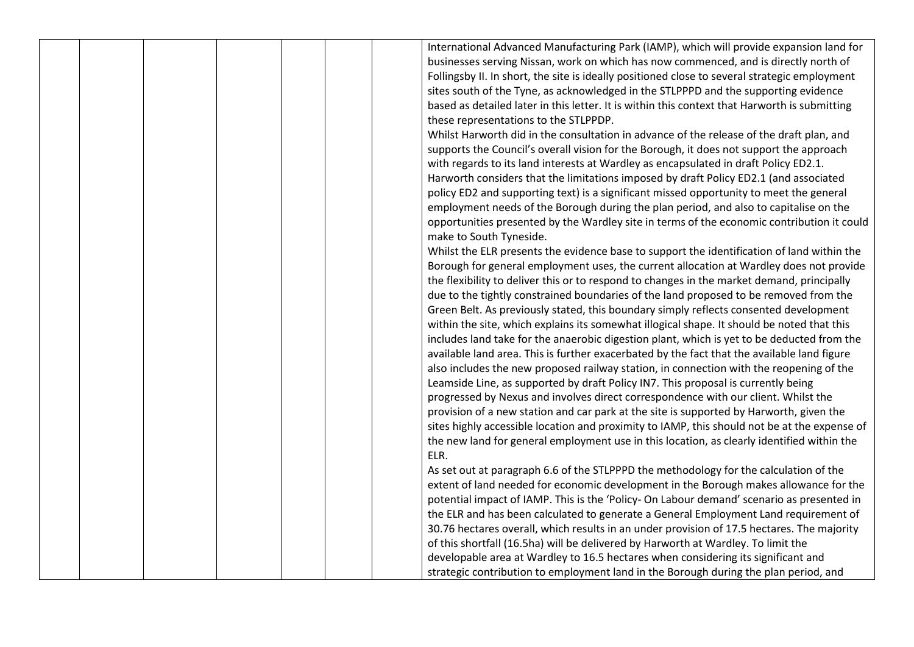| | | | | | | | |
|---|---|---|---|---|---|---|---|
| | | | | | | | International Advanced Manufacturing Park (IAMP), which will provide expansion land for businesses serving Nissan, work on which has now commenced, and is directly north of Follingsby II. In short, the site is ideally positioned close to several strategic employment sites south of the Tyne, as acknowledged in the STLPPPD and the supporting evidence based as detailed later in this letter. It is within this context that Harworth is submitting these representations to the STLPPDP.<br>Whilst Harworth did in the consultation in advance of the release of the draft plan, and supports the Council's overall vision for the Borough, it does not support the approach with regards to its land interests at Wardley as encapsulated in draft Policy ED2.1. Harworth considers that the limitations imposed by draft Policy ED2.1 (and associated policy ED2 and supporting text) is a significant missed opportunity to meet the general employment needs of the Borough during the plan period, and also to capitalise on the opportunities presented by the Wardley site in terms of the economic contribution it could make to South Tyneside.<br>Whilst the ELR presents the evidence base to support the identification of land within the Borough for general employment uses, the current allocation at Wardley does not provide the flexibility to deliver this or to respond to changes in the market demand, principally due to the tightly constrained boundaries of the land proposed to be removed from the Green Belt. As previously stated, this boundary simply reflects consented development within the site, which explains its somewhat illogical shape. It should be noted that this includes land take for the anaerobic digestion plant, which is yet to be deducted from the available land area. This is further exacerbated by the fact that the available land figure also includes the new proposed railway station, in connection with the reopening of the Leamside Line, as supported by draft Policy IN7. This proposal is currently being progressed by Nexus and involves direct correspondence with our client. Whilst the provision of a new station and car park at the site is supported by Harworth, given the sites highly accessible location and proximity to IAMP, this should not be at the expense of the new land for general employment use in this location, as clearly identified within the ELR.<br>As set out at paragraph 6.6 of the STLPPPD the methodology for the calculation of the extent of land needed for economic development in the Borough makes allowance for the potential impact of IAMP. This is the 'Policy- On Labour demand' scenario as presented in the ELR and has been calculated to generate a General Employment Land requirement of 30.76 hectares overall, which results in an under provision of 17.5 hectares. The majority of this shortfall (16.5ha) will be delivered by Harworth at Wardley. To limit the developable area at Wardley to 16.5 hectares when considering its significant and strategic contribution to employment land in the Borough during the plan period, and |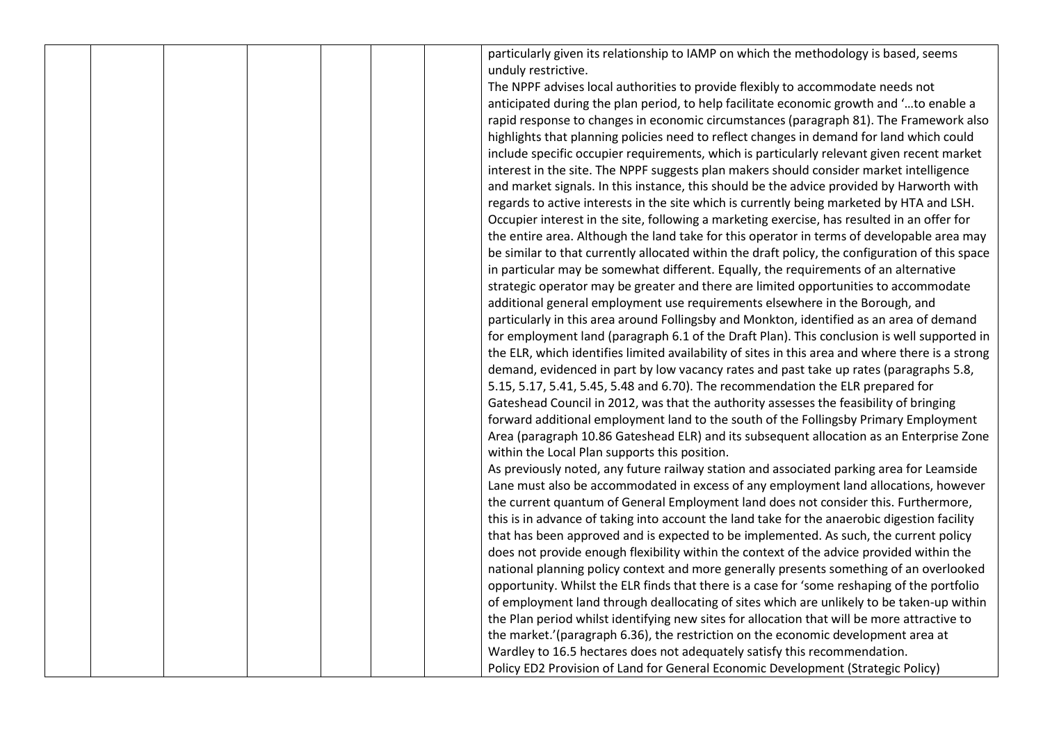| | | | | | | | |
|---|---|---|---|---|---|---|---|
| | | | | | | | particularly given its relationship to IAMP on which the methodology is based, seems unduly restrictive. The NPPF advises local authorities to provide flexibly to accommodate needs not anticipated during the plan period, to help facilitate economic growth and '…to enable a rapid response to changes in economic circumstances (paragraph 81). The Framework also highlights that planning policies need to reflect changes in demand for land which could include specific occupier requirements, which is particularly relevant given recent market interest in the site. The NPPF suggests plan makers should consider market intelligence and market signals. In this instance, this should be the advice provided by Harworth with regards to active interests in the site which is currently being marketed by HTA and LSH. Occupier interest in the site, following a marketing exercise, has resulted in an offer for the entire area. Although the land take for this operator in terms of developable area may be similar to that currently allocated within the draft policy, the configuration of this space in particular may be somewhat different. Equally, the requirements of an alternative strategic operator may be greater and there are limited opportunities to accommodate additional general employment use requirements elsewhere in the Borough, and particularly in this area around Follingsby and Monkton, identified as an area of demand for employment land (paragraph 6.1 of the Draft Plan). This conclusion is well supported in the ELR, which identifies limited availability of sites in this area and where there is a strong demand, evidenced in part by low vacancy rates and past take up rates (paragraphs 5.8, 5.15, 5.17, 5.41, 5.45, 5.48 and 6.70). The recommendation the ELR prepared for Gateshead Council in 2012, was that the authority assesses the feasibility of bringing forward additional employment land to the south of the Follingsby Primary Employment Area (paragraph 10.86 Gateshead ELR) and its subsequent allocation as an Enterprise Zone within the Local Plan supports this position. As previously noted, any future railway station and associated parking area for Leamside Lane must also be accommodated in excess of any employment land allocations, however the current quantum of General Employment land does not consider this. Furthermore, this is in advance of taking into account the land take for the anaerobic digestion facility that has been approved and is expected to be implemented. As such, the current policy does not provide enough flexibility within the context of the advice provided within the national planning policy context and more generally presents something of an overlooked opportunity. Whilst the ELR finds that there is a case for 'some reshaping of the portfolio of employment land through deallocating of sites which are unlikely to be taken-up within the Plan period whilst identifying new sites for allocation that will be more attractive to the market.'(paragraph 6.36), the restriction on the economic development area at Wardley to 16.5 hectares does not adequately satisfy this recommendation. Policy ED2 Provision of Land for General Economic Development (Strategic Policy) |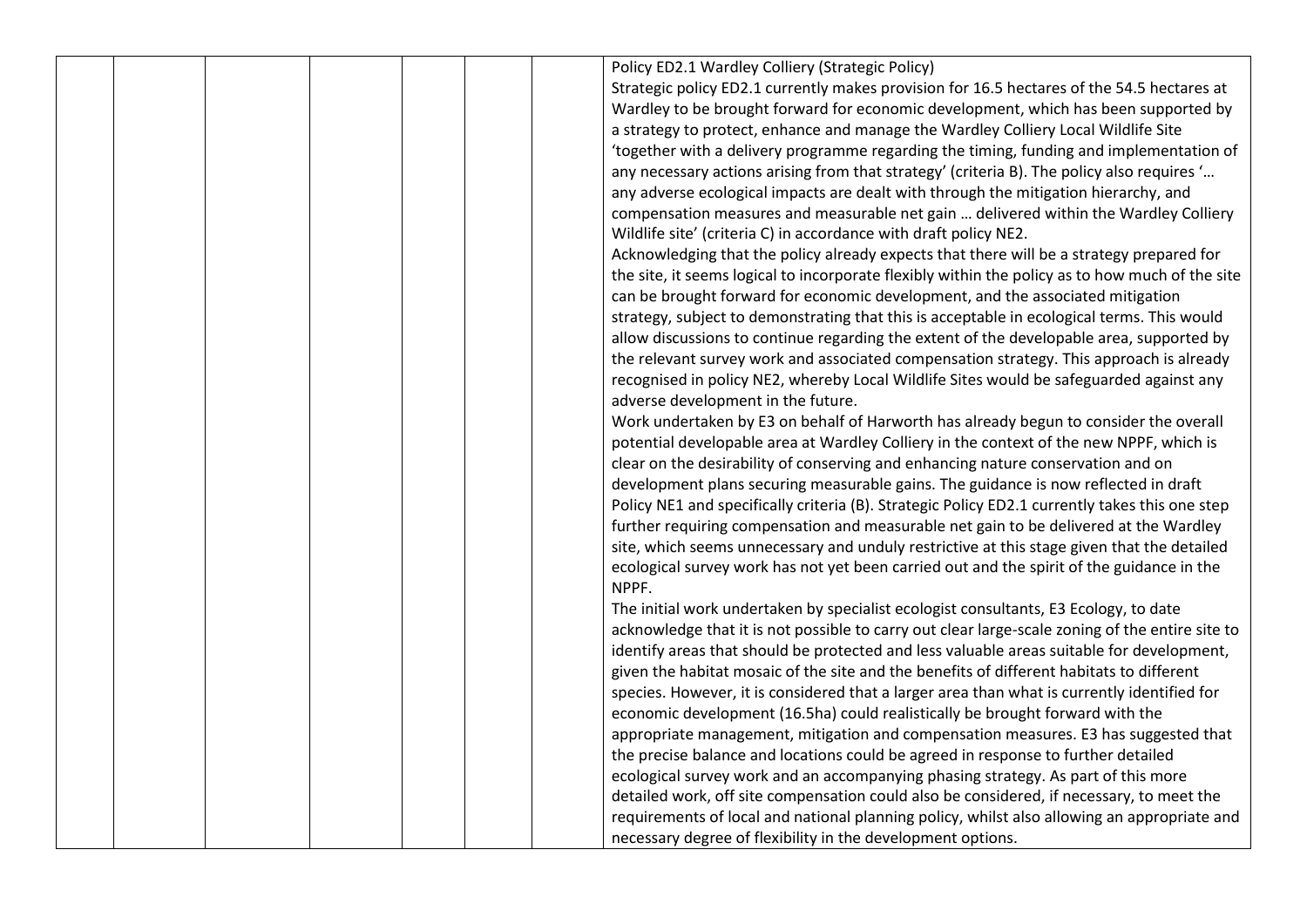| | | | | | | | |
|---|---|---|---|---|---|---|---|
| | | | | | | | Policy ED2.1 Wardley Colliery (Strategic Policy)<br>Strategic policy ED2.1 currently makes provision for 16.5 hectares of the 54.5 hectares at Wardley to be brought forward for economic development, which has been supported by a strategy to protect, enhance and manage the Wardley Colliery Local Wildlife Site 'together with a delivery programme regarding the timing, funding and implementation of any necessary actions arising from that strategy' (criteria B). The policy also requires '… any adverse ecological impacts are dealt with through the mitigation hierarchy, and compensation measures and measurable net gain … delivered within the Wardley Colliery Wildlife site' (criteria C) in accordance with draft policy NE2.<br>Acknowledging that the policy already expects that there will be a strategy prepared for the site, it seems logical to incorporate flexibly within the policy as to how much of the site can be brought forward for economic development, and the associated mitigation strategy, subject to demonstrating that this is acceptable in ecological terms. This would allow discussions to continue regarding the extent of the developable area, supported by the relevant survey work and associated compensation strategy. This approach is already recognised in policy NE2, whereby Local Wildlife Sites would be safeguarded against any adverse development in the future.<br>Work undertaken by E3 on behalf of Harworth has already begun to consider the overall potential developable area at Wardley Colliery in the context of the new NPPF, which is clear on the desirability of conserving and enhancing nature conservation and on development plans securing measurable gains. The guidance is now reflected in draft Policy NE1 and specifically criteria (B). Strategic Policy ED2.1 currently takes this one step further requiring compensation and measurable net gain to be delivered at the Wardley site, which seems unnecessary and unduly restrictive at this stage given that the detailed ecological survey work has not yet been carried out and the spirit of the guidance in the NPPF.<br>The initial work undertaken by specialist ecologist consultants, E3 Ecology, to date acknowledge that it is not possible to carry out clear large-scale zoning of the entire site to identify areas that should be protected and less valuable areas suitable for development, given the habitat mosaic of the site and the benefits of different habitats to different species. However, it is considered that a larger area than what is currently identified for economic development (16.5ha) could realistically be brought forward with the appropriate management, mitigation and compensation measures. E3 has suggested that the precise balance and locations could be agreed in response to further detailed ecological survey work and an accompanying phasing strategy. As part of this more detailed work, off site compensation could also be considered, if necessary, to meet the requirements of local and national planning policy, whilst also allowing an appropriate and necessary degree of flexibility in the development options. |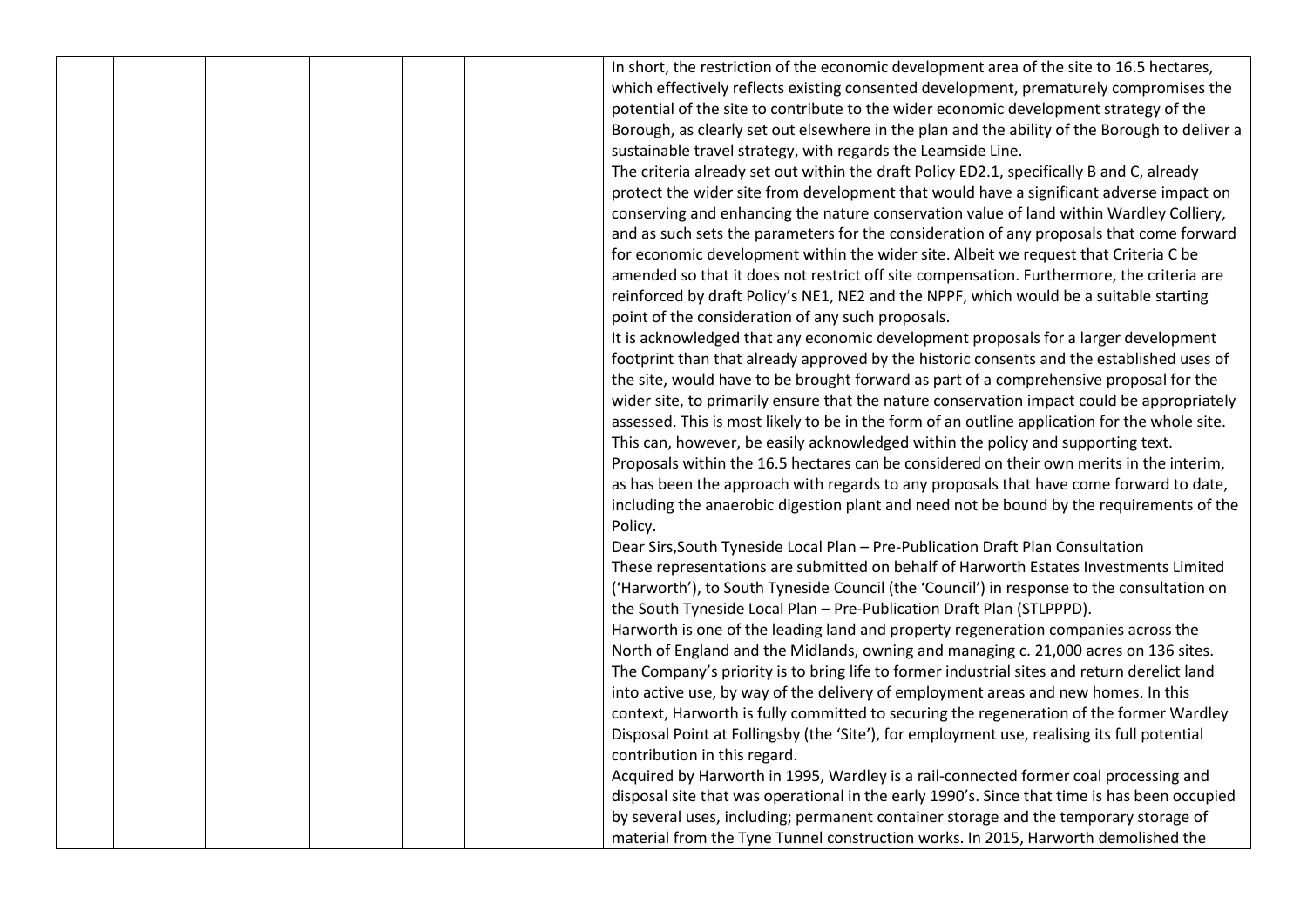|  |  |  |  |  |  |  | In short, the restriction of the economic development area of the site to 16.5 hectares, which effectively reflects existing consented development, prematurely compromises the potential of the site to contribute to the wider economic development strategy of the Borough, as clearly set out elsewhere in the plan and the ability of the Borough to deliver a sustainable travel strategy, with regards the Leamside Line.<br>The criteria already set out within the draft Policy ED2.1, specifically B and C, already protect the wider site from development that would have a significant adverse impact on conserving and enhancing the nature conservation value of land within Wardley Colliery, and as such sets the parameters for the consideration of any proposals that come forward for economic development within the wider site. Albeit we request that Criteria C be amended so that it does not restrict off site compensation. Furthermore, the criteria are reinforced by draft Policy's NE1, NE2 and the NPPF, which would be a suitable starting point of the consideration of any such proposals.<br>It is acknowledged that any economic development proposals for a larger development footprint than that already approved by the historic consents and the established uses of the site, would have to be brought forward as part of a comprehensive proposal for the wider site, to primarily ensure that the nature conservation impact could be appropriately assessed. This is most likely to be in the form of an outline application for the whole site. This can, however, be easily acknowledged within the policy and supporting text.<br>Proposals within the 16.5 hectares can be considered on their own merits in the interim, as has been the approach with regards to any proposals that have come forward to date, including the anaerobic digestion plant and need not be bound by the requirements of the Policy.<br>Dear Sirs,South Tyneside Local Plan – Pre-Publication Draft Plan Consultation<br>These representations are submitted on behalf of Harworth Estates Investments Limited ('Harworth'), to South Tyneside Council (the 'Council') in response to the consultation on the South Tyneside Local Plan – Pre-Publication Draft Plan (STLPPPD).<br>Harworth is one of the leading land and property regeneration companies across the North of England and the Midlands, owning and managing c. 21,000 acres on 136 sites. The Company's priority is to bring life to former industrial sites and return derelict land into active use, by way of the delivery of employment areas and new homes. In this context, Harworth is fully committed to securing the regeneration of the former Wardley Disposal Point at Follingsby (the 'Site'), for employment use, realising its full potential contribution in this regard.<br>Acquired by Harworth in 1995, Wardley is a rail-connected former coal processing and disposal site that was operational in the early 1990's. Since that time is has been occupied by several uses, including; permanent container storage and the temporary storage of material from the Tyne Tunnel construction works. In 2015, Harworth demolished the |
|---|---|---|---|---|---|---|---|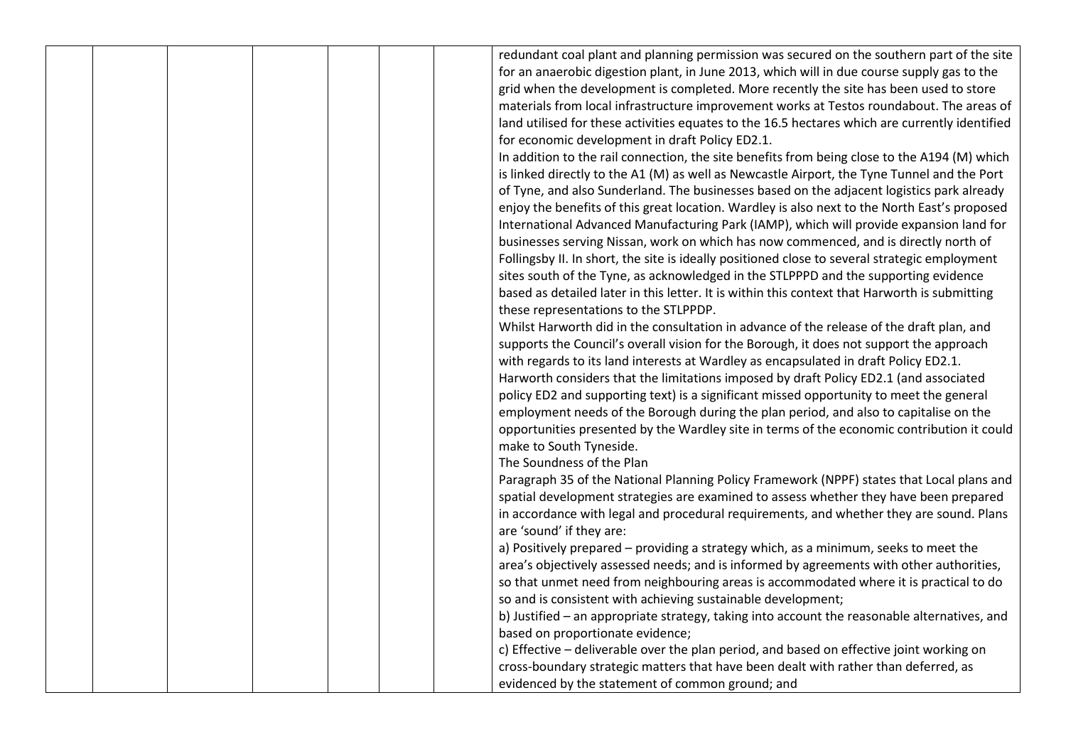|  |  |  |  |  |  |  | redundant coal plant and planning permission was secured on the southern part of the site for an anaerobic digestion plant, in June 2013, which will in due course supply gas to the grid when the development is completed. More recently the site has been used to store materials from local infrastructure improvement works at Testos roundabout. The areas of land utilised for these activities equates to the 16.5 hectares which are currently identified for economic development in draft Policy ED2.1.<br>In addition to the rail connection, the site benefits from being close to the A194 (M) which is linked directly to the A1 (M) as well as Newcastle Airport, the Tyne Tunnel and the Port of Tyne, and also Sunderland. The businesses based on the adjacent logistics park already enjoy the benefits of this great location. Wardley is also next to the North East's proposed International Advanced Manufacturing Park (IAMP), which will provide expansion land for businesses serving Nissan, work on which has now commenced, and is directly north of Follingsby II. In short, the site is ideally positioned close to several strategic employment sites south of the Tyne, as acknowledged in the STLPPPD and the supporting evidence based as detailed later in this letter. It is within this context that Harworth is submitting these representations to the STLPPDP.<br>Whilst Harworth did in the consultation in advance of the release of the draft plan, and supports the Council's overall vision for the Borough, it does not support the approach with regards to its land interests at Wardley as encapsulated in draft Policy ED2.1.<br>Harworth considers that the limitations imposed by draft Policy ED2.1 (and associated policy ED2 and supporting text) is a significant missed opportunity to meet the general employment needs of the Borough during the plan period, and also to capitalise on the opportunities presented by the Wardley site in terms of the economic contribution it could make to South Tyneside.<br>The Soundness of the Plan<br>Paragraph 35 of the National Planning Policy Framework (NPPF) states that Local plans and spatial development strategies are examined to assess whether they have been prepared in accordance with legal and procedural requirements, and whether they are sound. Plans are 'sound' if they are:<br>a) Positively prepared – providing a strategy which, as a minimum, seeks to meet the area's objectively assessed needs; and is informed by agreements with other authorities, so that unmet need from neighbouring areas is accommodated where it is practical to do so and is consistent with achieving sustainable development;<br>b) Justified – an appropriate strategy, taking into account the reasonable alternatives, and based on proportionate evidence;<br>c) Effective – deliverable over the plan period, and based on effective joint working on cross-boundary strategic matters that have been dealt with rather than deferred, as evidenced by the statement of common ground; and |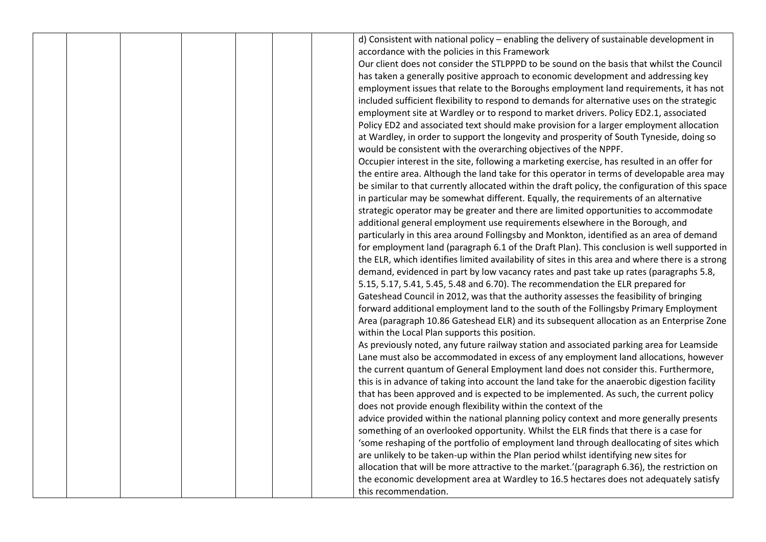d) Consistent with national policy – enabling the delivery of sustainable development in accordance with the policies in this Framework

Our client does not consider the STLPPPD to be sound on the basis that whilst the Council has taken a generally positive approach to economic development and addressing key employment issues that relate to the Boroughs employment land requirements, it has not included sufficient flexibility to respond to demands for alternative uses on the strategic employment site at Wardley or to respond to market drivers. Policy ED2.1, associated Policy ED2 and associated text should make provision for a larger employment allocation at Wardley, in order to support the longevity and prosperity of South Tyneside, doing so would be consistent with the overarching objectives of the NPPF.

Occupier interest in the site, following a marketing exercise, has resulted in an offer for the entire area. Although the land take for this operator in terms of developable area may be similar to that currently allocated within the draft policy, the configuration of this space in particular may be somewhat different. Equally, the requirements of an alternative strategic operator may be greater and there are limited opportunities to accommodate additional general employment use requirements elsewhere in the Borough, and particularly in this area around Follingsby and Monkton, identified as an area of demand for employment land (paragraph 6.1 of the Draft Plan). This conclusion is well supported in the ELR, which identifies limited availability of sites in this area and where there is a strong demand, evidenced in part by low vacancy rates and past take up rates (paragraphs 5.8, 5.15, 5.17, 5.41, 5.45, 5.48 and 6.70). The recommendation the ELR prepared for Gateshead Council in 2012, was that the authority assesses the feasibility of bringing forward additional employment land to the south of the Follingsby Primary Employment Area (paragraph 10.86 Gateshead ELR) and its subsequent allocation as an Enterprise Zone within the Local Plan supports this position.

As previously noted, any future railway station and associated parking area for Leamside Lane must also be accommodated in excess of any employment land allocations, however the current quantum of General Employment land does not consider this. Furthermore, this is in advance of taking into account the land take for the anaerobic digestion facility that has been approved and is expected to be implemented. As such, the current policy does not provide enough flexibility within the context of the advice provided within the national planning policy context and more generally presents something of an overlooked opportunity. Whilst the ELR finds that there is a case for 'some reshaping of the portfolio of employment land through deallocating of sites which are unlikely to be taken-up within the Plan period whilst identifying new sites for allocation that will be more attractive to the market.'(paragraph 6.36), the restriction on the economic development area at Wardley to 16.5 hectares does not adequately satisfy this recommendation.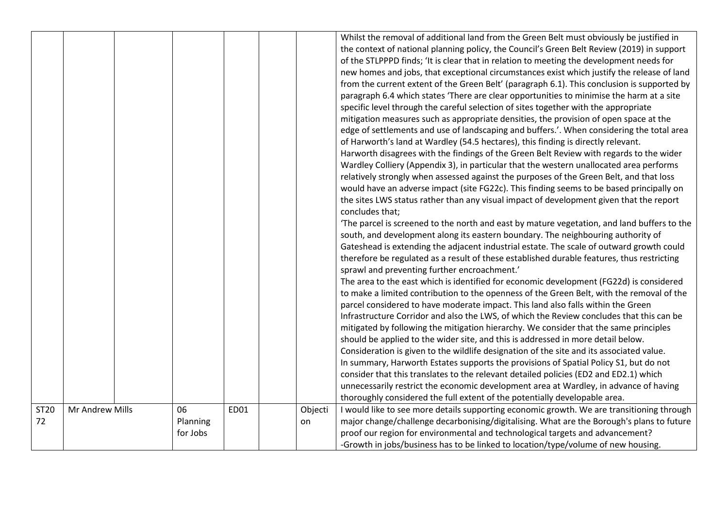| | | | | | | | |
|---|---|---|---|---|---|---|---|
| | | | | | | | Whilst the removal of additional land from the Green Belt must obviously be justified in the context of national planning policy, the Council's Green Belt Review (2019) in support of the STLPPPD finds; 'It is clear that in relation to meeting the development needs for new homes and jobs, that exceptional circumstances exist which justify the release of land from the current extent of the Green Belt' (paragraph 6.1). This conclusion is supported by paragraph 6.4 which states 'There are clear opportunities to minimise the harm at a site specific level through the careful selection of sites together with the appropriate mitigation measures such as appropriate densities, the provision of open space at the edge of settlements and use of landscaping and buffers.'. When considering the total area of Harworth's land at Wardley (54.5 hectares), this finding is directly relevant.<br>Harworth disagrees with the findings of the Green Belt Review with regards to the wider Wardley Colliery (Appendix 3), in particular that the western unallocated area performs relatively strongly when assessed against the purposes of the Green Belt, and that loss would have an adverse impact (site FG22c). This finding seems to be based principally on the sites LWS status rather than any visual impact of development given that the report concludes that;<br>'The parcel is screened to the north and east by mature vegetation, and land buffers to the south, and development along its eastern boundary. The neighbouring authority of Gateshead is extending the adjacent industrial estate. The scale of outward growth could therefore be regulated as a result of these established durable features, thus restricting sprawl and preventing further encroachment.'<br>The area to the east which is identified for economic development (FG22d) is considered to make a limited contribution to the openness of the Green Belt, with the removal of the parcel considered to have moderate impact. This land also falls within the Green Infrastructure Corridor and also the LWS, of which the Review concludes that this can be mitigated by following the mitigation hierarchy. We consider that the same principles should be applied to the wider site, and this is addressed in more detail below.<br>Consideration is given to the wildlife designation of the site and its associated value.<br>In summary, Harworth Estates supports the provisions of Spatial Policy S1, but do not consider that this translates to the relevant detailed policies (ED2 and ED2.1) which unnecessarily restrict the economic development area at Wardley, in advance of having thoroughly considered the full extent of the potentially developable area. |
| ST2072 | Mr Andrew Mills | | 06 Planning for Jobs | ED01 | | Objection | I would like to see more details supporting economic growth. We are transitioning through major change/challenge decarbonising/digitalising. What are the Borough's plans to future proof our region for environmental and technological targets and advancement?<br>-Growth in jobs/business has to be linked to location/type/volume of new housing. |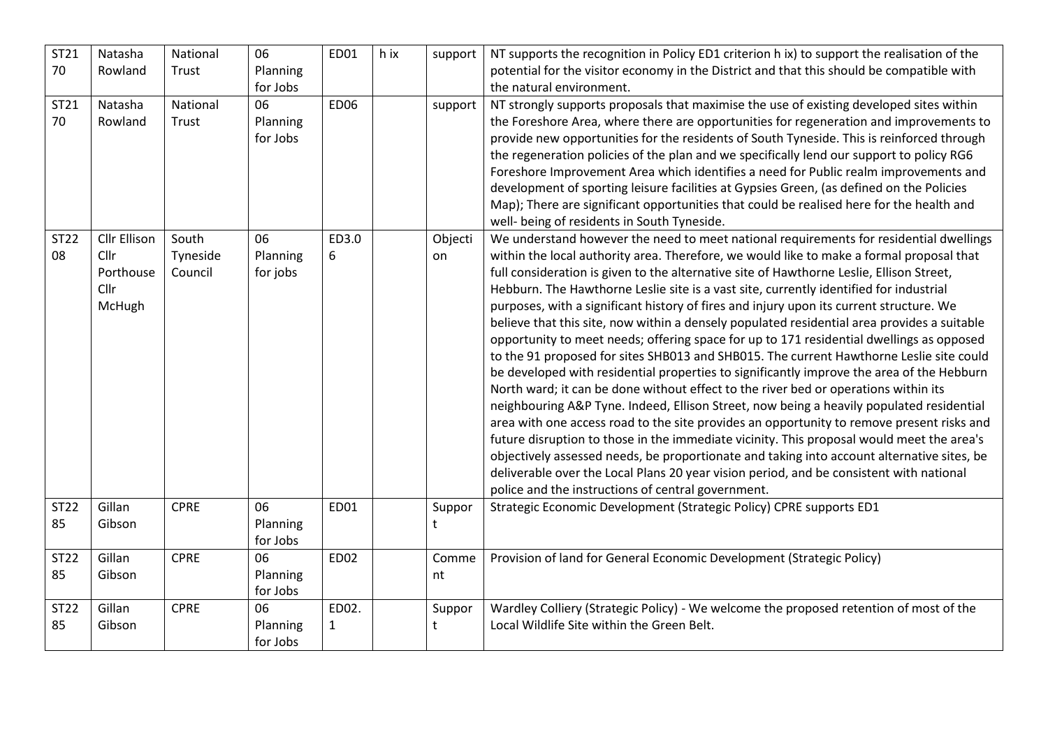| ST2170 | Natasha Rowland | National Trust | 06 Planning for Jobs | ED01 | h ix | support | NT supports the recognition in Policy ED1 criterion h ix) to support the realisation of the potential for the visitor economy in the District and that this should be compatible with the natural environment. |
|---|---|---|---|---|---|---|---|
| ST2170 | Natasha Rowland | National Trust | 06 Planning for Jobs | ED06 | | support | NT strongly supports proposals that maximise the use of existing developed sites within the Foreshore Area, where there are opportunities for regeneration and improvements to provide new opportunities for the residents of South Tyneside. This is reinforced through the regeneration policies of the plan and we specifically lend our support to policy RG6 Foreshore Improvement Area which identifies a need for Public realm improvements and development of sporting leisure facilities at Gypsies Green, (as defined on the Policies Map); There are significant opportunities that could be realised here for the health and well- being of residents in South Tyneside. |
| ST2208 | Cllr Ellison Cllr Porthouse Cllr McHugh | South Tyneside Council | 06 Planning for jobs | ED3.06 | | Objection | We understand however the need to meet national requirements for residential dwellings within the local authority area. Therefore, we would like to make a formal proposal that full consideration is given to the alternative site of Hawthorne Leslie, Ellison Street, Hebburn. The Hawthorne Leslie site is a vast site, currently identified for industrial purposes, with a significant history of fires and injury upon its current structure. We believe that this site, now within a densely populated residential area provides a suitable opportunity to meet needs; offering space for up to 171 residential dwellings as opposed to the 91 proposed for sites SHB013 and SHB015. The current Hawthorne Leslie site could be developed with residential properties to significantly improve the area of the Hebburn North ward; it can be done without effect to the river bed or operations within its neighbouring A&P Tyne. Indeed, Ellison Street, now being a heavily populated residential area with one access road to the site provides an opportunity to remove present risks and future disruption to those in the immediate vicinity. This proposal would meet the area's objectively assessed needs, be proportionate and taking into account alternative sites, be deliverable over the Local Plans 20 year vision period, and be consistent with national police and the instructions of central government. |
| ST2285 | Gillan Gibson | CPRE | 06 Planning for Jobs | ED01 | | Support | Strategic Economic Development (Strategic Policy) CPRE supports ED1 |
| ST2285 | Gillan Gibson | CPRE | 06 Planning for Jobs | ED02 | | Comment | Provision of land for General Economic Development (Strategic Policy) |
| ST2285 | Gillan Gibson | CPRE | 06 Planning for Jobs | ED02.1 | | Support | Wardley Colliery (Strategic Policy) - We welcome the proposed retention of most of the Local Wildlife Site within the Green Belt. |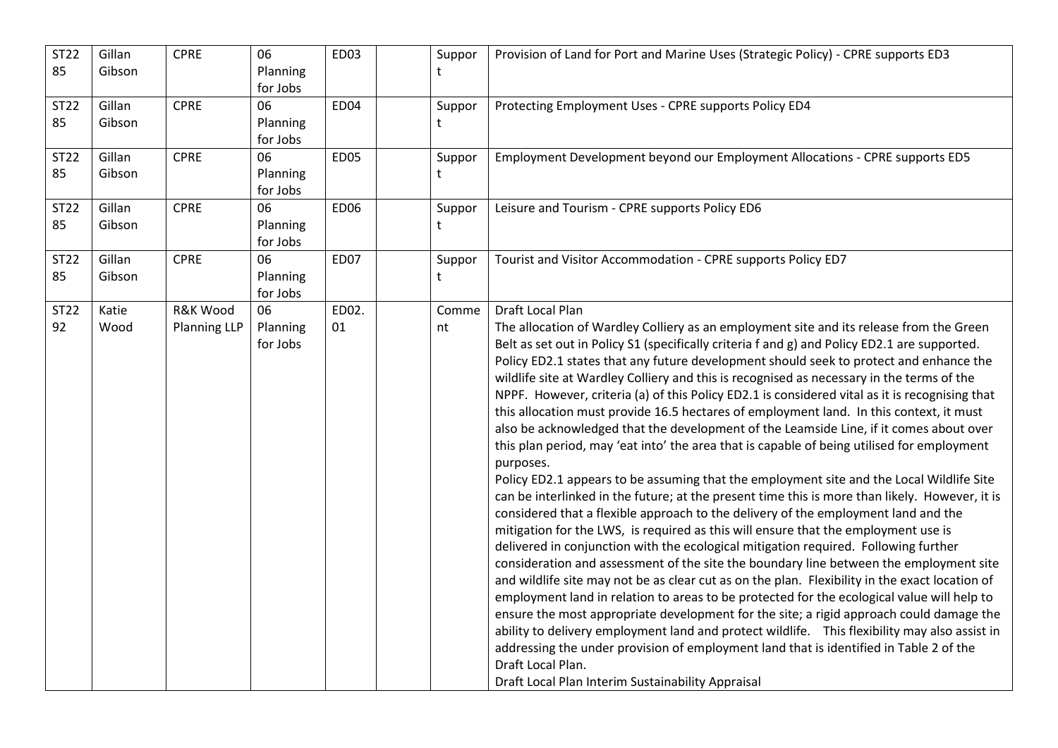| ST2285 | Gillan Gibson | CPRE | 06 Planning for Jobs | ED03 | | Support | Provision of Land for Port and Marine Uses (Strategic Policy) - CPRE supports ED3 |
|---|---|---|---|---|---|---|---|
| ST2285 | Gillan Gibson | CPRE | 06 Planning for Jobs | ED04 | | Support | Protecting Employment Uses - CPRE supports Policy ED4 |
| ST2285 | Gillan Gibson | CPRE | 06 Planning for Jobs | ED05 | | Support | Employment Development beyond our Employment Allocations - CPRE supports ED5 |
| ST2285 | Gillan Gibson | CPRE | 06 Planning for Jobs | ED06 | | Support | Leisure and Tourism - CPRE supports Policy ED6 |
| ST2285 | Gillan Gibson | CPRE | 06 Planning for Jobs | ED07 | | Support | Tourist and Visitor Accommodation - CPRE supports Policy ED7 |
| ST2292 | Katie Wood | R&K Wood Planning LLP | 06 Planning for Jobs | ED02.01 | | Comment | Draft Local Plan<br>The allocation of Wardley Colliery as an employment site and its release from the Green Belt as set out in Policy S1 (specifically criteria f and g) and Policy ED2.1 are supported. Policy ED2.1 states that any future development should seek to protect and enhance the wildlife site at Wardley Colliery and this is recognised as necessary in the terms of the NPPF. However, criteria (a) of this Policy ED2.1 is considered vital as it is recognising that this allocation must provide 16.5 hectares of employment land. In this context, it must also be acknowledged that the development of the Leamside Line, if it comes about over this plan period, may 'eat into' the area that is capable of being utilised for employment purposes.<br>Policy ED2.1 appears to be assuming that the employment site and the Local Wildlife Site can be interlinked in the future; at the present time this is more than likely. However, it is considered that a flexible approach to the delivery of the employment land and the mitigation for the LWS, is required as this will ensure that the employment use is delivered in conjunction with the ecological mitigation required. Following further consideration and assessment of the site the boundary line between the employment site and wildlife site may not be as clear cut as on the plan. Flexibility in the exact location of employment land in relation to areas to be protected for the ecological value will help to ensure the most appropriate development for the site; a rigid approach could damage the ability to delivery employment land and protect wildlife. This flexibility may also assist in addressing the under provision of employment land that is identified in Table 2 of the Draft Local Plan.<br>Draft Local Plan Interim Sustainability Appraisal |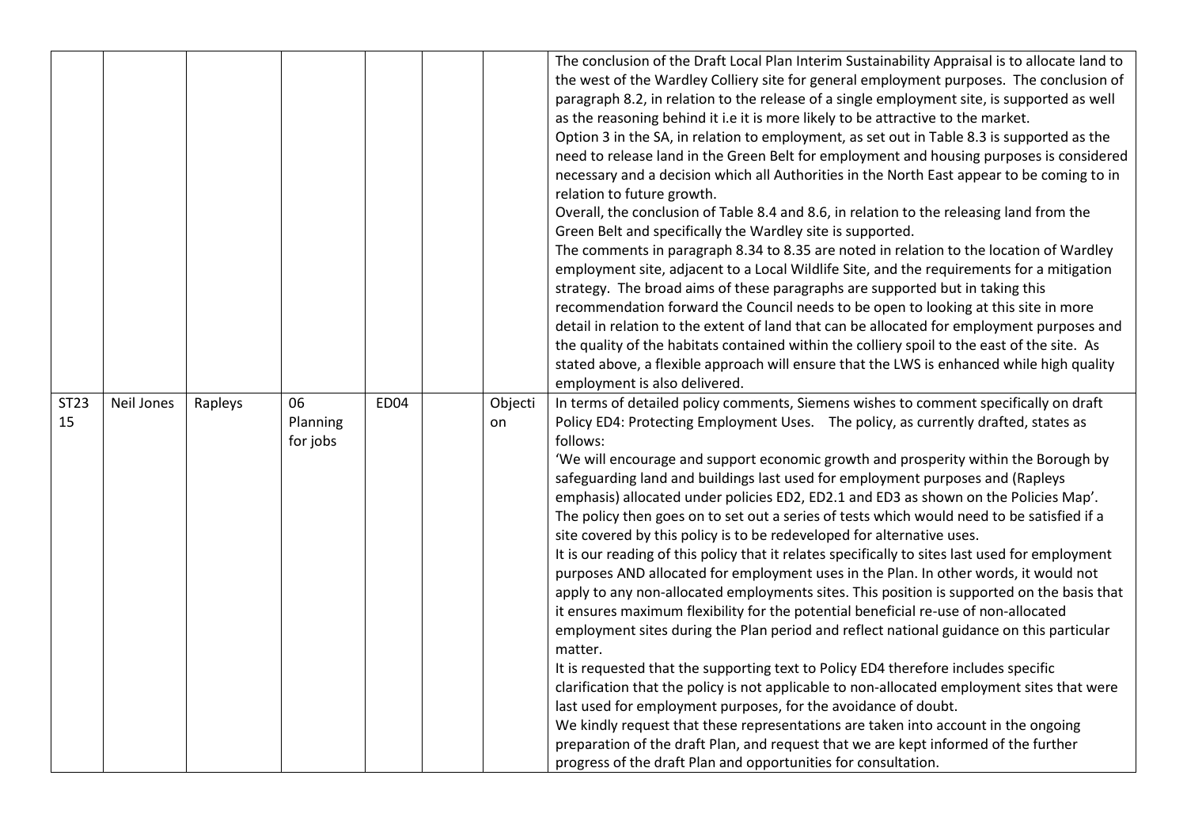| | | | | | | | |
|---|---|---|---|---|---|---|---|
| | | | | | | | The conclusion of the Draft Local Plan Interim Sustainability Appraisal is to allocate land to the west of the Wardley Colliery site for general employment purposes. The conclusion of paragraph 8.2, in relation to the release of a single employment site, is supported as well as the reasoning behind it i.e it is more likely to be attractive to the market.<br>Option 3 in the SA, in relation to employment, as set out in Table 8.3 is supported as the need to release land in the Green Belt for employment and housing purposes is considered necessary and a decision which all Authorities in the North East appear to be coming to in relation to future growth.<br>Overall, the conclusion of Table 8.4 and 8.6, in relation to the releasing land from the Green Belt and specifically the Wardley site is supported.<br>The comments in paragraph 8.34 to 8.35 are noted in relation to the location of Wardley employment site, adjacent to a Local Wildlife Site, and the requirements for a mitigation strategy. The broad aims of these paragraphs are supported but in taking this recommendation forward the Council needs to be open to looking at this site in more detail in relation to the extent of land that can be allocated for employment purposes and the quality of the habitats contained within the colliery spoil to the east of the site. As stated above, a flexible approach will ensure that the LWS is enhanced while high quality employment is also delivered. |
| ST2315 | Neil Jones | Rapleys | 06 Planning for jobs | ED04 | | Objection | In terms of detailed policy comments, Siemens wishes to comment specifically on draft Policy ED4: Protecting Employment Uses. The policy, as currently drafted, states as follows:<br>'We will encourage and support economic growth and prosperity within the Borough by safeguarding land and buildings last used for employment purposes and (Rapleys emphasis) allocated under policies ED2, ED2.1 and ED3 as shown on the Policies Map'.<br>The policy then goes on to set out a series of tests which would need to be satisfied if a site covered by this policy is to be redeveloped for alternative uses.<br>It is our reading of this policy that it relates specifically to sites last used for employment purposes AND allocated for employment uses in the Plan. In other words, it would not apply to any non-allocated employments sites. This position is supported on the basis that it ensures maximum flexibility for the potential beneficial re-use of non-allocated employment sites during the Plan period and reflect national guidance on this particular matter.<br>It is requested that the supporting text to Policy ED4 therefore includes specific clarification that the policy is not applicable to non-allocated employment sites that were last used for employment purposes, for the avoidance of doubt.<br>We kindly request that these representations are taken into account in the ongoing preparation of the draft Plan, and request that we are kept informed of the further progress of the draft Plan and opportunities for consultation. |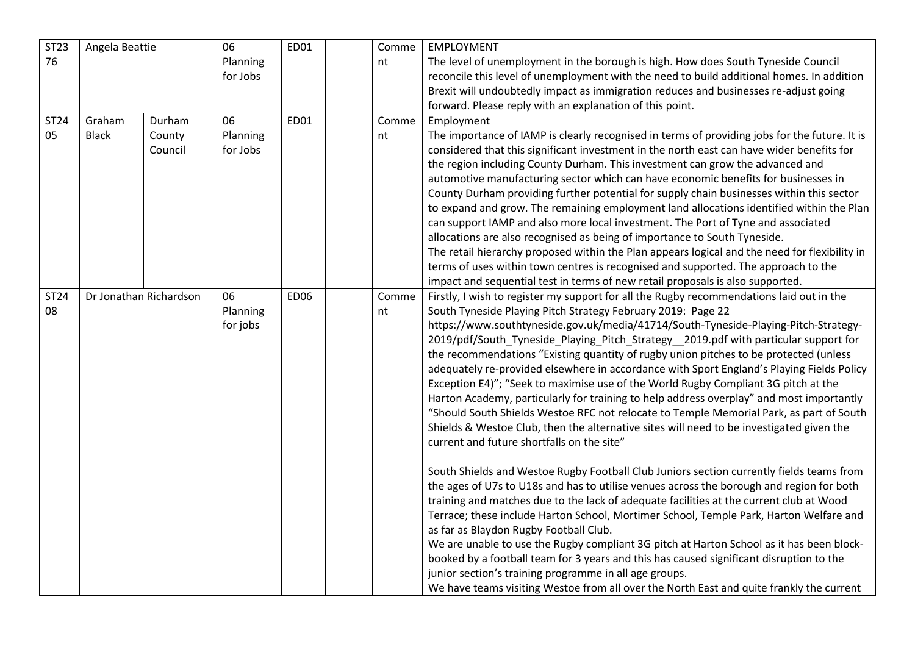| ST2376 | Angela Beattie | | 06 Planning for Jobs | ED01 | | Comment | EMPLOYMENT<br>The level of unemployment in the borough is high. How does South Tyneside Council reconcile this level of unemployment with the need to build additional homes. In addition Brexit will undoubtedly impact as immigration reduces and businesses re-adjust going forward. Please reply with an explanation of this point. |
|---|---|---|---|---|---|---|---|
| ST2405 | Graham Black | Durham County Council | 06 Planning for Jobs | ED01 | | Comment | Employment<br>The importance of IAMP is clearly recognised in terms of providing jobs for the future. It is considered that this significant investment in the north east can have wider benefits for the region including County Durham. This investment can grow the advanced and automotive manufacturing sector which can have economic benefits for businesses in County Durham providing further potential for supply chain businesses within this sector to expand and grow. The remaining employment land allocations identified within the Plan can support IAMP and also more local investment. The Port of Tyne and associated allocations are also recognised as being of importance to South Tyneside.<br>The retail hierarchy proposed within the Plan appears logical and the need for flexibility in terms of uses within town centres is recognised and supported. The approach to the impact and sequential test in terms of new retail proposals is also supported. |
| ST2408 | Dr Jonathan Richardson | | 06 Planning for jobs | ED06 | | Comment | Firstly, I wish to register my support for all the Rugby recommendations laid out in the South Tyneside Playing Pitch Strategy February 2019: Page 22 https://www.southtyneside.gov.uk/media/41714/South-Tyneside-Playing-Pitch-Strategy-2019/pdf/South_Tyneside_Playing_Pitch_Strategy__2019.pdf with particular support for the recommendations "Existing quantity of rugby union pitches to be protected (unless adequately re-provided elsewhere in accordance with Sport England's Playing Fields Policy Exception E4)"; "Seek to maximise use of the World Rugby Compliant 3G pitch at the Harton Academy, particularly for training to help address overplay" and most importantly "Should South Shields Westoe RFC not relocate to Temple Memorial Park, as part of South Shields & Westoe Club, then the alternative sites will need to be investigated given the current and future shortfalls on the site"<br><br>South Shields and Westoe Rugby Football Club Juniors section currently fields teams from the ages of U7s to U18s and has to utilise venues across the borough and region for both training and matches due to the lack of adequate facilities at the current club at Wood Terrace; these include Harton School, Mortimer School, Temple Park, Harton Welfare and as far as Blaydon Rugby Football Club.<br>We are unable to use the Rugby compliant 3G pitch at Harton School as it has been block-booked by a football team for 3 years and this has caused significant disruption to the junior section's training programme in all age groups.<br>We have teams visiting Westoe from all over the North East and quite frankly the current |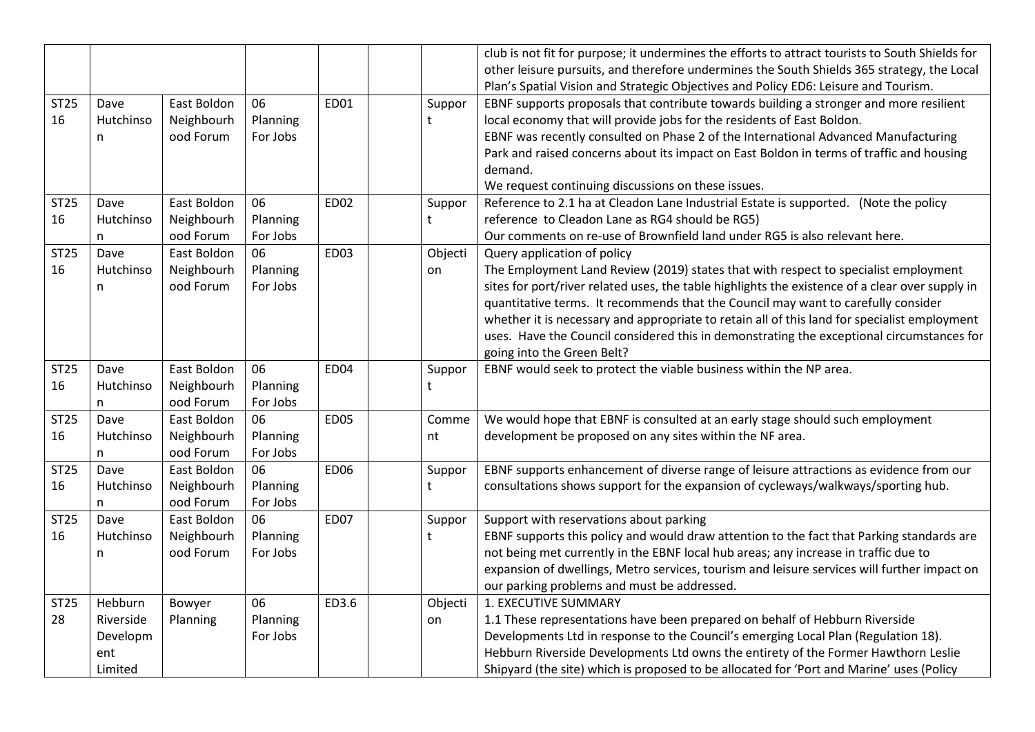|  |  |  |  |  |  |  |  |
|---|---|---|---|---|---|---|---|
|  |  |  |  |  |  |  | club is not fit for purpose; it undermines the efforts to attract tourists to South Shields for other leisure pursuits, and therefore undermines the South Shields 365 strategy, the Local Plan's Spatial Vision and Strategic Objectives and Policy ED6: Leisure and Tourism. |
| ST2516 | Dave Hutchinson | East Boldon Neighbourhood Forum | 06 Planning For Jobs | ED01 |  | Support | EBNF supports proposals that contribute towards building a stronger and more resilient local economy that will provide jobs for the residents of East Boldon.<br>EBNF was recently consulted on Phase 2 of the International Advanced Manufacturing Park and raised concerns about its impact on East Boldon in terms of traffic and housing demand.<br>We request continuing discussions on these issues. |
| ST2516 | Dave Hutchinson | East Boldon Neighbourhood Forum | 06 Planning For Jobs | ED02 |  | Support | Reference to 2.1 ha at Cleadon Lane Industrial Estate is supported. (Note the policy reference to Cleadon Lane as RG4 should be RG5)<br>Our comments on re-use of Brownfield land under RG5 is also relevant here. |
| ST2516 | Dave Hutchinson | East Boldon Neighbourhood Forum | 06 Planning For Jobs | ED03 |  | Objection | Query application of policy<br>The Employment Land Review (2019) states that with respect to specialist employment sites for port/river related uses, the table highlights the existence of a clear over supply in quantitative terms. It recommends that the Council may want to carefully consider whether it is necessary and appropriate to retain all of this land for specialist employment uses. Have the Council considered this in demonstrating the exceptional circumstances for going into the Green Belt? |
| ST2516 | Dave Hutchinson | East Boldon Neighbourhood Forum | 06 Planning For Jobs | ED04 |  | Support | EBNF would seek to protect the viable business within the NP area. |
| ST2516 | Dave Hutchinson | East Boldon Neighbourhood Forum | 06 Planning For Jobs | ED05 |  | Comment | We would hope that EBNF is consulted at an early stage should such employment development be proposed on any sites within the NF area. |
| ST2516 | Dave Hutchinson | East Boldon Neighbourhood Forum | 06 Planning For Jobs | ED06 |  | Support | EBNF supports enhancement of diverse range of leisure attractions as evidence from our consultations shows support for the expansion of cycleways/walkways/sporting hub. |
| ST2516 | Dave Hutchinson | East Boldon Neighbourhood Forum | 06 Planning For Jobs | ED07 |  | Support | Support with reservations about parking<br>EBNF supports this policy and would draw attention to the fact that Parking standards are not being met currently in the EBNF local hub areas; any increase in traffic due to expansion of dwellings, Metro services, tourism and leisure services will further impact on our parking problems and must be addressed. |
| ST2528 | Hebburn Riverside Development Limited | Bowyer Planning | 06 Planning For Jobs | ED3.6 |  | Objection | 1. EXECUTIVE SUMMARY<br>1.1 These representations have been prepared on behalf of Hebburn Riverside Developments Ltd in response to the Council's emerging Local Plan (Regulation 18). Hebburn Riverside Developments Ltd owns the entirety of the Former Hawthorn Leslie Shipyard (the site) which is proposed to be allocated for 'Port and Marine' uses (Policy |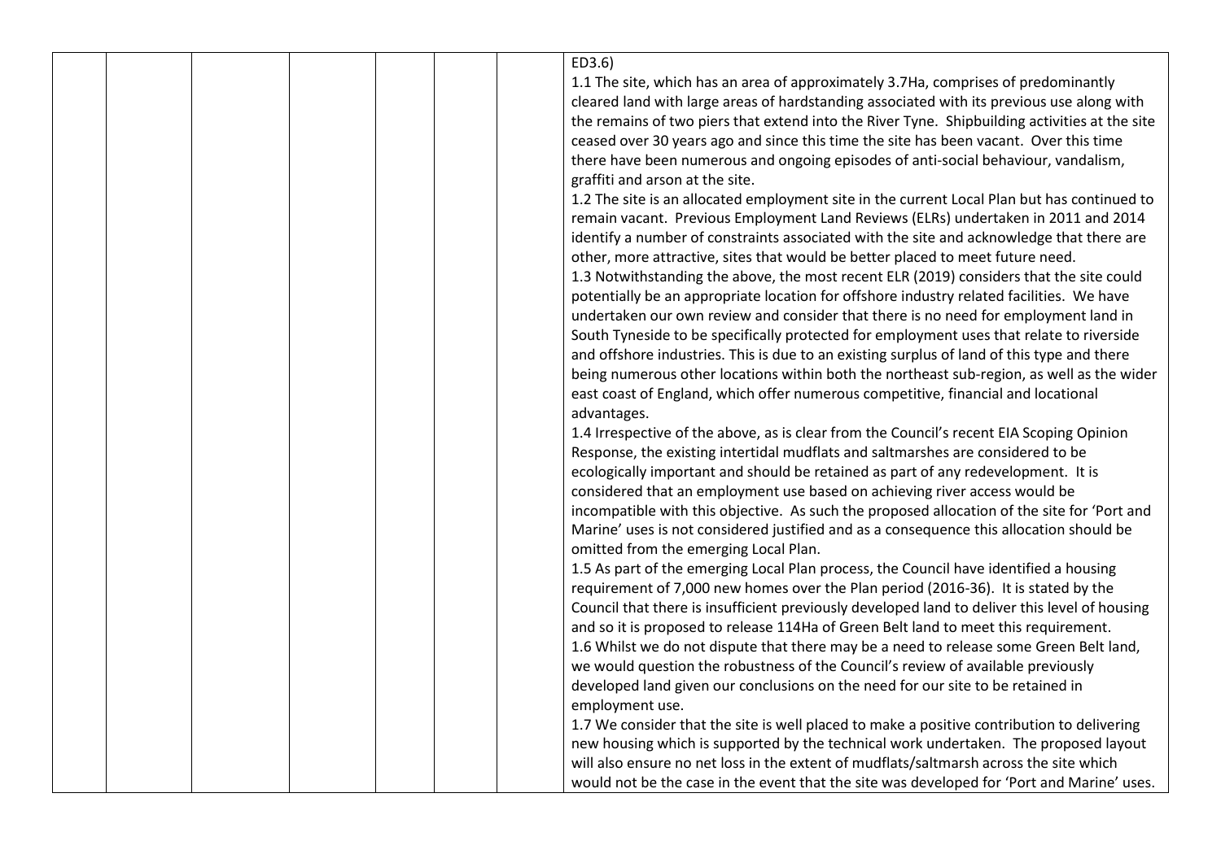ED3.6)

1.1 The site, which has an area of approximately 3.7Ha, comprises of predominantly cleared land with large areas of hardstanding associated with its previous use along with the remains of two piers that extend into the River Tyne. Shipbuilding activities at the site ceased over 30 years ago and since this time the site has been vacant. Over this time there have been numerous and ongoing episodes of anti-social behaviour, vandalism, graffiti and arson at the site.

1.2 The site is an allocated employment site in the current Local Plan but has continued to remain vacant. Previous Employment Land Reviews (ELRs) undertaken in 2011 and 2014 identify a number of constraints associated with the site and acknowledge that there are other, more attractive, sites that would be better placed to meet future need.

1.3 Notwithstanding the above, the most recent ELR (2019) considers that the site could potentially be an appropriate location for offshore industry related facilities. We have undertaken our own review and consider that there is no need for employment land in South Tyneside to be specifically protected for employment uses that relate to riverside and offshore industries. This is due to an existing surplus of land of this type and there being numerous other locations within both the northeast sub-region, as well as the wider east coast of England, which offer numerous competitive, financial and locational advantages.

1.4 Irrespective of the above, as is clear from the Council's recent EIA Scoping Opinion Response, the existing intertidal mudflats and saltmarshes are considered to be ecologically important and should be retained as part of any redevelopment. It is considered that an employment use based on achieving river access would be incompatible with this objective. As such the proposed allocation of the site for 'Port and Marine' uses is not considered justified and as a consequence this allocation should be omitted from the emerging Local Plan.

1.5 As part of the emerging Local Plan process, the Council have identified a housing requirement of 7,000 new homes over the Plan period (2016-36). It is stated by the Council that there is insufficient previously developed land to deliver this level of housing and so it is proposed to release 114Ha of Green Belt land to meet this requirement.

1.6 Whilst we do not dispute that there may be a need to release some Green Belt land, we would question the robustness of the Council's review of available previously developed land given our conclusions on the need for our site to be retained in employment use.

1.7 We consider that the site is well placed to make a positive contribution to delivering new housing which is supported by the technical work undertaken. The proposed layout will also ensure no net loss in the extent of mudflats/saltmarsh across the site which would not be the case in the event that the site was developed for 'Port and Marine' uses.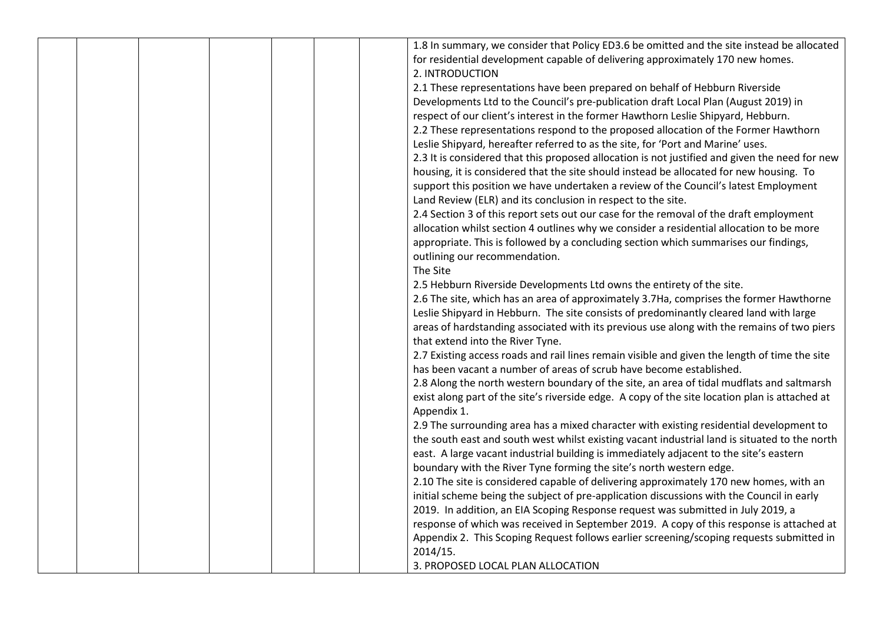1.8 In summary, we consider that Policy ED3.6 be omitted and the site instead be allocated for residential development capable of delivering approximately 170 new homes.

## 2. INTRODUCTION

2.1 These representations have been prepared on behalf of Hebburn Riverside Developments Ltd to the Council's pre-publication draft Local Plan (August 2019) in respect of our client's interest in the former Hawthorn Leslie Shipyard, Hebburn.

2.2 These representations respond to the proposed allocation of the Former Hawthorn Leslie Shipyard, hereafter referred to as the site, for 'Port and Marine' uses.

2.3 It is considered that this proposed allocation is not justified and given the need for new housing, it is considered that the site should instead be allocated for new housing. To support this position we have undertaken a review of the Council's latest Employment Land Review (ELR) and its conclusion in respect to the site.

2.4 Section 3 of this report sets out our case for the removal of the draft employment allocation whilst section 4 outlines why we consider a residential allocation to be more appropriate. This is followed by a concluding section which summarises our findings, outlining our recommendation.

### The Site

2.5 Hebburn Riverside Developments Ltd owns the entirety of the site.

2.6 The site, which has an area of approximately 3.7Ha, comprises the former Hawthorne Leslie Shipyard in Hebburn. The site consists of predominantly cleared land with large areas of hardstanding associated with its previous use along with the remains of two piers that extend into the River Tyne.

2.7 Existing access roads and rail lines remain visible and given the length of time the site has been vacant a number of areas of scrub have become established.

2.8 Along the north western boundary of the site, an area of tidal mudflats and saltmarsh exist along part of the site's riverside edge. A copy of the site location plan is attached at Appendix 1.

2.9 The surrounding area has a mixed character with existing residential development to the south east and south west whilst existing vacant industrial land is situated to the north east. A large vacant industrial building is immediately adjacent to the site's eastern boundary with the River Tyne forming the site's north western edge.

2.10 The site is considered capable of delivering approximately 170 new homes, with an initial scheme being the subject of pre-application discussions with the Council in early 2019. In addition, an EIA Scoping Response request was submitted in July 2019, a response of which was received in September 2019. A copy of this response is attached at Appendix 2. This Scoping Request follows earlier screening/scoping requests submitted in 2014/15.

## 3. PROPOSED LOCAL PLAN ALLOCATION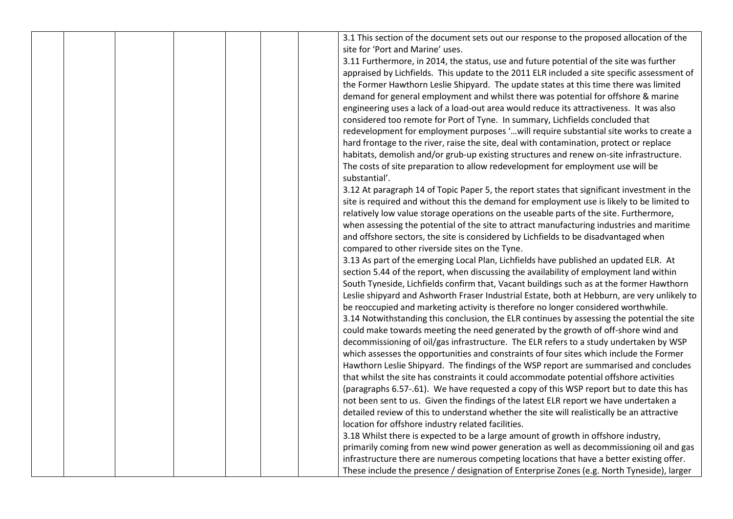| | | | | | | | |
|---|---|---|---|---|---|---|---|
| | | | | | | | 3.1 This section of the document sets out our response to the proposed allocation of the site for 'Port and Marine' uses.<br>3.11 Furthermore, in 2014, the status, use and future potential of the site was further appraised by Lichfields. This update to the 2011 ELR included a site specific assessment of the Former Hawthorn Leslie Shipyard. The update states at this time there was limited demand for general employment and whilst there was potential for offshore & marine engineering uses a lack of a load-out area would reduce its attractiveness. It was also considered too remote for Port of Tyne. In summary, Lichfields concluded that redevelopment for employment purposes '…will require substantial site works to create a hard frontage to the river, raise the site, deal with contamination, protect or replace habitats, demolish and/or grub-up existing structures and renew on-site infrastructure. The costs of site preparation to allow redevelopment for employment use will be substantial'.<br>3.12 At paragraph 14 of Topic Paper 5, the report states that significant investment in the site is required and without this the demand for employment use is likely to be limited to relatively low value storage operations on the useable parts of the site. Furthermore, when assessing the potential of the site to attract manufacturing industries and maritime and offshore sectors, the site is considered by Lichfields to be disadvantaged when compared to other riverside sites on the Tyne.<br>3.13 As part of the emerging Local Plan, Lichfields have published an updated ELR. At section 5.44 of the report, when discussing the availability of employment land within South Tyneside, Lichfields confirm that, Vacant buildings such as at the former Hawthorn Leslie shipyard and Ashworth Fraser Industrial Estate, both at Hebburn, are very unlikely to be reoccupied and marketing activity is therefore no longer considered worthwhile.<br>3.14 Notwithstanding this conclusion, the ELR continues by assessing the potential the site could make towards meeting the need generated by the growth of off-shore wind and decommissioning of oil/gas infrastructure. The ELR refers to a study undertaken by WSP which assesses the opportunities and constraints of four sites which include the Former Hawthorn Leslie Shipyard. The findings of the WSP report are summarised and concludes that whilst the site has constraints it could accommodate potential offshore activities (paragraphs 6.57-.61). We have requested a copy of this WSP report but to date this has not been sent to us. Given the findings of the latest ELR report we have undertaken a detailed review of this to understand whether the site will realistically be an attractive location for offshore industry related facilities.<br>3.18 Whilst there is expected to be a large amount of growth in offshore industry, primarily coming from new wind power generation as well as decommissioning oil and gas infrastructure there are numerous competing locations that have a better existing offer. These include the presence / designation of Enterprise Zones (e.g. North Tyneside), larger |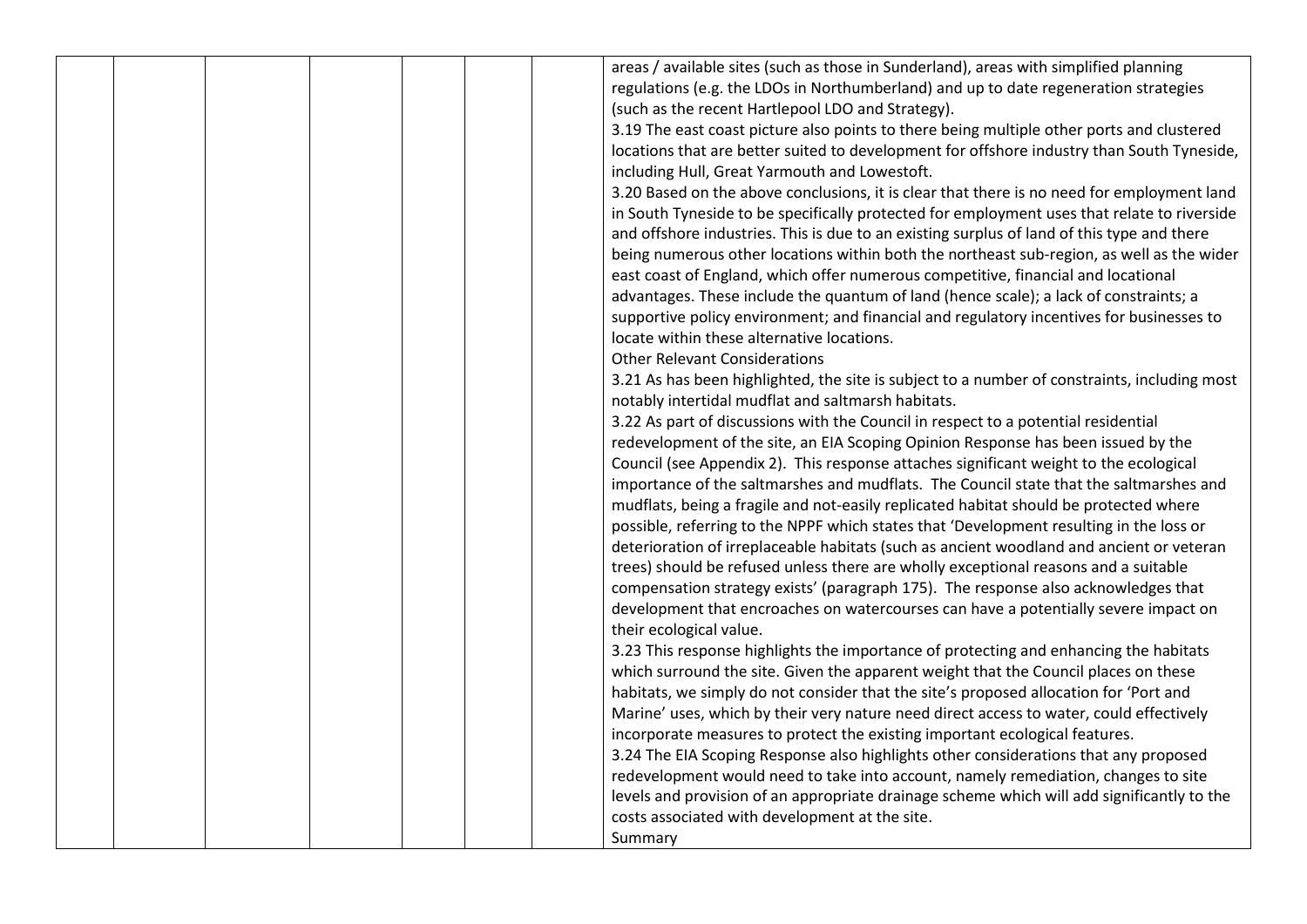| | | | | | | | |
|---|---|---|---|---|---|---|---|
| | | | | | | | areas / available sites (such as those in Sunderland), areas with simplified planning regulations (e.g. the LDOs in Northumberland) and up to date regeneration strategies (such as the recent Hartlepool LDO and Strategy).<br>3.19 The east coast picture also points to there being multiple other ports and clustered locations that are better suited to development for offshore industry than South Tyneside, including Hull, Great Yarmouth and Lowestoft.<br>3.20 Based on the above conclusions, it is clear that there is no need for employment land in South Tyneside to be specifically protected for employment uses that relate to riverside and offshore industries. This is due to an existing surplus of land of this type and there being numerous other locations within both the northeast sub-region, as well as the wider east coast of England, which offer numerous competitive, financial and locational advantages. These include the quantum of land (hence scale); a lack of constraints; a supportive policy environment; and financial and regulatory incentives for businesses to locate within these alternative locations.<br>Other Relevant Considerations<br>3.21 As has been highlighted, the site is subject to a number of constraints, including most notably intertidal mudflat and saltmarsh habitats.<br>3.22 As part of discussions with the Council in respect to a potential residential redevelopment of the site, an EIA Scoping Opinion Response has been issued by the Council (see Appendix 2). This response attaches significant weight to the ecological importance of the saltmarshes and mudflats. The Council state that the saltmarshes and mudflats, being a fragile and not-easily replicated habitat should be protected where possible, referring to the NPPF which states that 'Development resulting in the loss or deterioration of irreplaceable habitats (such as ancient woodland and ancient or veteran trees) should be refused unless there are wholly exceptional reasons and a suitable compensation strategy exists' (paragraph 175). The response also acknowledges that development that encroaches on watercourses can have a potentially severe impact on their ecological value.<br>3.23 This response highlights the importance of protecting and enhancing the habitats which surround the site. Given the apparent weight that the Council places on these habitats, we simply do not consider that the site's proposed allocation for 'Port and Marine' uses, which by their very nature need direct access to water, could effectively incorporate measures to protect the existing important ecological features.<br>3.24 The EIA Scoping Response also highlights other considerations that any proposed redevelopment would need to take into account, namely remediation, changes to site levels and provision of an appropriate drainage scheme which will add significantly to the costs associated with development at the site.<br>Summary |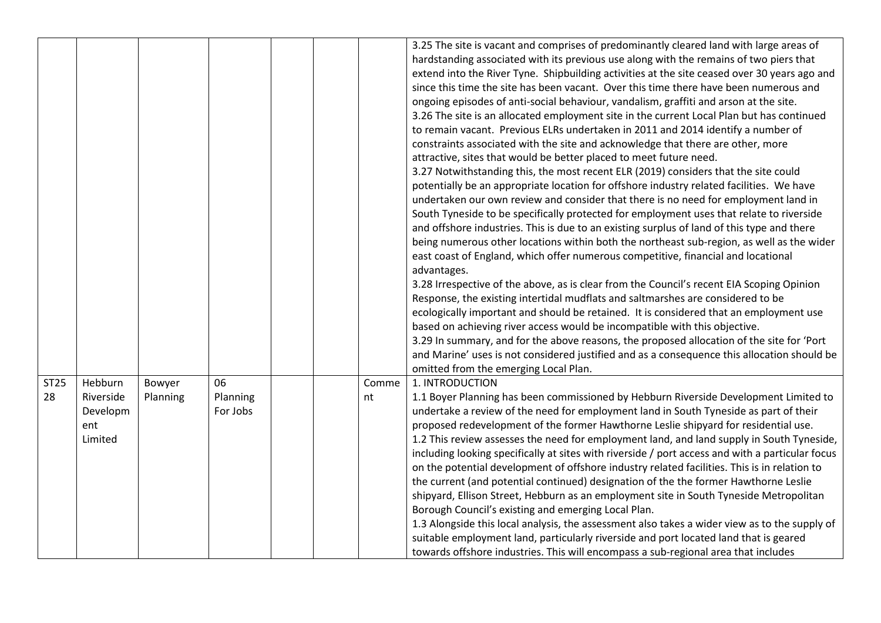| | | | | | | | |
|---|---|---|---|---|---|---|---|
| | | | | | | | 3.25 The site is vacant and comprises of predominantly cleared land with large areas of hardstanding associated with its previous use along with the remains of two piers that extend into the River Tyne. Shipbuilding activities at the site ceased over 30 years ago and since this time the site has been vacant. Over this time there have been numerous and ongoing episodes of anti-social behaviour, vandalism, graffiti and arson at the site.<br>3.26 The site is an allocated employment site in the current Local Plan but has continued to remain vacant. Previous ELRs undertaken in 2011 and 2014 identify a number of constraints associated with the site and acknowledge that there are other, more attractive, sites that would be better placed to meet future need.<br>3.27 Notwithstanding this, the most recent ELR (2019) considers that the site could potentially be an appropriate location for offshore industry related facilities. We have undertaken our own review and consider that there is no need for employment land in South Tyneside to be specifically protected for employment uses that relate to riverside and offshore industries. This is due to an existing surplus of land of this type and there being numerous other locations within both the northeast sub-region, as well as the wider east coast of England, which offer numerous competitive, financial and locational advantages.<br>3.28 Irrespective of the above, as is clear from the Council's recent EIA Scoping Opinion Response, the existing intertidal mudflats and saltmarshes are considered to be ecologically important and should be retained. It is considered that an employment use based on achieving river access would be incompatible with this objective.<br>3.29 In summary, and for the above reasons, the proposed allocation of the site for 'Port and Marine' uses is not considered justified and as a consequence this allocation should be omitted from the emerging Local Plan. |
| ST2528 | Hebburn Riverside Development Limited | Bowyer Planning | 06 Planning For Jobs | | | Comment | 1. INTRODUCTION<br>1.1 Boyer Planning has been commissioned by Hebburn Riverside Development Limited to undertake a review of the need for employment land in South Tyneside as part of their proposed redevelopment of the former Hawthorne Leslie shipyard for residential use.<br>1.2 This review assesses the need for employment land, and land supply in South Tyneside, including looking specifically at sites with riverside / port access and with a particular focus on the potential development of offshore industry related facilities. This is in relation to the current (and potential continued) designation of the the former Hawthorne Leslie shipyard, Ellison Street, Hebburn as an employment site in South Tyneside Metropolitan Borough Council's existing and emerging Local Plan.<br>1.3 Alongside this local analysis, the assessment also takes a wider view as to the supply of suitable employment land, particularly riverside and port located land that is geared towards offshore industries. This will encompass a sub-regional area that includes |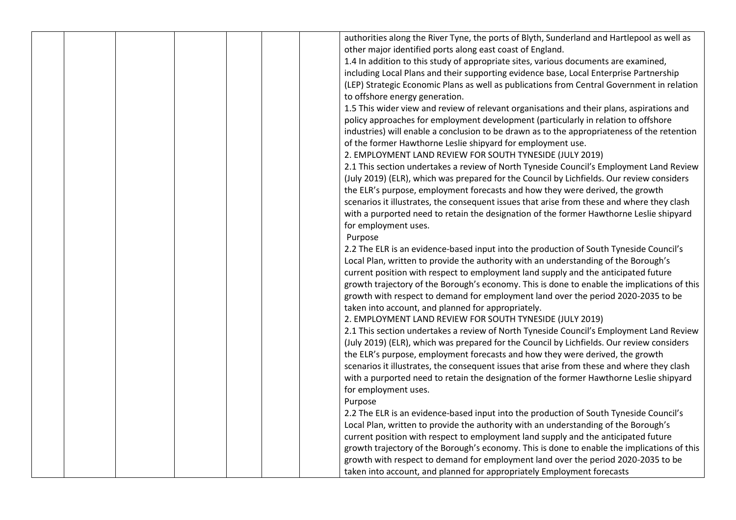| | | | | | | | |
|---|---|---|---|---|---|---|---|
| | | | | | | | authorities along the River Tyne, the ports of Blyth, Sunderland and Hartlepool as well as other major identified ports along east coast of England.<br>1.4 In addition to this study of appropriate sites, various documents are examined, including Local Plans and their supporting evidence base, Local Enterprise Partnership (LEP) Strategic Economic Plans as well as publications from Central Government in relation to offshore energy generation.<br>1.5 This wider view and review of relevant organisations and their plans, aspirations and policy approaches for employment development (particularly in relation to offshore industries) will enable a conclusion to be drawn as to the appropriateness of the retention of the former Hawthorne Leslie shipyard for employment use.<br>2. EMPLOYMENT LAND REVIEW FOR SOUTH TYNESIDE (JULY 2019)<br>2.1 This section undertakes a review of North Tyneside Council's Employment Land Review (July 2019) (ELR), which was prepared for the Council by Lichfields. Our review considers the ELR's purpose, employment forecasts and how they were derived, the growth scenarios it illustrates, the consequent issues that arise from these and where they clash with a purported need to retain the designation of the former Hawthorne Leslie shipyard for employment uses.<br>Purpose<br>2.2 The ELR is an evidence-based input into the production of South Tyneside Council's Local Plan, written to provide the authority with an understanding of the Borough's current position with respect to employment land supply and the anticipated future growth trajectory of the Borough's economy. This is done to enable the implications of this growth with respect to demand for employment land over the period 2020-2035 to be taken into account, and planned for appropriately.<br>2. EMPLOYMENT LAND REVIEW FOR SOUTH TYNESIDE (JULY 2019)<br>2.1 This section undertakes a review of North Tyneside Council's Employment Land Review (July 2019) (ELR), which was prepared for the Council by Lichfields. Our review considers the ELR's purpose, employment forecasts and how they were derived, the growth scenarios it illustrates, the consequent issues that arise from these and where they clash with a purported need to retain the designation of the former Hawthorne Leslie shipyard for employment uses.<br>Purpose<br>2.2 The ELR is an evidence-based input into the production of South Tyneside Council's Local Plan, written to provide the authority with an understanding of the Borough's current position with respect to employment land supply and the anticipated future growth trajectory of the Borough's economy. This is done to enable the implications of this growth with respect to demand for employment land over the period 2020-2035 to be taken into account, and planned for appropriately Employment forecasts |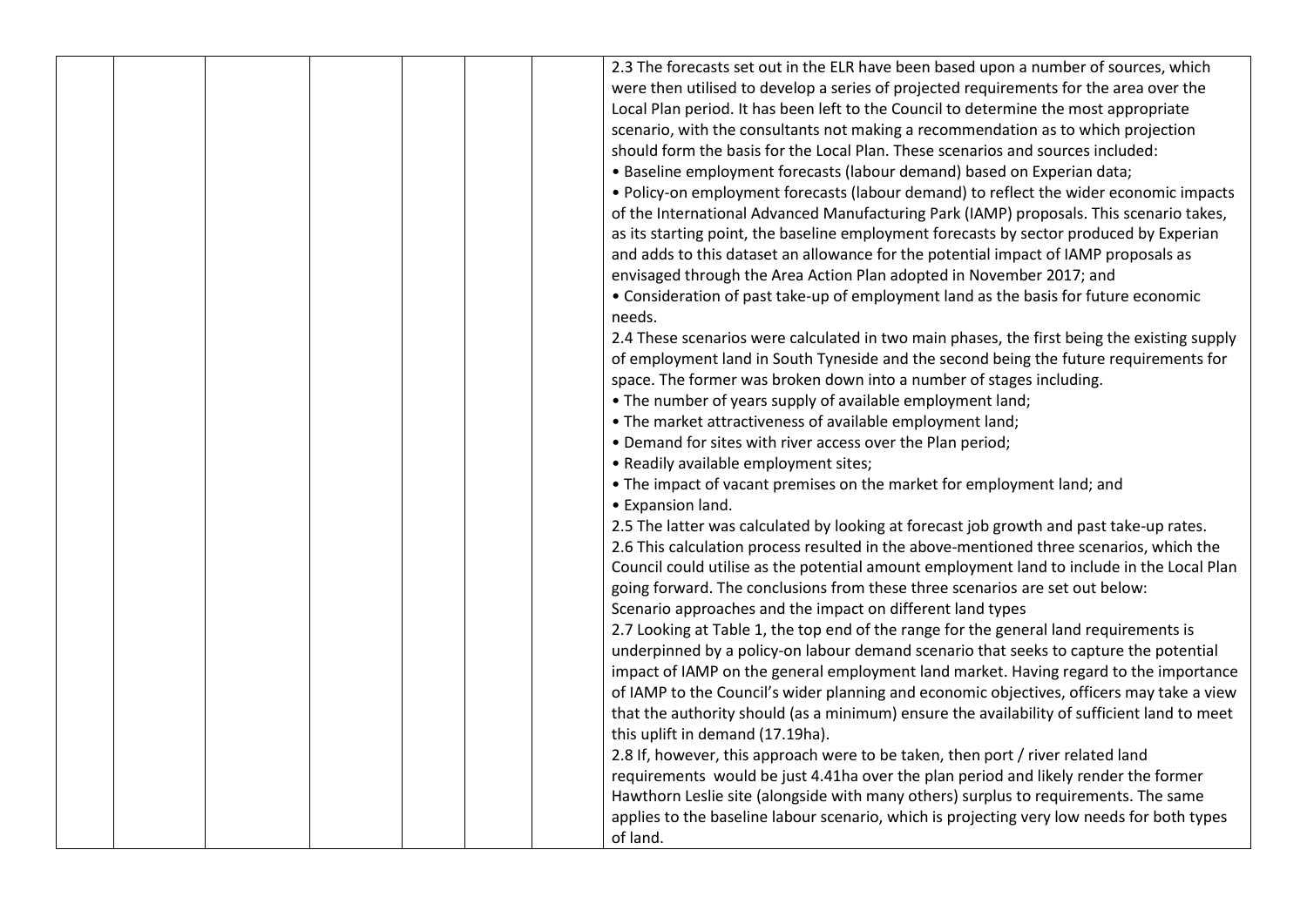| | | | | | | | |
|---|---|---|---|---|---|---|---|
| | | | | | | | 2.3 The forecasts set out in the ELR have been based upon a number of sources, which were then utilised to develop a series of projected requirements for the area over the Local Plan period. It has been left to the Council to determine the most appropriate scenario, with the consultants not making a recommendation as to which projection should form the basis for the Local Plan. These scenarios and sources included:<br>• Baseline employment forecasts (labour demand) based on Experian data;<br>• Policy-on employment forecasts (labour demand) to reflect the wider economic impacts of the International Advanced Manufacturing Park (IAMP) proposals. This scenario takes, as its starting point, the baseline employment forecasts by sector produced by Experian and adds to this dataset an allowance for the potential impact of IAMP proposals as envisaged through the Area Action Plan adopted in November 2017; and<br>• Consideration of past take-up of employment land as the basis for future economic needs.<br>2.4 These scenarios were calculated in two main phases, the first being the existing supply of employment land in South Tyneside and the second being the future requirements for space. The former was broken down into a number of stages including.<br>• The number of years supply of available employment land;<br>• The market attractiveness of available employment land;<br>• Demand for sites with river access over the Plan period;<br>• Readily available employment sites;<br>• The impact of vacant premises on the market for employment land; and<br>• Expansion land.<br>2.5 The latter was calculated by looking at forecast job growth and past take-up rates.<br>2.6 This calculation process resulted in the above-mentioned three scenarios, which the Council could utilise as the potential amount employment land to include in the Local Plan going forward. The conclusions from these three scenarios are set out below:<br>Scenario approaches and the impact on different land types<br>2.7 Looking at Table 1, the top end of the range for the general land requirements is underpinned by a policy-on labour demand scenario that seeks to capture the potential impact of IAMP on the general employment land market. Having regard to the importance of IAMP to the Council's wider planning and economic objectives, officers may take a view that the authority should (as a minimum) ensure the availability of sufficient land to meet this uplift in demand (17.19ha).<br>2.8 If, however, this approach were to be taken, then port / river related land requirements would be just 4.41ha over the plan period and likely render the former Hawthorn Leslie site (alongside with many others) surplus to requirements. The same applies to the baseline labour scenario, which is projecting very low needs for both types of land. |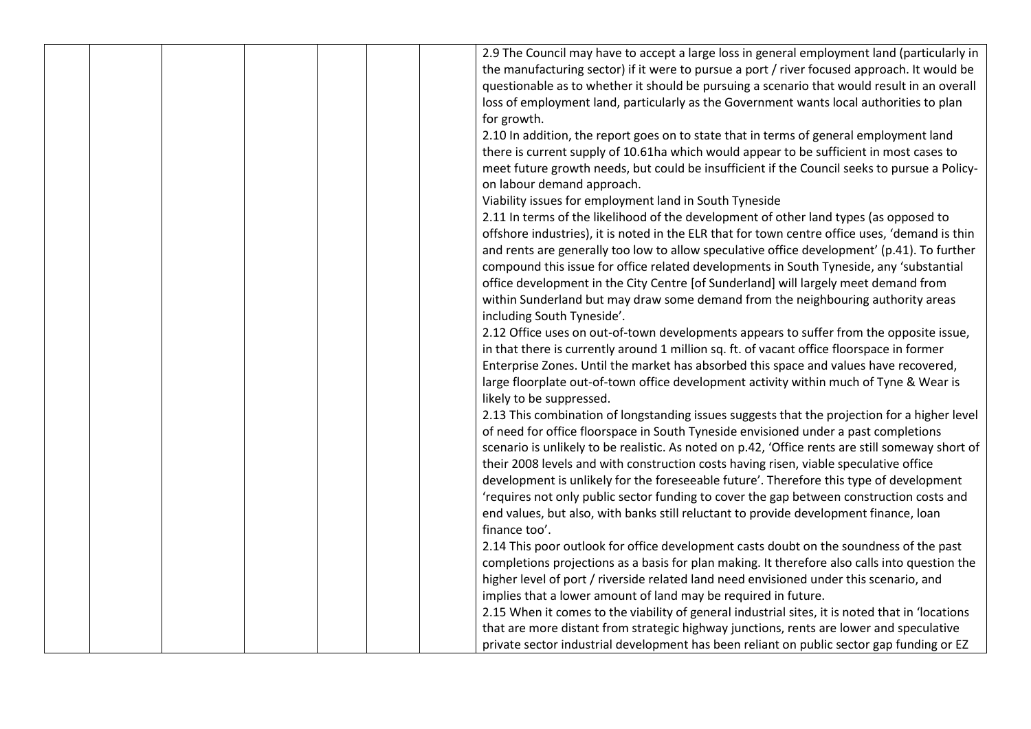2.9 The Council may have to accept a large loss in general employment land (particularly in the manufacturing sector) if it were to pursue a port / river focused approach. It would be questionable as to whether it should be pursuing a scenario that would result in an overall loss of employment land, particularly as the Government wants local authorities to plan for growth.

2.10 In addition, the report goes on to state that in terms of general employment land there is current supply of 10.61ha which would appear to be sufficient in most cases to meet future growth needs, but could be insufficient if the Council seeks to pursue a Policy-on labour demand approach.

Viability issues for employment land in South Tyneside

2.11 In terms of the likelihood of the development of other land types (as opposed to offshore industries), it is noted in the ELR that for town centre office uses, 'demand is thin and rents are generally too low to allow speculative office development' (p.41). To further compound this issue for office related developments in South Tyneside, any 'substantial office development in the City Centre [of Sunderland] will largely meet demand from within Sunderland but may draw some demand from the neighbouring authority areas including South Tyneside'.

2.12 Office uses on out-of-town developments appears to suffer from the opposite issue, in that there is currently around 1 million sq. ft. of vacant office floorspace in former Enterprise Zones. Until the market has absorbed this space and values have recovered, large floorplate out-of-town office development activity within much of Tyne & Wear is likely to be suppressed.

2.13 This combination of longstanding issues suggests that the projection for a higher level of need for office floorspace in South Tyneside envisioned under a past completions scenario is unlikely to be realistic. As noted on p.42, 'Office rents are still someway short of their 2008 levels and with construction costs having risen, viable speculative office development is unlikely for the foreseeable future'. Therefore this type of development 'requires not only public sector funding to cover the gap between construction costs and end values, but also, with banks still reluctant to provide development finance, loan finance too'.

2.14 This poor outlook for office development casts doubt on the soundness of the past completions projections as a basis for plan making. It therefore also calls into question the higher level of port / riverside related land need envisioned under this scenario, and implies that a lower amount of land may be required in future.

2.15 When it comes to the viability of general industrial sites, it is noted that in 'locations that are more distant from strategic highway junctions, rents are lower and speculative private sector industrial development has been reliant on public sector gap funding or EZ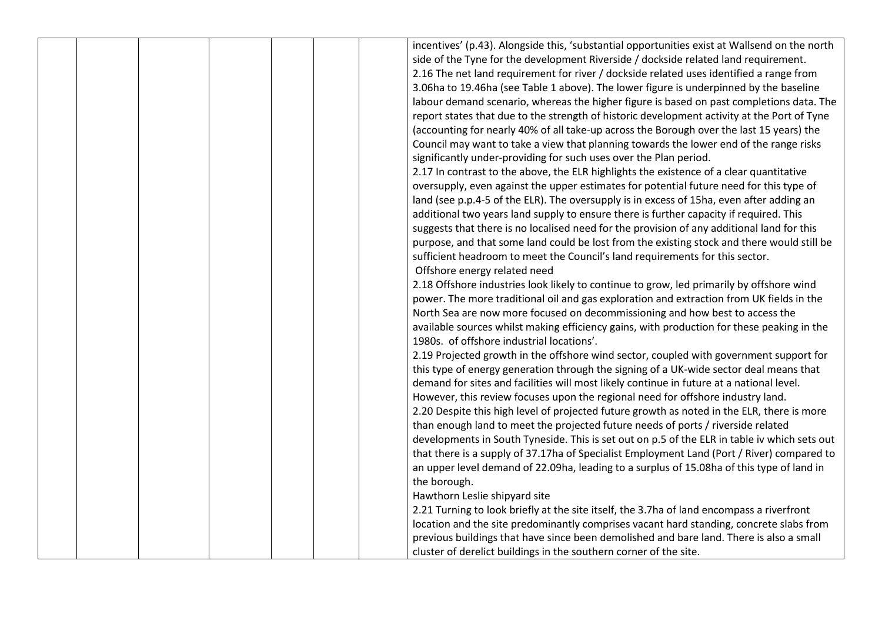| | | | | | | | |
|---|---|---|---|---|---|---|---|
| | | | | | | | incentives' (p.43). Alongside this, 'substantial opportunities exist at Wallsend on the north side of the Tyne for the development Riverside / dockside related land requirement.<br>2.16 The net land requirement for river / dockside related uses identified a range from 3.06ha to 19.46ha (see Table 1 above). The lower figure is underpinned by the baseline labour demand scenario, whereas the higher figure is based on past completions data. The report states that due to the strength of historic development activity at the Port of Tyne (accounting for nearly 40% of all take-up across the Borough over the last 15 years) the Council may want to take a view that planning towards the lower end of the range risks significantly under-providing for such uses over the Plan period.<br>2.17 In contrast to the above, the ELR highlights the existence of a clear quantitative oversupply, even against the upper estimates for potential future need for this type of land (see p.p.4-5 of the ELR). The oversupply is in excess of 15ha, even after adding an additional two years land supply to ensure there is further capacity if required. This suggests that there is no localised need for the provision of any additional land for this purpose, and that some land could be lost from the existing stock and there would still be sufficient headroom to meet the Council's land requirements for this sector.<br>Offshore energy related need<br>2.18 Offshore industries look likely to continue to grow, led primarily by offshore wind power. The more traditional oil and gas exploration and extraction from UK fields in the North Sea are now more focused on decommissioning and how best to access the available sources whilst making efficiency gains, with production for these peaking in the 1980s. of offshore industrial locations'.<br>2.19 Projected growth in the offshore wind sector, coupled with government support for this type of energy generation through the signing of a UK-wide sector deal means that demand for sites and facilities will most likely continue in future at a national level. However, this review focuses upon the regional need for offshore industry land.<br>2.20 Despite this high level of projected future growth as noted in the ELR, there is more than enough land to meet the projected future needs of ports / riverside related developments in South Tyneside. This is set out on p.5 of the ELR in table iv which sets out that there is a supply of 37.17ha of Specialist Employment Land (Port / River) compared to an upper level demand of 22.09ha, leading to a surplus of 15.08ha of this type of land in the borough.<br>Hawthorn Leslie shipyard site<br>2.21 Turning to look briefly at the site itself, the 3.7ha of land encompass a riverfront location and the site predominantly comprises vacant hard standing, concrete slabs from previous buildings that have since been demolished and bare land. There is also a small cluster of derelict buildings in the southern corner of the site. |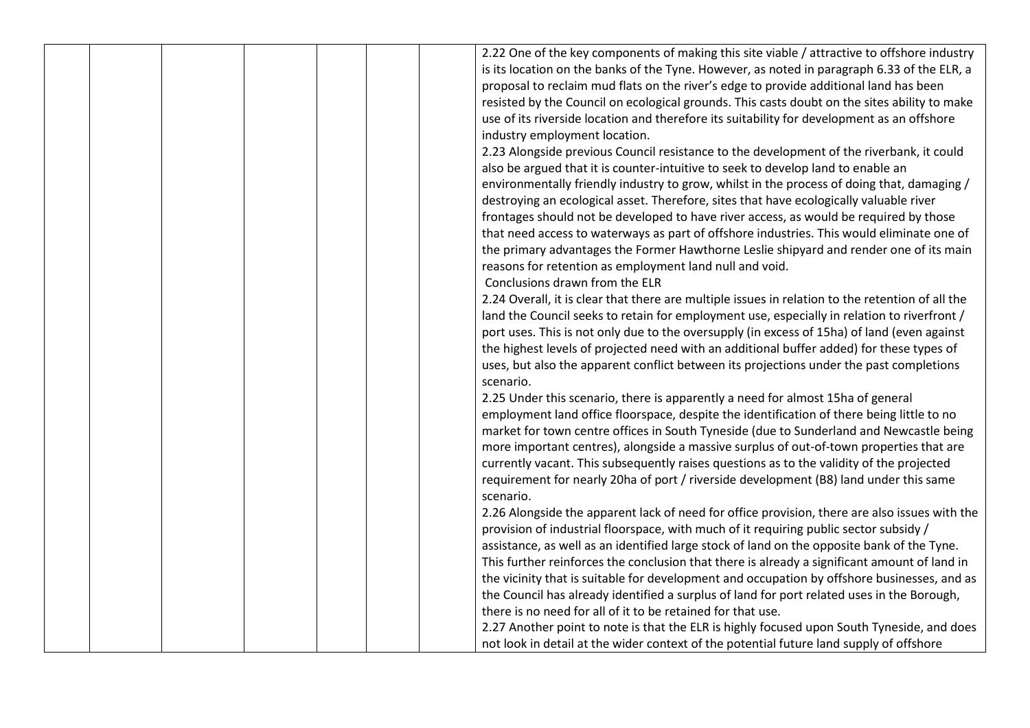2.22 One of the key components of making this site viable / attractive to offshore industry is its location on the banks of the Tyne. However, as noted in paragraph 6.33 of the ELR, a proposal to reclaim mud flats on the river's edge to provide additional land has been resisted by the Council on ecological grounds. This casts doubt on the sites ability to make use of its riverside location and therefore its suitability for development as an offshore industry employment location.

2.23 Alongside previous Council resistance to the development of the riverbank, it could also be argued that it is counter-intuitive to seek to develop land to enable an environmentally friendly industry to grow, whilst in the process of doing that, damaging / destroying an ecological asset. Therefore, sites that have ecologically valuable river frontages should not be developed to have river access, as would be required by those that need access to waterways as part of offshore industries. This would eliminate one of the primary advantages the Former Hawthorne Leslie shipyard and render one of its main reasons for retention as employment land null and void.

Conclusions drawn from the ELR

2.24 Overall, it is clear that there are multiple issues in relation to the retention of all the land the Council seeks to retain for employment use, especially in relation to riverfront / port uses. This is not only due to the oversupply (in excess of 15ha) of land (even against the highest levels of projected need with an additional buffer added) for these types of uses, but also the apparent conflict between its projections under the past completions scenario.

2.25 Under this scenario, there is apparently a need for almost 15ha of general employment land office floorspace, despite the identification of there being little to no market for town centre offices in South Tyneside (due to Sunderland and Newcastle being more important centres), alongside a massive surplus of out-of-town properties that are currently vacant. This subsequently raises questions as to the validity of the projected requirement for nearly 20ha of port / riverside development (B8) land under this same scenario.

2.26 Alongside the apparent lack of need for office provision, there are also issues with the provision of industrial floorspace, with much of it requiring public sector subsidy / assistance, as well as an identified large stock of land on the opposite bank of the Tyne. This further reinforces the conclusion that there is already a significant amount of land in the vicinity that is suitable for development and occupation by offshore businesses, and as the Council has already identified a surplus of land for port related uses in the Borough, there is no need for all of it to be retained for that use.

2.27 Another point to note is that the ELR is highly focused upon South Tyneside, and does not look in detail at the wider context of the potential future land supply of offshore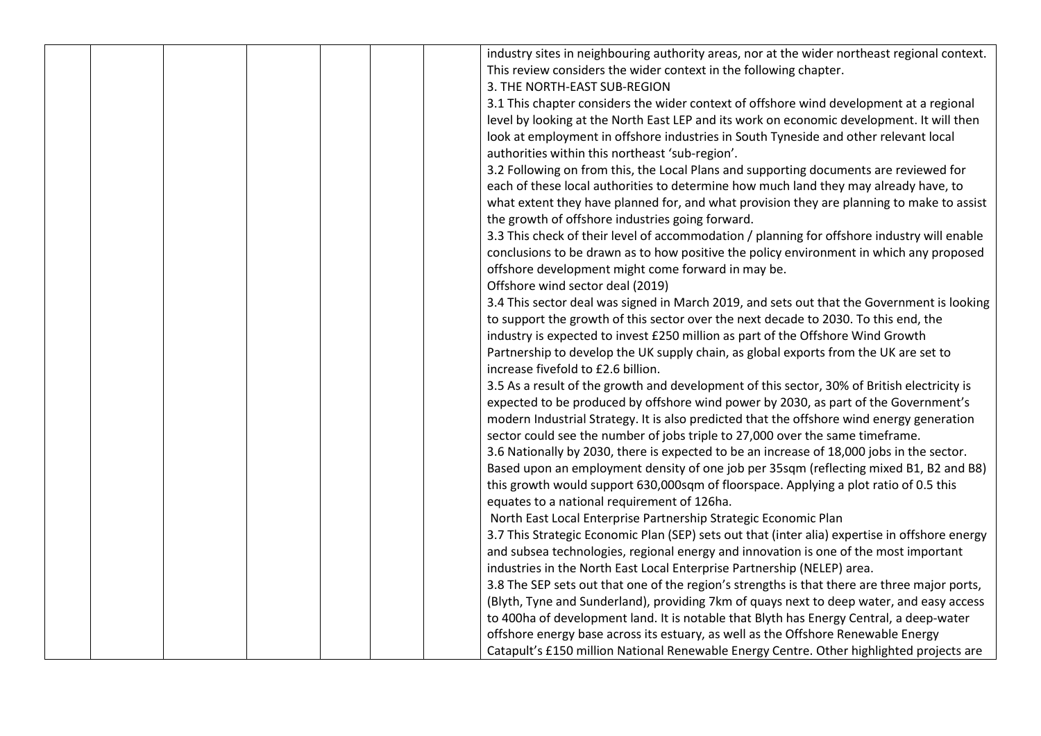industry sites in neighbouring authority areas, nor at the wider northeast regional context. This review considers the wider context in the following chapter.

3. THE NORTH-EAST SUB-REGION

3.1 This chapter considers the wider context of offshore wind development at a regional level by looking at the North East LEP and its work on economic development. It will then look at employment in offshore industries in South Tyneside and other relevant local authorities within this northeast 'sub-region'.

3.2 Following on from this, the Local Plans and supporting documents are reviewed for each of these local authorities to determine how much land they may already have, to what extent they have planned for, and what provision they are planning to make to assist the growth of offshore industries going forward.

3.3 This check of their level of accommodation / planning for offshore industry will enable conclusions to be drawn as to how positive the policy environment in which any proposed offshore development might come forward in may be.

Offshore wind sector deal (2019)

3.4 This sector deal was signed in March 2019, and sets out that the Government is looking to support the growth of this sector over the next decade to 2030. To this end, the industry is expected to invest £250 million as part of the Offshore Wind Growth Partnership to develop the UK supply chain, as global exports from the UK are set to increase fivefold to £2.6 billion.

3.5 As a result of the growth and development of this sector, 30% of British electricity is expected to be produced by offshore wind power by 2030, as part of the Government's modern Industrial Strategy. It is also predicted that the offshore wind energy generation sector could see the number of jobs triple to 27,000 over the same timeframe.

3.6 Nationally by 2030, there is expected to be an increase of 18,000 jobs in the sector. Based upon an employment density of one job per 35sqm (reflecting mixed B1, B2 and B8) this growth would support 630,000sqm of floorspace. Applying a plot ratio of 0.5 this equates to a national requirement of 126ha.

North East Local Enterprise Partnership Strategic Economic Plan

3.7 This Strategic Economic Plan (SEP) sets out that (inter alia) expertise in offshore energy and subsea technologies, regional energy and innovation is one of the most important industries in the North East Local Enterprise Partnership (NELEP) area.

3.8 The SEP sets out that one of the region's strengths is that there are three major ports, (Blyth, Tyne and Sunderland), providing 7km of quays next to deep water, and easy access to 400ha of development land. It is notable that Blyth has Energy Central, a deep-water offshore energy base across its estuary, as well as the Offshore Renewable Energy Catapult's £150 million National Renewable Energy Centre. Other highlighted projects are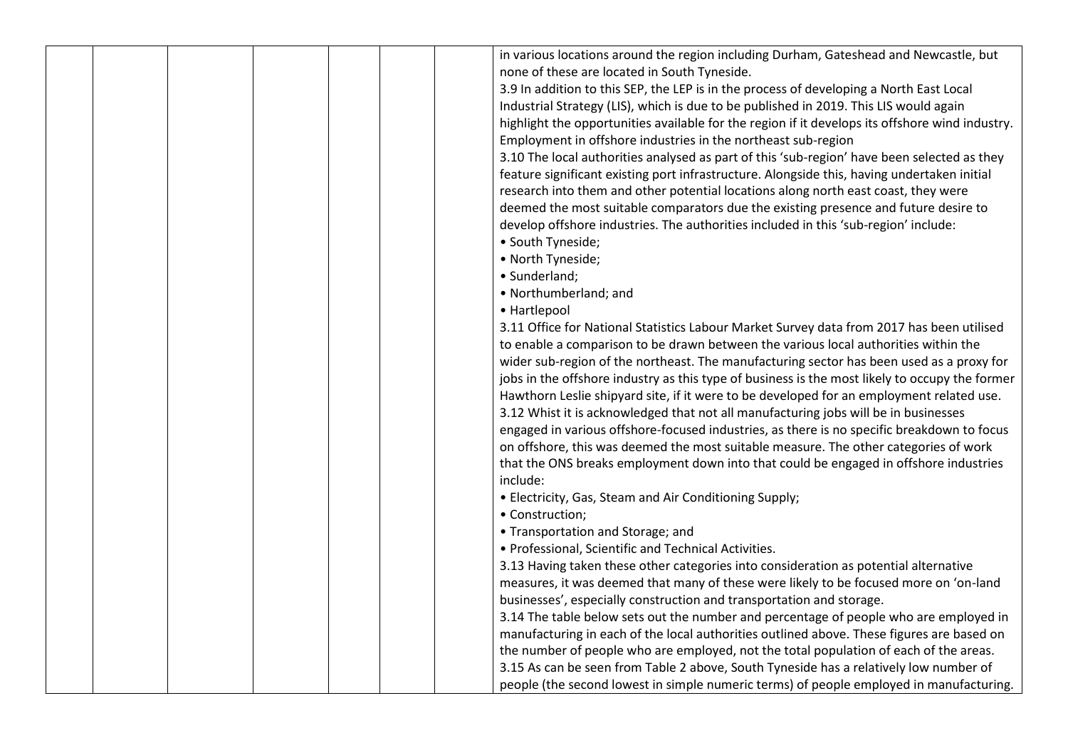| | | | | | | | |
|---|---|---|---|---|---|---|---|
| | | | | | | | in various locations around the region including Durham, Gateshead and Newcastle, but none of these are located in South Tyneside.<br>3.9 In addition to this SEP, the LEP is in the process of developing a North East Local Industrial Strategy (LIS), which is due to be published in 2019. This LIS would again highlight the opportunities available for the region if it develops its offshore wind industry.<br>Employment in offshore industries in the northeast sub-region<br>3.10 The local authorities analysed as part of this 'sub-region' have been selected as they feature significant existing port infrastructure. Alongside this, having undertaken initial research into them and other potential locations along north east coast, they were deemed the most suitable comparators due the existing presence and future desire to develop offshore industries. The authorities included in this 'sub-region' include:<br>• South Tyneside;<br>• North Tyneside;<br>• Sunderland;<br>• Northumberland; and<br>• Hartlepool<br>3.11 Office for National Statistics Labour Market Survey data from 2017 has been utilised to enable a comparison to be drawn between the various local authorities within the wider sub-region of the northeast. The manufacturing sector has been used as a proxy for jobs in the offshore industry as this type of business is the most likely to occupy the former Hawthorn Leslie shipyard site, if it were to be developed for an employment related use.<br>3.12 Whist it is acknowledged that not all manufacturing jobs will be in businesses engaged in various offshore-focused industries, as there is no specific breakdown to focus on offshore, this was deemed the most suitable measure. The other categories of work that the ONS breaks employment down into that could be engaged in offshore industries include:<br>• Electricity, Gas, Steam and Air Conditioning Supply;<br>• Construction;<br>• Transportation and Storage; and<br>• Professional, Scientific and Technical Activities.<br>3.13 Having taken these other categories into consideration as potential alternative measures, it was deemed that many of these were likely to be focused more on 'on-land businesses', especially construction and transportation and storage.<br>3.14 The table below sets out the number and percentage of people who are employed in manufacturing in each of the local authorities outlined above. These figures are based on the number of people who are employed, not the total population of each of the areas.<br>3.15 As can be seen from Table 2 above, South Tyneside has a relatively low number of people (the second lowest in simple numeric terms) of people employed in manufacturing. |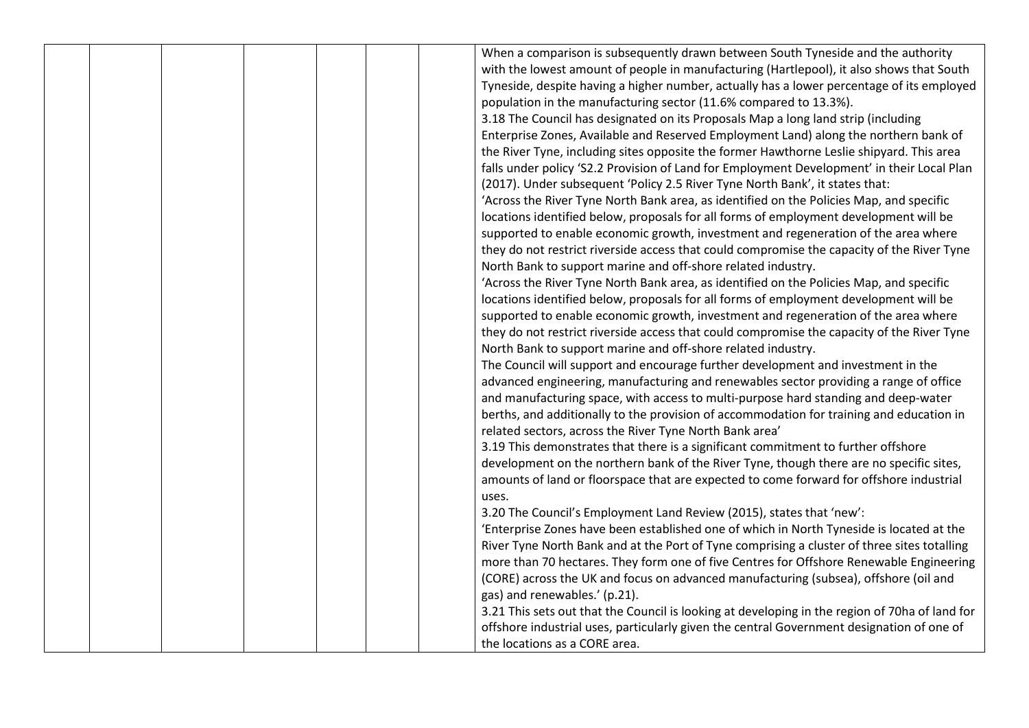| | | | | | | | |
|---|---|---|---|---|---|---|---|
| | | | | | | | When a comparison is subsequently drawn between South Tyneside and the authority with the lowest amount of people in manufacturing (Hartlepool), it also shows that South Tyneside, despite having a higher number, actually has a lower percentage of its employed population in the manufacturing sector (11.6% compared to 13.3%).<br>3.18 The Council has designated on its Proposals Map a long land strip (including Enterprise Zones, Available and Reserved Employment Land) along the northern bank of the River Tyne, including sites opposite the former Hawthorne Leslie shipyard. This area falls under policy 'S2.2 Provision of Land for Employment Development' in their Local Plan (2017). Under subsequent 'Policy 2.5 River Tyne North Bank', it states that:<br>'Across the River Tyne North Bank area, as identified on the Policies Map, and specific locations identified below, proposals for all forms of employment development will be supported to enable economic growth, investment and regeneration of the area where they do not restrict riverside access that could compromise the capacity of the River Tyne North Bank to support marine and off-shore related industry.<br>'Across the River Tyne North Bank area, as identified on the Policies Map, and specific locations identified below, proposals for all forms of employment development will be supported to enable economic growth, investment and regeneration of the area where they do not restrict riverside access that could compromise the capacity of the River Tyne North Bank to support marine and off-shore related industry.<br>The Council will support and encourage further development and investment in the advanced engineering, manufacturing and renewables sector providing a range of office and manufacturing space, with access to multi-purpose hard standing and deep-water berths, and additionally to the provision of accommodation for training and education in related sectors, across the River Tyne North Bank area'<br>3.19 This demonstrates that there is a significant commitment to further offshore development on the northern bank of the River Tyne, though there are no specific sites, amounts of land or floorspace that are expected to come forward for offshore industrial uses.<br>3.20 The Council's Employment Land Review (2015), states that 'new':<br>'Enterprise Zones have been established one of which in North Tyneside is located at the River Tyne North Bank and at the Port of Tyne comprising a cluster of three sites totalling more than 70 hectares. They form one of five Centres for Offshore Renewable Engineering (CORE) across the UK and focus on advanced manufacturing (subsea), offshore (oil and gas) and renewables.' (p.21).<br>3.21 This sets out that the Council is looking at developing in the region of 70ha of land for offshore industrial uses, particularly given the central Government designation of one of the locations as a CORE area. |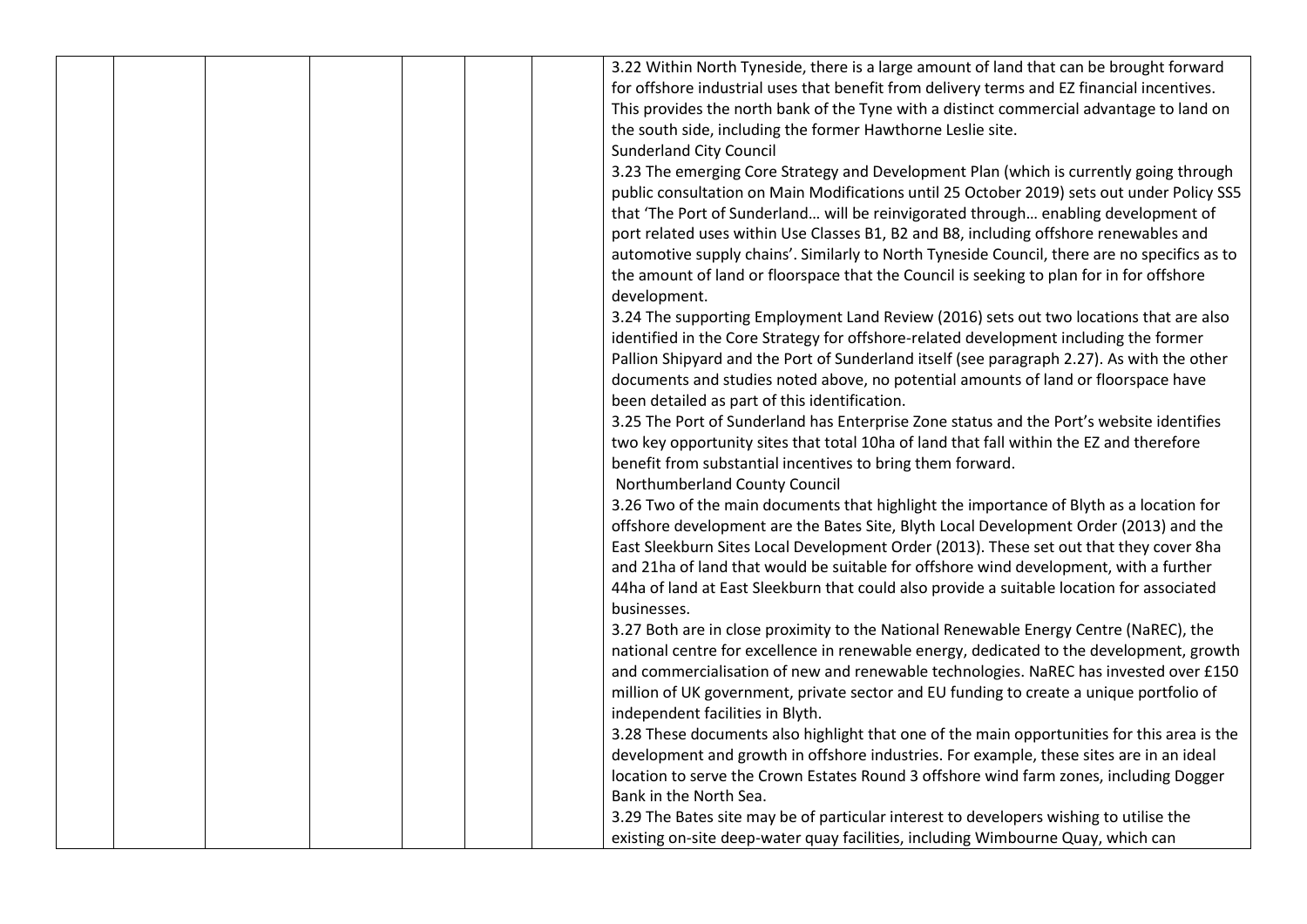| | | | | | | | |
|---|---|---|---|---|---|---|---|
| | | | | | | | 3.22 Within North Tyneside, there is a large amount of land that can be brought forward for offshore industrial uses that benefit from delivery terms and EZ financial incentives. This provides the north bank of the Tyne with a distinct commercial advantage to land on the south side, including the former Hawthorne Leslie site.<br>Sunderland City Council<br>3.23 The emerging Core Strategy and Development Plan (which is currently going through public consultation on Main Modifications until 25 October 2019) sets out under Policy SS5 that 'The Port of Sunderland… will be reinvigorated through… enabling development of port related uses within Use Classes B1, B2 and B8, including offshore renewables and automotive supply chains'. Similarly to North Tyneside Council, there are no specifics as to the amount of land or floorspace that the Council is seeking to plan for in for offshore development.<br>3.24 The supporting Employment Land Review (2016) sets out two locations that are also identified in the Core Strategy for offshore-related development including the former Pallion Shipyard and the Port of Sunderland itself (see paragraph 2.27). As with the other documents and studies noted above, no potential amounts of land or floorspace have been detailed as part of this identification.<br>3.25 The Port of Sunderland has Enterprise Zone status and the Port's website identifies two key opportunity sites that total 10ha of land that fall within the EZ and therefore benefit from substantial incentives to bring them forward.<br>Northumberland County Council<br>3.26 Two of the main documents that highlight the importance of Blyth as a location for offshore development are the Bates Site, Blyth Local Development Order (2013) and the East Sleekburn Sites Local Development Order (2013). These set out that they cover 8ha and 21ha of land that would be suitable for offshore wind development, with a further 44ha of land at East Sleekburn that could also provide a suitable location for associated businesses.<br>3.27 Both are in close proximity to the National Renewable Energy Centre (NaREC), the national centre for excellence in renewable energy, dedicated to the development, growth and commercialisation of new and renewable technologies. NaREC has invested over £150 million of UK government, private sector and EU funding to create a unique portfolio of independent facilities in Blyth.<br>3.28 These documents also highlight that one of the main opportunities for this area is the development and growth in offshore industries. For example, these sites are in an ideal location to serve the Crown Estates Round 3 offshore wind farm zones, including Dogger Bank in the North Sea.<br>3.29 The Bates site may be of particular interest to developers wishing to utilise the existing on-site deep-water quay facilities, including Wimbourne Quay, which can |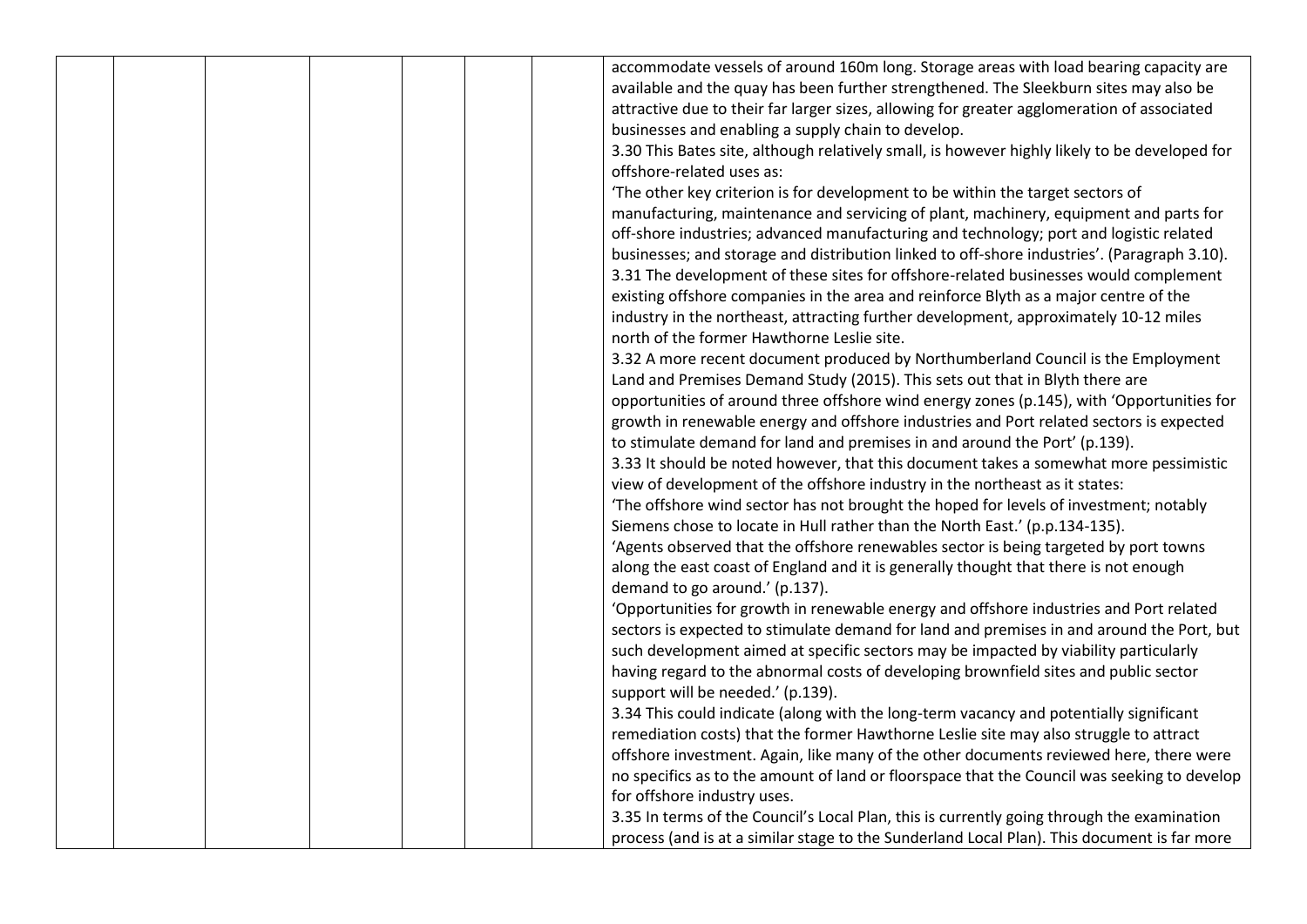|  |  |  |  |  |  |  |  |
| --- | --- | --- | --- | --- | --- | --- | --- |
|  |  |  |  |  |  |  | accommodate vessels of around 160m long. Storage areas with load bearing capacity are available and the quay has been further strengthened. The Sleekburn sites may also be attractive due to their far larger sizes, allowing for greater agglomeration of associated businesses and enabling a supply chain to develop.<br>3.30 This Bates site, although relatively small, is however highly likely to be developed for offshore-related uses as:<br>'The other key criterion is for development to be within the target sectors of manufacturing, maintenance and servicing of plant, machinery, equipment and parts for off-shore industries; advanced manufacturing and technology; port and logistic related businesses; and storage and distribution linked to off-shore industries'. (Paragraph 3.10).<br>3.31 The development of these sites for offshore-related businesses would complement existing offshore companies in the area and reinforce Blyth as a major centre of the industry in the northeast, attracting further development, approximately 10-12 miles north of the former Hawthorne Leslie site.<br>3.32 A more recent document produced by Northumberland Council is the Employment Land and Premises Demand Study (2015). This sets out that in Blyth there are opportunities of around three offshore wind energy zones (p.145), with 'Opportunities for growth in renewable energy and offshore industries and Port related sectors is expected to stimulate demand for land and premises in and around the Port' (p.139).<br>3.33 It should be noted however, that this document takes a somewhat more pessimistic view of development of the offshore industry in the northeast as it states:<br>'The offshore wind sector has not brought the hoped for levels of investment; notably Siemens chose to locate in Hull rather than the North East.' (p.p.134-135).<br>'Agents observed that the offshore renewables sector is being targeted by port towns along the east coast of England and it is generally thought that there is not enough demand to go around.' (p.137).<br>'Opportunities for growth in renewable energy and offshore industries and Port related sectors is expected to stimulate demand for land and premises in and around the Port, but such development aimed at specific sectors may be impacted by viability particularly having regard to the abnormal costs of developing brownfield sites and public sector support will be needed.' (p.139).<br>3.34 This could indicate (along with the long-term vacancy and potentially significant remediation costs) that the former Hawthorne Leslie site may also struggle to attract offshore investment. Again, like many of the other documents reviewed here, there were no specifics as to the amount of land or floorspace that the Council was seeking to develop for offshore industry uses.<br>3.35 In terms of the Council's Local Plan, this is currently going through the examination process (and is at a similar stage to the Sunderland Local Plan). This document is far more |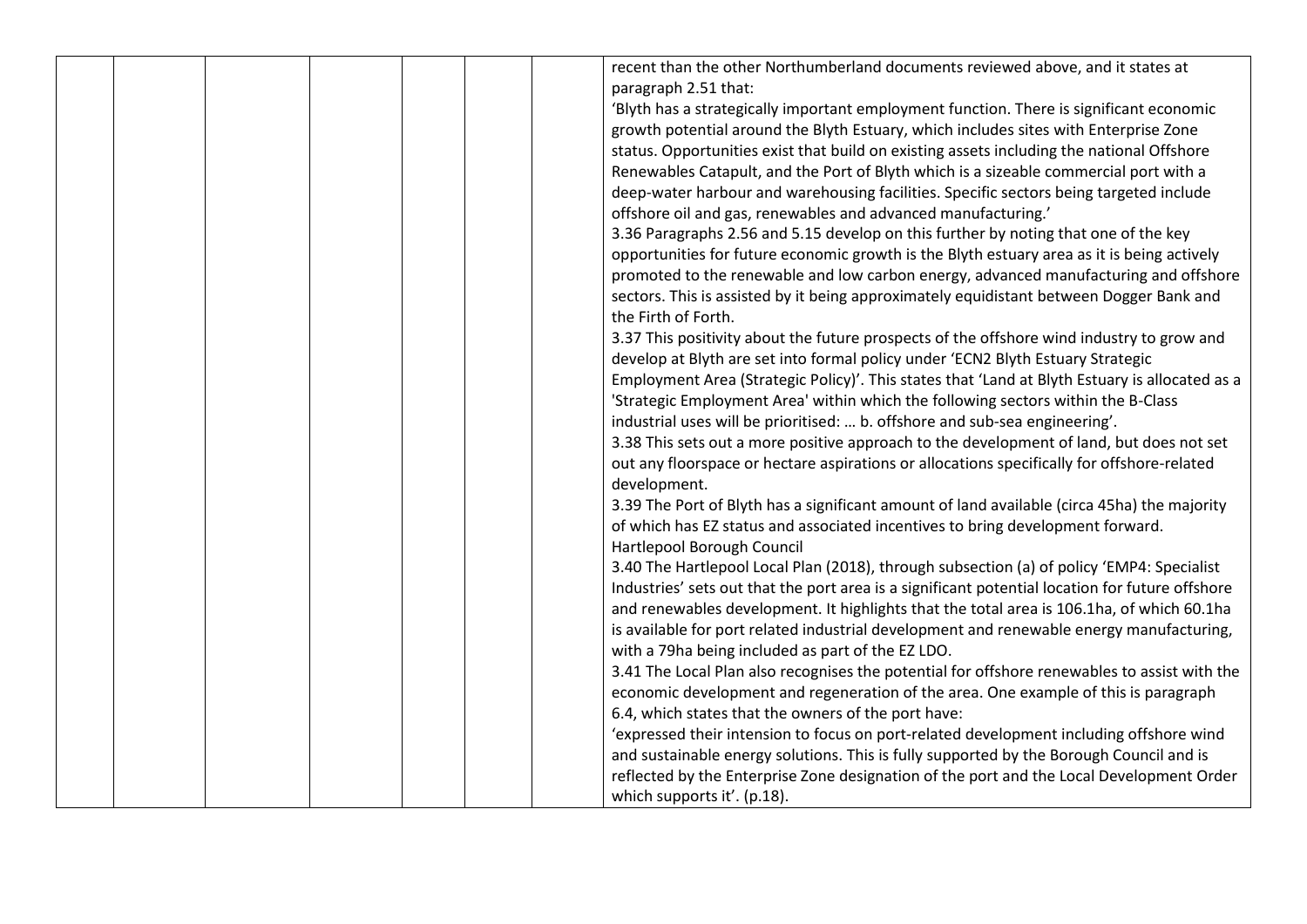|  |  |  |  |  |  |  |  |
|---|---|---|---|---|---|---|---|
|  |  |  |  |  |  |  | recent than the other Northumberland documents reviewed above, and it states at paragraph 2.51 that:<br>'Blyth has a strategically important employment function. There is significant economic growth potential around the Blyth Estuary, which includes sites with Enterprise Zone status. Opportunities exist that build on existing assets including the national Offshore Renewables Catapult, and the Port of Blyth which is a sizeable commercial port with a deep-water harbour and warehousing facilities. Specific sectors being targeted include offshore oil and gas, renewables and advanced manufacturing.'<br>3.36 Paragraphs 2.56 and 5.15 develop on this further by noting that one of the key opportunities for future economic growth is the Blyth estuary area as it is being actively promoted to the renewable and low carbon energy, advanced manufacturing and offshore sectors. This is assisted by it being approximately equidistant between Dogger Bank and the Firth of Forth.<br>3.37 This positivity about the future prospects of the offshore wind industry to grow and develop at Blyth are set into formal policy under 'ECN2 Blyth Estuary Strategic Employment Area (Strategic Policy)'. This states that 'Land at Blyth Estuary is allocated as a 'Strategic Employment Area' within which the following sectors within the B-Class industrial uses will be prioritised: … b. offshore and sub-sea engineering'.<br>3.38 This sets out a more positive approach to the development of land, but does not set out any floorspace or hectare aspirations or allocations specifically for offshore-related development.<br>3.39 The Port of Blyth has a significant amount of land available (circa 45ha) the majority of which has EZ status and associated incentives to bring development forward.<br>Hartlepool Borough Council<br>3.40 The Hartlepool Local Plan (2018), through subsection (a) of policy 'EMP4: Specialist Industries' sets out that the port area is a significant potential location for future offshore and renewables development. It highlights that the total area is 106.1ha, of which 60.1ha is available for port related industrial development and renewable energy manufacturing, with a 79ha being included as part of the EZ LDO.<br>3.41 The Local Plan also recognises the potential for offshore renewables to assist with the economic development and regeneration of the area. One example of this is paragraph 6.4, which states that the owners of the port have:<br>'expressed their intension to focus on port-related development including offshore wind and sustainable energy solutions. This is fully supported by the Borough Council and is reflected by the Enterprise Zone designation of the port and the Local Development Order which supports it'. (p.18). |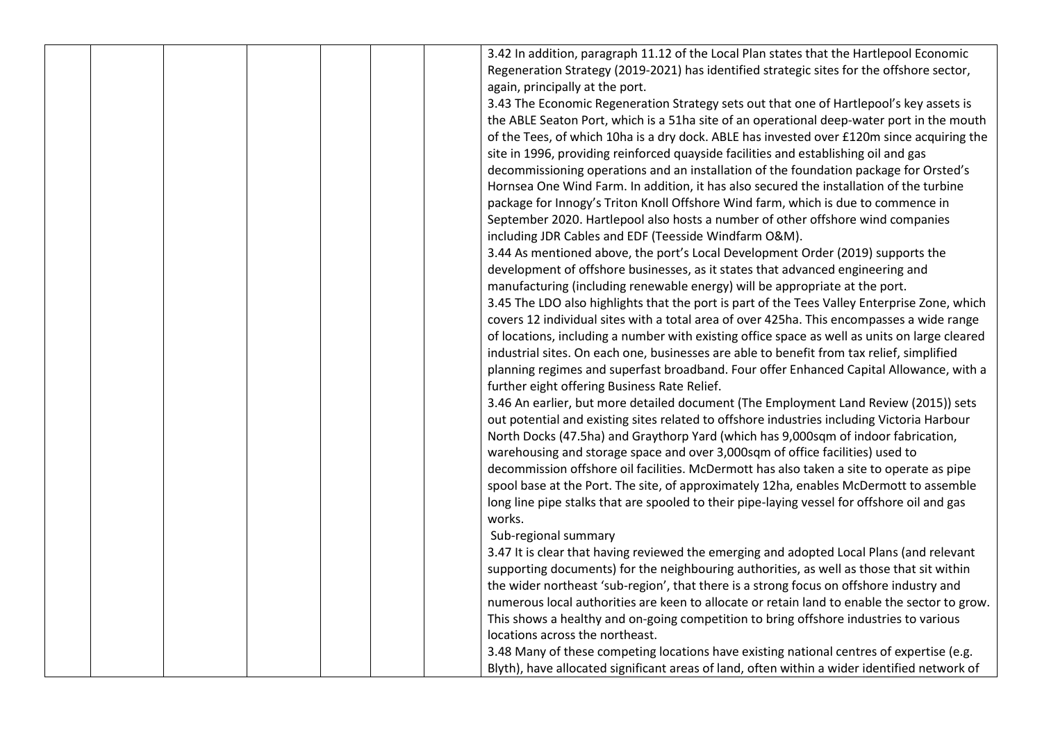| | | | | | | | |
|---|---|---|---|---|---|---|---|
| | | | | | | | 3.42 In addition, paragraph 11.12 of the Local Plan states that the Hartlepool Economic Regeneration Strategy (2019-2021) has identified strategic sites for the offshore sector, again, principally at the port.<br>3.43 The Economic Regeneration Strategy sets out that one of Hartlepool's key assets is the ABLE Seaton Port, which is a 51ha site of an operational deep-water port in the mouth of the Tees, of which 10ha is a dry dock. ABLE has invested over £120m since acquiring the site in 1996, providing reinforced quayside facilities and establishing oil and gas decommissioning operations and an installation of the foundation package for Orsted's Hornsea One Wind Farm. In addition, it has also secured the installation of the turbine package for Innogy's Triton Knoll Offshore Wind farm, which is due to commence in September 2020. Hartlepool also hosts a number of other offshore wind companies including JDR Cables and EDF (Teesside Windfarm O&M).<br>3.44 As mentioned above, the port's Local Development Order (2019) supports the development of offshore businesses, as it states that advanced engineering and manufacturing (including renewable energy) will be appropriate at the port.<br>3.45 The LDO also highlights that the port is part of the Tees Valley Enterprise Zone, which covers 12 individual sites with a total area of over 425ha. This encompasses a wide range of locations, including a number with existing office space as well as units on large cleared industrial sites. On each one, businesses are able to benefit from tax relief, simplified planning regimes and superfast broadband. Four offer Enhanced Capital Allowance, with a further eight offering Business Rate Relief.<br>3.46 An earlier, but more detailed document (The Employment Land Review (2015)) sets out potential and existing sites related to offshore industries including Victoria Harbour North Docks (47.5ha) and Graythorp Yard (which has 9,000sqm of indoor fabrication, warehousing and storage space and over 3,000sqm of office facilities) used to decommission offshore oil facilities. McDermott has also taken a site to operate as pipe spool base at the Port. The site, of approximately 12ha, enables McDermott to assemble long line pipe stalks that are spooled to their pipe-laying vessel for offshore oil and gas works.<br>Sub-regional summary<br>3.47 It is clear that having reviewed the emerging and adopted Local Plans (and relevant supporting documents) for the neighbouring authorities, as well as those that sit within the wider northeast 'sub-region', that there is a strong focus on offshore industry and numerous local authorities are keen to allocate or retain land to enable the sector to grow. This shows a healthy and on-going competition to bring offshore industries to various locations across the northeast.<br>3.48 Many of these competing locations have existing national centres of expertise (e.g. Blyth), have allocated significant areas of land, often within a wider identified network of |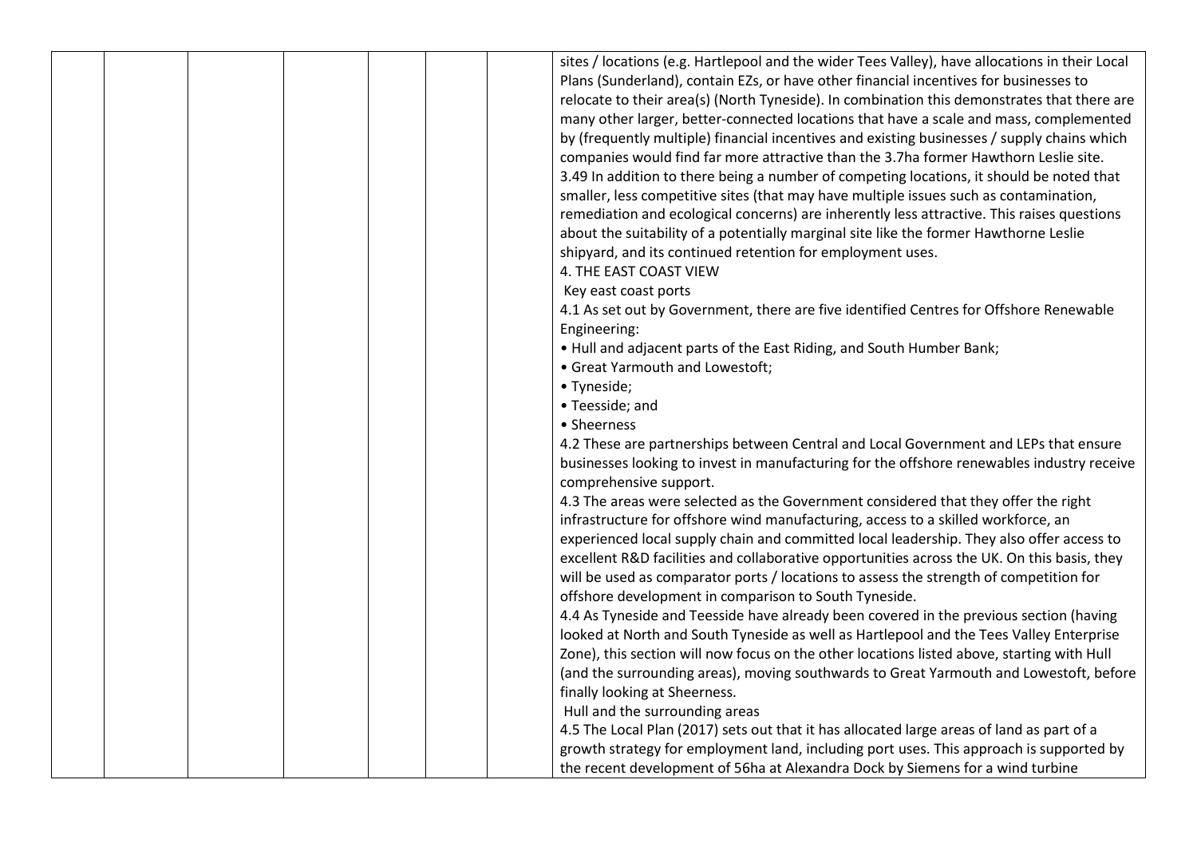| | | | | | | | |
|---|---|---|---|---|---|---|---|
| | | | | | | | sites / locations (e.g. Hartlepool and the wider Tees Valley), have allocations in their Local Plans (Sunderland), contain EZs, or have other financial incentives for businesses to relocate to their area(s) (North Tyneside). In combination this demonstrates that there are many other larger, better-connected locations that have a scale and mass, complemented by (frequently multiple) financial incentives and existing businesses / supply chains which companies would find far more attractive than the 3.7ha former Hawthorn Leslie site.<br>3.49 In addition to there being a number of competing locations, it should be noted that smaller, less competitive sites (that may have multiple issues such as contamination, remediation and ecological concerns) are inherently less attractive. This raises questions about the suitability of a potentially marginal site like the former Hawthorne Leslie shipyard, and its continued retention for employment uses.<br>4. THE EAST COAST VIEW<br>Key east coast ports<br>4.1 As set out by Government, there are five identified Centres for Offshore Renewable Engineering:<br>• Hull and adjacent parts of the East Riding, and South Humber Bank;<br>• Great Yarmouth and Lowestoft;<br>• Tyneside;<br>• Teesside; and<br>• Sheerness<br>4.2 These are partnerships between Central and Local Government and LEPs that ensure businesses looking to invest in manufacturing for the offshore renewables industry receive comprehensive support.<br>4.3 The areas were selected as the Government considered that they offer the right infrastructure for offshore wind manufacturing, access to a skilled workforce, an experienced local supply chain and committed local leadership. They also offer access to excellent R&D facilities and collaborative opportunities across the UK. On this basis, they will be used as comparator ports / locations to assess the strength of competition for offshore development in comparison to South Tyneside.<br>4.4 As Tyneside and Teesside have already been covered in the previous section (having looked at North and South Tyneside as well as Hartlepool and the Tees Valley Enterprise Zone), this section will now focus on the other locations listed above, starting with Hull (and the surrounding areas), moving southwards to Great Yarmouth and Lowestoft, before finally looking at Sheerness.<br>Hull and the surrounding areas<br>4.5 The Local Plan (2017) sets out that it has allocated large areas of land as part of a growth strategy for employment land, including port uses. This approach is supported by the recent development of 56ha at Alexandra Dock by Siemens for a wind turbine |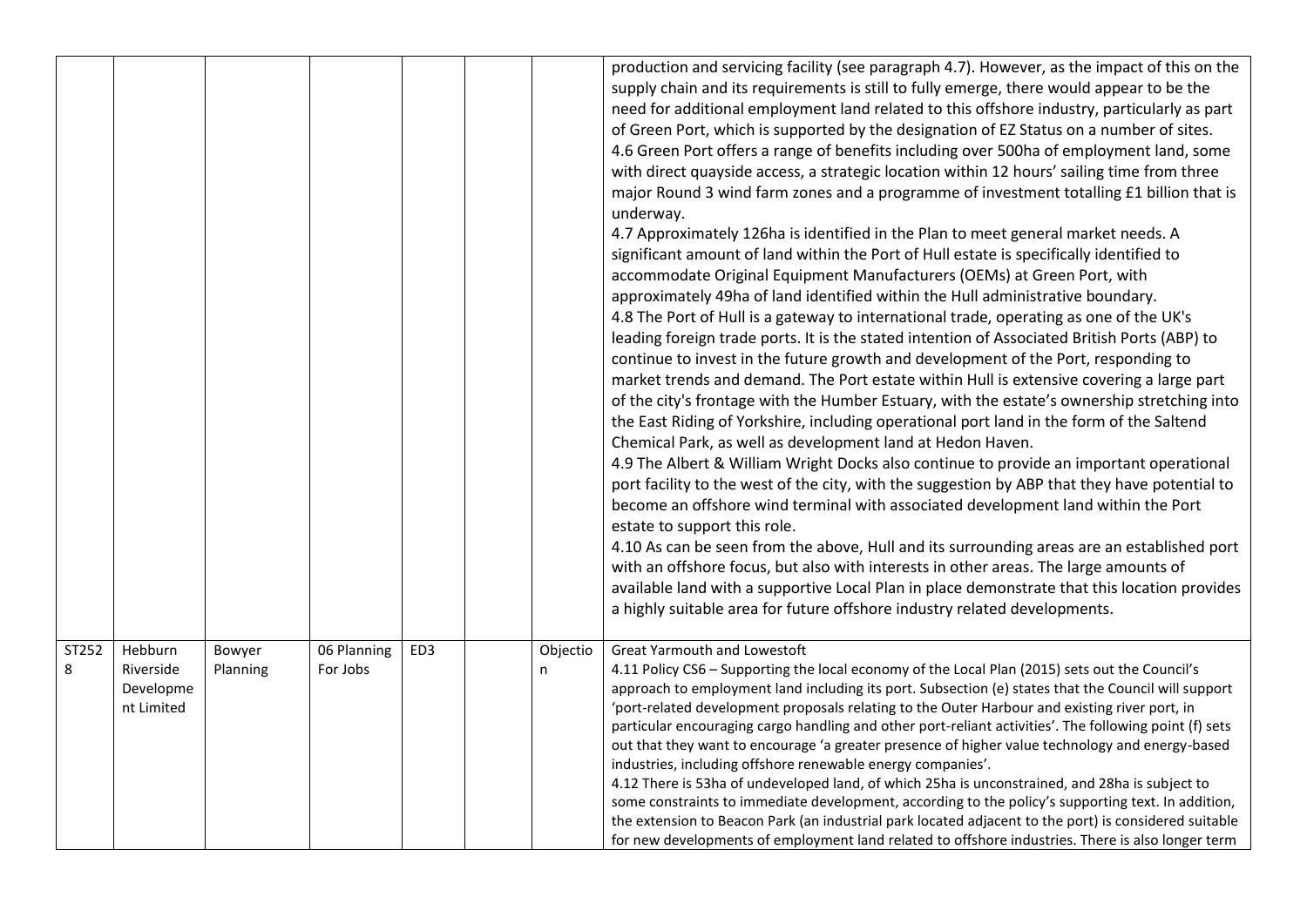| | | | | | | | |
|---|---|---|---|---|---|---|---|
| | | | | | | | production and servicing facility (see paragraph 4.7). However, as the impact of this on the supply chain and its requirements is still to fully emerge, there would appear to be the need for additional employment land related to this offshore industry, particularly as part of Green Port, which is supported by the designation of EZ Status on a number of sites.<br>4.6 Green Port offers a range of benefits including over 500ha of employment land, some with direct quayside access, a strategic location within 12 hours' sailing time from three major Round 3 wind farm zones and a programme of investment totalling £1 billion that is underway.<br>4.7 Approximately 126ha is identified in the Plan to meet general market needs. A significant amount of land within the Port of Hull estate is specifically identified to accommodate Original Equipment Manufacturers (OEMs) at Green Port, with approximately 49ha of land identified within the Hull administrative boundary.<br>4.8 The Port of Hull is a gateway to international trade, operating as one of the UK's leading foreign trade ports. It is the stated intention of Associated British Ports (ABP) to continue to invest in the future growth and development of the Port, responding to market trends and demand. The Port estate within Hull is extensive covering a large part of the city's frontage with the Humber Estuary, with the estate's ownership stretching into the East Riding of Yorkshire, including operational port land in the form of the Saltend Chemical Park, as well as development land at Hedon Haven.<br>4.9 The Albert & William Wright Docks also continue to provide an important operational port facility to the west of the city, with the suggestion by ABP that they have potential to become an offshore wind terminal with associated development land within the Port estate to support this role.<br>4.10 As can be seen from the above, Hull and its surrounding areas are an established port with an offshore focus, but also with interests in other areas. The large amounts of available land with a supportive Local Plan in place demonstrate that this location provides a highly suitable area for future offshore industry related developments. |
| ST2528 | Hebburn Riverside Development Limited | Bowyer Planning | 06 Planning For Jobs | ED3 | | Objection | Great Yarmouth and Lowestoft<br>4.11 Policy CS6 – Supporting the local economy of the Local Plan (2015) sets out the Council's approach to employment land including its port. Subsection (e) states that the Council will support 'port-related development proposals relating to the Outer Harbour and existing river port, in particular encouraging cargo handling and other port-reliant activities'. The following point (f) sets out that they want to encourage 'a greater presence of higher value technology and energy-based industries, including offshore renewable energy companies'.<br>4.12 There is 53ha of undeveloped land, of which 25ha is unconstrained, and 28ha is subject to some constraints to immediate development, according to the policy's supporting text. In addition, the extension to Beacon Park (an industrial park located adjacent to the port) is considered suitable for new developments of employment land related to offshore industries. There is also longer term |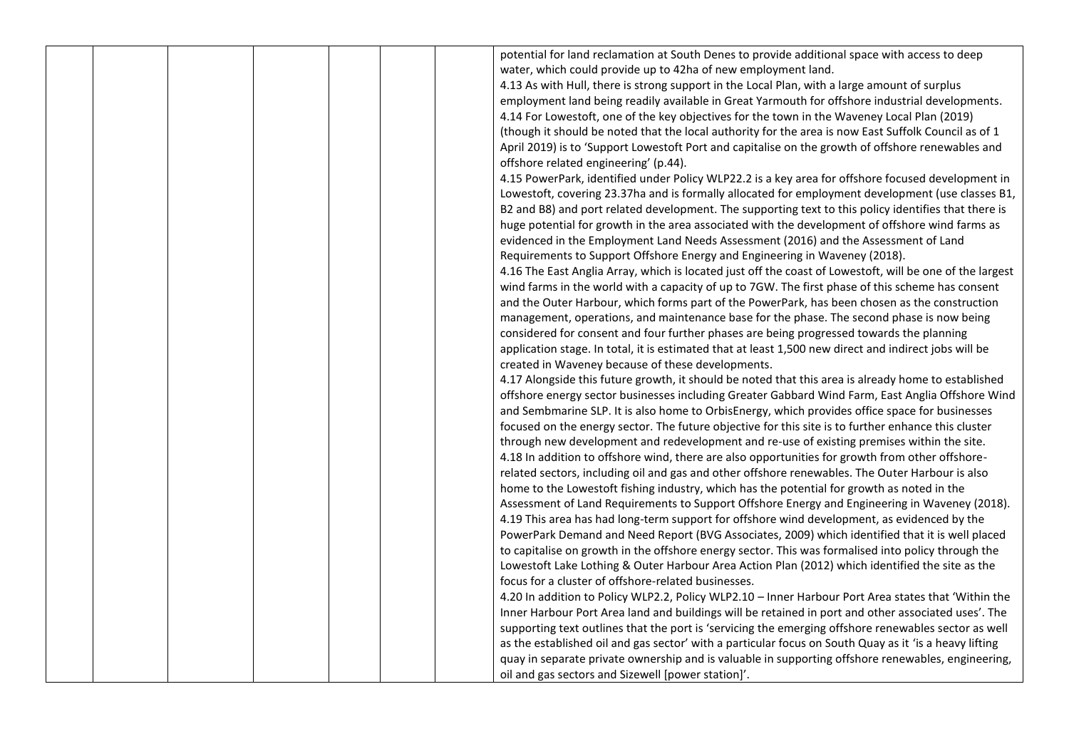| | | | | | | | |
|---|---|---|---|---|---|---|---|
| | | | | | | | potential for land reclamation at South Denes to provide additional space with access to deep water, which could provide up to 42ha of new employment land.<br>4.13 As with Hull, there is strong support in the Local Plan, with a large amount of surplus employment land being readily available in Great Yarmouth for offshore industrial developments.<br>4.14 For Lowestoft, one of the key objectives for the town in the Waveney Local Plan (2019) (though it should be noted that the local authority for the area is now East Suffolk Council as of 1 April 2019) is to 'Support Lowestoft Port and capitalise on the growth of offshore renewables and offshore related engineering' (p.44).<br>4.15 PowerPark, identified under Policy WLP22.2 is a key area for offshore focused development in Lowestoft, covering 23.37ha and is formally allocated for employment development (use classes B1, B2 and B8) and port related development. The supporting text to this policy identifies that there is huge potential for growth in the area associated with the development of offshore wind farms as evidenced in the Employment Land Needs Assessment (2016) and the Assessment of Land Requirements to Support Offshore Energy and Engineering in Waveney (2018).<br>4.16 The East Anglia Array, which is located just off the coast of Lowestoft, will be one of the largest wind farms in the world with a capacity of up to 7GW. The first phase of this scheme has consent and the Outer Harbour, which forms part of the PowerPark, has been chosen as the construction management, operations, and maintenance base for the phase. The second phase is now being considered for consent and four further phases are being progressed towards the planning application stage. In total, it is estimated that at least 1,500 new direct and indirect jobs will be created in Waveney because of these developments.<br>4.17 Alongside this future growth, it should be noted that this area is already home to established offshore energy sector businesses including Greater Gabbard Wind Farm, East Anglia Offshore Wind and Sembmarine SLP. It is also home to OrbisEnergy, which provides office space for businesses focused on the energy sector. The future objective for this site is to further enhance this cluster through new development and redevelopment and re-use of existing premises within the site.<br>4.18 In addition to offshore wind, there are also opportunities for growth from other offshore-related sectors, including oil and gas and other offshore renewables. The Outer Harbour is also home to the Lowestoft fishing industry, which has the potential for growth as noted in the Assessment of Land Requirements to Support Offshore Energy and Engineering in Waveney (2018).<br>4.19 This area has had long-term support for offshore wind development, as evidenced by the PowerPark Demand and Need Report (BVG Associates, 2009) which identified that it is well placed to capitalise on growth in the offshore energy sector. This was formalised into policy through the Lowestoft Lake Lothing & Outer Harbour Area Action Plan (2012) which identified the site as the focus for a cluster of offshore-related businesses.<br>4.20 In addition to Policy WLP2.2, Policy WLP2.10 – Inner Harbour Port Area states that 'Within the Inner Harbour Port Area land and buildings will be retained in port and other associated uses'. The supporting text outlines that the port is 'servicing the emerging offshore renewables sector as well as the established oil and gas sector' with a particular focus on South Quay as it 'is a heavy lifting quay in separate private ownership and is valuable in supporting offshore renewables, engineering, oil and gas sectors and Sizewell [power station]'. |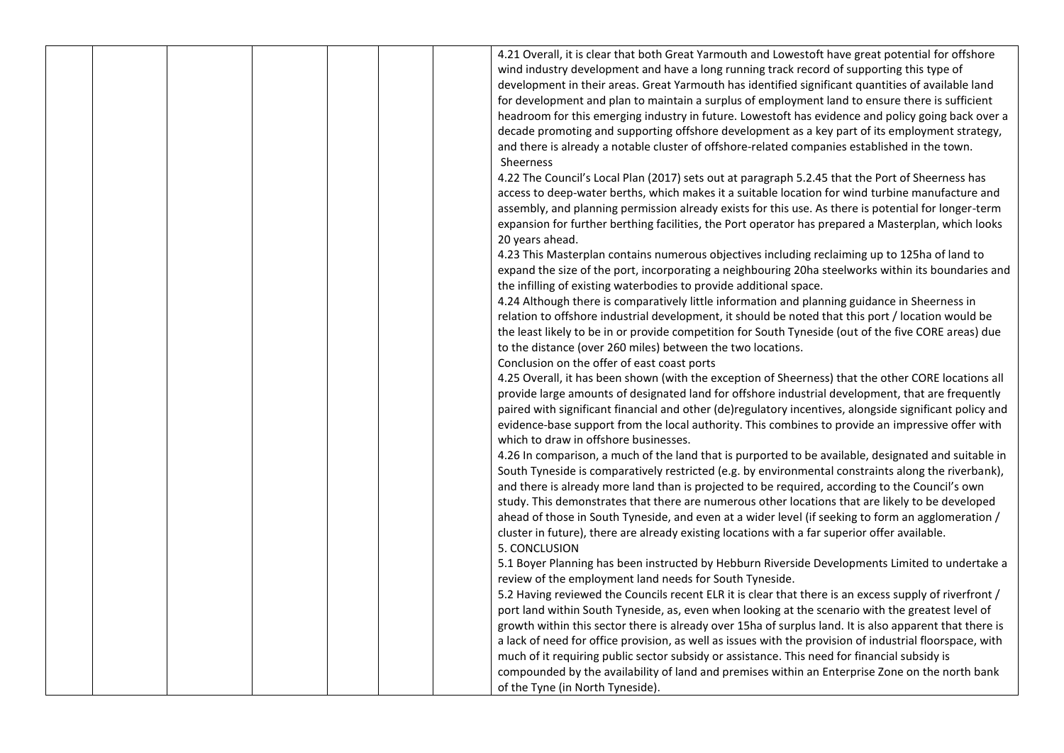| | | | | | | | |
|---|---|---|---|---|---|---|---|
| | | | | | | | 4.21 Overall, it is clear that both Great Yarmouth and Lowestoft have great potential for offshore wind industry development and have a long running track record of supporting this type of development in their areas. Great Yarmouth has identified significant quantities of available land for development and plan to maintain a surplus of employment land to ensure there is sufficient headroom for this emerging industry in future. Lowestoft has evidence and policy going back over a decade promoting and supporting offshore development as a key part of its employment strategy, and there is already a notable cluster of offshore-related companies established in the town.<br>Sheerness<br>4.22 The Council's Local Plan (2017) sets out at paragraph 5.2.45 that the Port of Sheerness has access to deep-water berths, which makes it a suitable location for wind turbine manufacture and assembly, and planning permission already exists for this use. As there is potential for longer-term expansion for further berthing facilities, the Port operator has prepared a Masterplan, which looks 20 years ahead.<br>4.23 This Masterplan contains numerous objectives including reclaiming up to 125ha of land to expand the size of the port, incorporating a neighbouring 20ha steelworks within its boundaries and the infilling of existing waterbodies to provide additional space.<br>4.24 Although there is comparatively little information and planning guidance in Sheerness in relation to offshore industrial development, it should be noted that this port / location would be the least likely to be in or provide competition for South Tyneside (out of the five CORE areas) due to the distance (over 260 miles) between the two locations.<br>Conclusion on the offer of east coast ports<br>4.25 Overall, it has been shown (with the exception of Sheerness) that the other CORE locations all provide large amounts of designated land for offshore industrial development, that are frequently paired with significant financial and other (de)regulatory incentives, alongside significant policy and evidence-base support from the local authority. This combines to provide an impressive offer with which to draw in offshore businesses.<br>4.26 In comparison, a much of the land that is purported to be available, designated and suitable in South Tyneside is comparatively restricted (e.g. by environmental constraints along the riverbank), and there is already more land than is projected to be required, according to the Council's own study. This demonstrates that there are numerous other locations that are likely to be developed ahead of those in South Tyneside, and even at a wider level (if seeking to form an agglomeration / cluster in future), there are already existing locations with a far superior offer available.<br>5. CONCLUSION<br>5.1 Boyer Planning has been instructed by Hebburn Riverside Developments Limited to undertake a review of the employment land needs for South Tyneside.<br>5.2 Having reviewed the Councils recent ELR it is clear that there is an excess supply of riverfront / port land within South Tyneside, as, even when looking at the scenario with the greatest level of growth within this sector there is already over 15ha of surplus land. It is also apparent that there is a lack of need for office provision, as well as issues with the provision of industrial floorspace, with much of it requiring public sector subsidy or assistance. This need for financial subsidy is compounded by the availability of land and premises within an Enterprise Zone on the north bank of the Tyne (in North Tyneside). |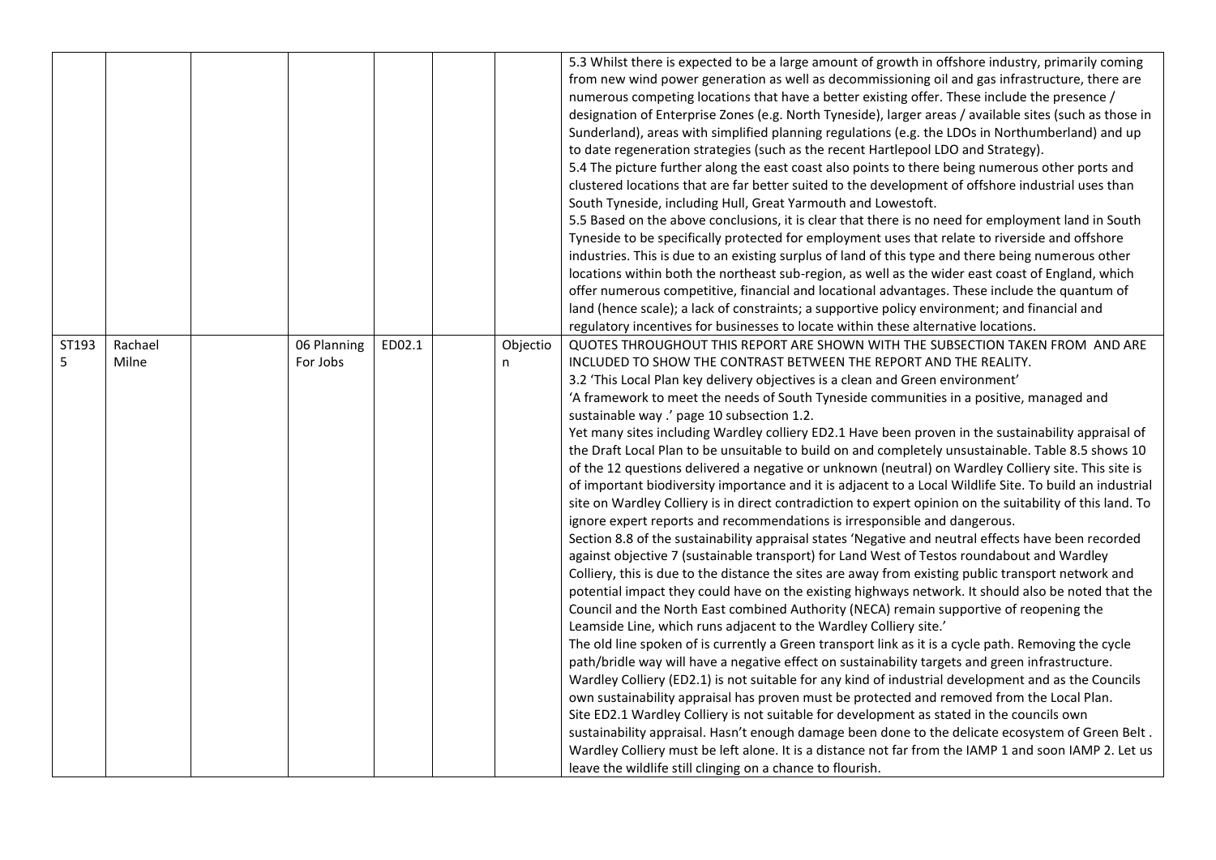| | | | | | | | |
|---|---|---|---|---|---|---|---|
| | | | | | | | 5.3 Whilst there is expected to be a large amount of growth in offshore industry, primarily coming from new wind power generation as well as decommissioning oil and gas infrastructure, there are numerous competing locations that have a better existing offer. These include the presence / designation of Enterprise Zones (e.g. North Tyneside), larger areas / available sites (such as those in Sunderland), areas with simplified planning regulations (e.g. the LDOs in Northumberland) and up to date regeneration strategies (such as the recent Hartlepool LDO and Strategy).<br>5.4 The picture further along the east coast also points to there being numerous other ports and clustered locations that are far better suited to the development of offshore industrial uses than South Tyneside, including Hull, Great Yarmouth and Lowestoft.<br>5.5 Based on the above conclusions, it is clear that there is no need for employment land in South Tyneside to be specifically protected for employment uses that relate to riverside and offshore industries. This is due to an existing surplus of land of this type and there being numerous other locations within both the northeast sub-region, as well as the wider east coast of England, which offer numerous competitive, financial and locational advantages. These include the quantum of land (hence scale); a lack of constraints; a supportive policy environment; and financial and regulatory incentives for businesses to locate within these alternative locations. |
| ST1935 | Rachael Milne | | 06 Planning For Jobs | ED02.1 | | Objection | QUOTES THROUGHOUT THIS REPORT ARE SHOWN WITH THE SUBSECTION TAKEN FROM AND ARE INCLUDED TO SHOW THE CONTRAST BETWEEN THE REPORT AND THE REALITY.<br>3.2 'This Local Plan key delivery objectives is a clean and Green environment'<br>'A framework to meet the needs of South Tyneside communities in a positive, managed and sustainable way .' page 10 subsection 1.2.<br>Yet many sites including Wardley colliery ED2.1 Have been proven in the sustainability appraisal of the Draft Local Plan to be unsuitable to build on and completely unsustainable. Table 8.5 shows 10 of the 12 questions delivered a negative or unknown (neutral) on Wardley Colliery site. This site is of important biodiversity importance and it is adjacent to a Local Wildlife Site. To build an industrial site on Wardley Colliery is in direct contradiction to expert opinion on the suitability of this land. To ignore expert reports and recommendations is irresponsible and dangerous.<br>Section 8.8 of the sustainability appraisal states 'Negative and neutral effects have been recorded against objective 7 (sustainable transport) for Land West of Testos roundabout and Wardley Colliery, this is due to the distance the sites are away from existing public transport network and potential impact they could have on the existing highways network. It should also be noted that the Council and the North East combined Authority (NECA) remain supportive of reopening the Leamside Line, which runs adjacent to the Wardley Colliery site.'<br>The old line spoken of is currently a Green transport link as it is a cycle path. Removing the cycle path/bridle way will have a negative effect on sustainability targets and green infrastructure.<br>Wardley Colliery (ED2.1) is not suitable for any kind of industrial development and as the Councils own sustainability appraisal has proven must be protected and removed from the Local Plan.<br>Site ED2.1 Wardley Colliery is not suitable for development as stated in the councils own sustainability appraisal. Hasn't enough damage been done to the delicate ecosystem of Green Belt . Wardley Colliery must be left alone. It is a distance not far from the IAMP 1 and soon IAMP 2. Let us leave the wildlife still clinging on a chance to flourish. |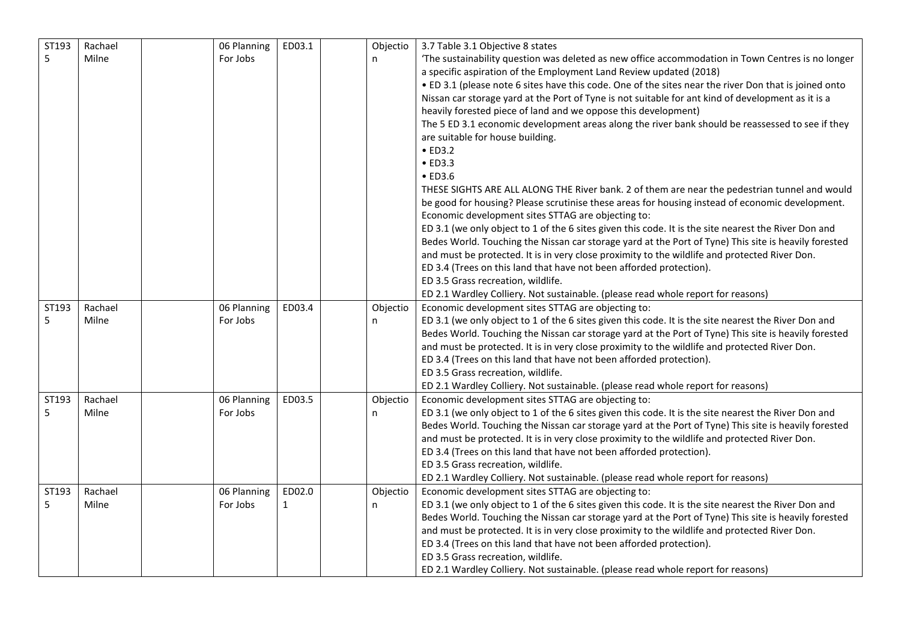| | | | | | | | |
|---|---|---|---|---|---|---|---|
| ST1935 | Rachael Milne | | 06 Planning For Jobs | ED03.1 | | Objection | 3.7 Table 3.1 Objective 8 states<br>'The sustainability question was deleted as new office accommodation in Town Centres is no longer a specific aspiration of the Employment Land Review updated (2018)<br>• ED 3.1 (please note 6 sites have this code. One of the sites near the river Don that is joined onto Nissan car storage yard at the Port of Tyne is not suitable for ant kind of development as it is a heavily forested piece of land and we oppose this development)<br>The 5 ED 3.1 economic development areas along the river bank should be reassessed to see if they are suitable for house building.<br>• ED3.2<br>• ED3.3<br>• ED3.6<br>THESE SIGHTS ARE ALL ALONG THE River bank. 2 of them are near the pedestrian tunnel and would be good for housing? Please scrutinise these areas for housing instead of economic development.<br>Economic development sites STTAG are objecting to:<br>ED 3.1 (we only object to 1 of the 6 sites given this code. It is the site nearest the River Don and Bedes World. Touching the Nissan car storage yard at the Port of Tyne) This site is heavily forested and must be protected. It is in very close proximity to the wildlife and protected River Don.<br>ED 3.4 (Trees on this land that have not been afforded protection).<br>ED 3.5 Grass recreation, wildlife.<br>ED 2.1 Wardley Colliery. Not sustainable. (please read whole report for reasons) |
| ST1935 | Rachael Milne | | 06 Planning For Jobs | ED03.4 | | Objection | Economic development sites STTAG are objecting to:<br>ED 3.1 (we only object to 1 of the 6 sites given this code. It is the site nearest the River Don and Bedes World. Touching the Nissan car storage yard at the Port of Tyne) This site is heavily forested and must be protected. It is in very close proximity to the wildlife and protected River Don.<br>ED 3.4 (Trees on this land that have not been afforded protection).<br>ED 3.5 Grass recreation, wildlife.<br>ED 2.1 Wardley Colliery. Not sustainable. (please read whole report for reasons) |
| ST1935 | Rachael Milne | | 06 Planning For Jobs | ED03.5 | | Objection | Economic development sites STTAG are objecting to:<br>ED 3.1 (we only object to 1 of the 6 sites given this code. It is the site nearest the River Don and Bedes World. Touching the Nissan car storage yard at the Port of Tyne) This site is heavily forested and must be protected. It is in very close proximity to the wildlife and protected River Don.<br>ED 3.4 (Trees on this land that have not been afforded protection).<br>ED 3.5 Grass recreation, wildlife.<br>ED 2.1 Wardley Colliery. Not sustainable. (please read whole report for reasons) |
| ST1935 | Rachael Milne | | 06 Planning For Jobs | ED02.01 | | Objection | Economic development sites STTAG are objecting to:<br>ED 3.1 (we only object to 1 of the 6 sites given this code. It is the site nearest the River Don and Bedes World. Touching the Nissan car storage yard at the Port of Tyne) This site is heavily forested and must be protected. It is in very close proximity to the wildlife and protected River Don.<br>ED 3.4 (Trees on this land that have not been afforded protection).<br>ED 3.5 Grass recreation, wildlife.<br>ED 2.1 Wardley Colliery. Not sustainable. (please read whole report for reasons) |